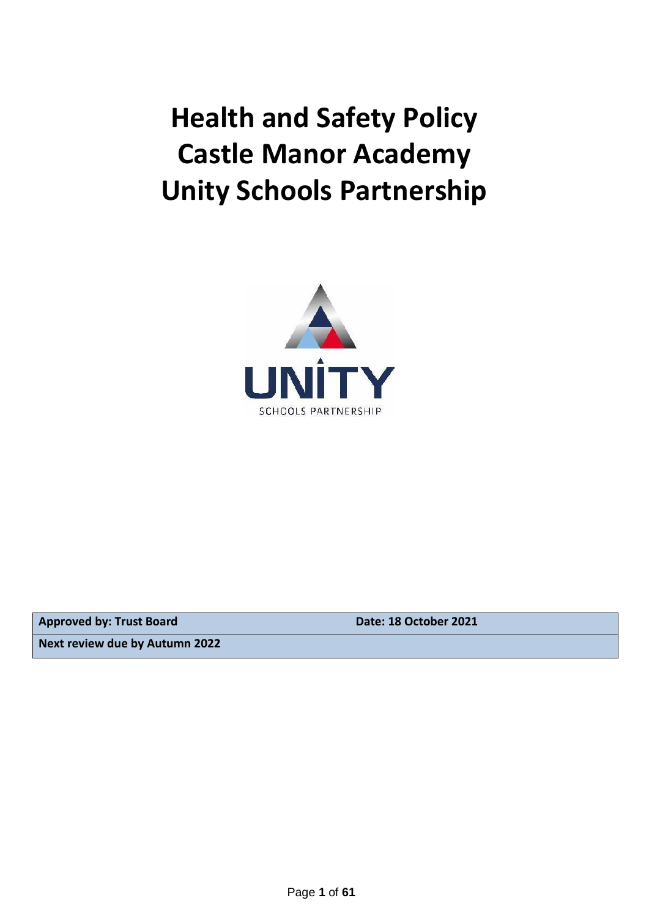# Health and Safety Policy
# Castle Manor Academy
# Unity Schools Partnership

UNITY
SCHOOLS PARTNERSHIP

| **Approved by: Trust Board** | **Date: 18 October 2021** |
|---|---|
| **Next review due by Autumn 2022** | |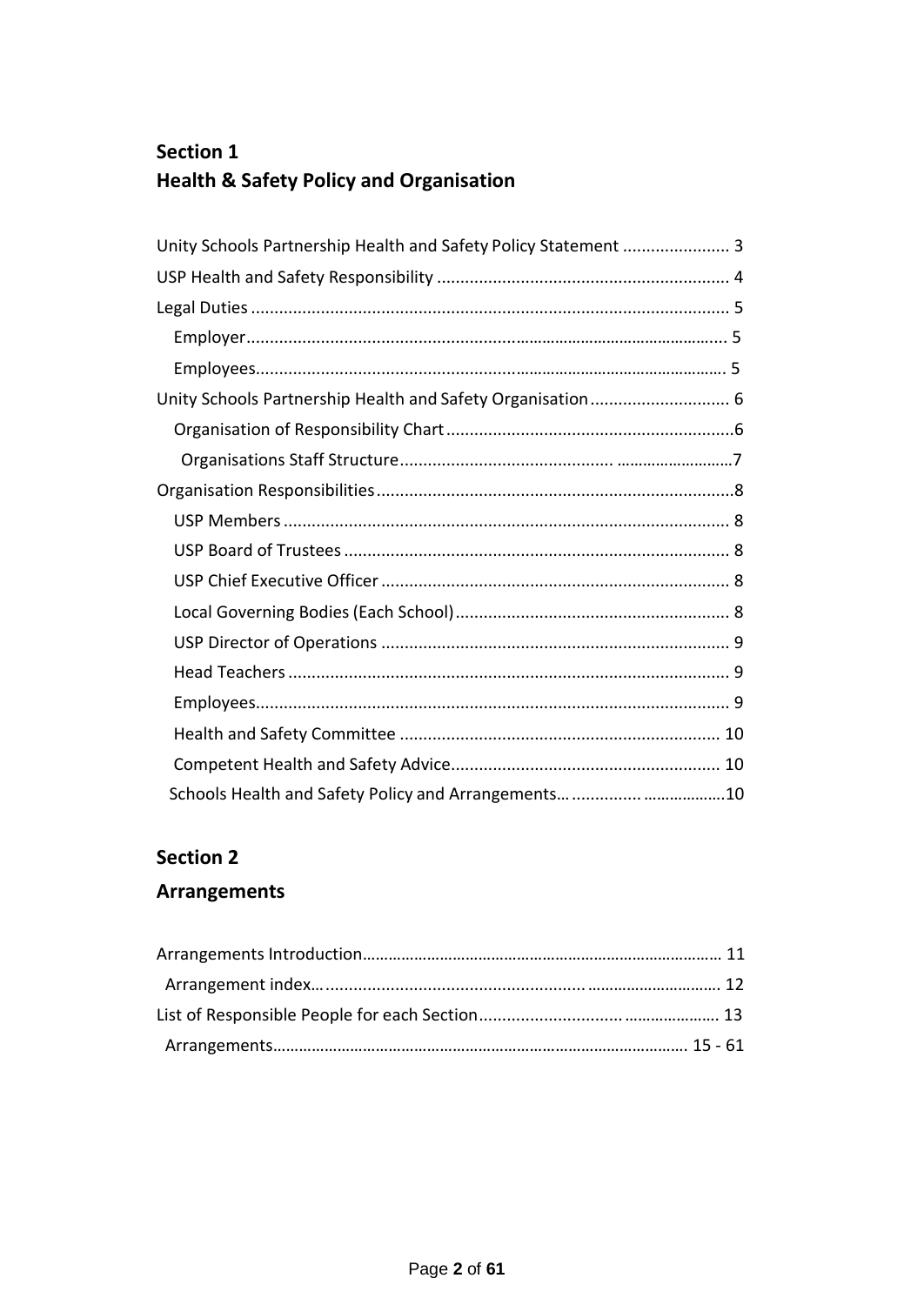## Section 1
## Health & Safety Policy and Organisation

Unity Schools Partnership Health and Safety Policy Statement ....................... 3
USP Health and Safety Responsibility .............................................................. 4
Legal Duties ...................................................................................................... 5
  Employer......................................................................................................... 5
  Employees....................................................................................................... 5
Unity Schools Partnership Health and Safety Organisation .............................. 6
  Organisation of Responsibility Chart .............................................................6
  Organisations Staff Structure............................................ ..........................7
Organisation Responsibilities............................................................................8
  USP Members ............................................................................................... 8
  USP Board of Trustees .................................................................................. 8
  USP Chief Executive Officer .......................................................................... 8
  Local Governing Bodies (Each School)........................................................... 8
  USP Director of Operations ........................................................................... 9
  Head Teachers .............................................................................................. 9
  Employees..................................................................................................... 9
  Health and Safety Committee ..................................................................... 10
  Competent Health and Safety Advice.......................................................... 10
  Schools Health and Safety Policy and Arrangements… ................ ..................10

## Section 2
## Arrangements

Arrangements Introduction.................................................................................. 11
  Arrangement index… ...................................................... ............................. 12
List of Responsible People for each Section................................. ..................... 13
  Arrangements.............................................................................................. 15 - 61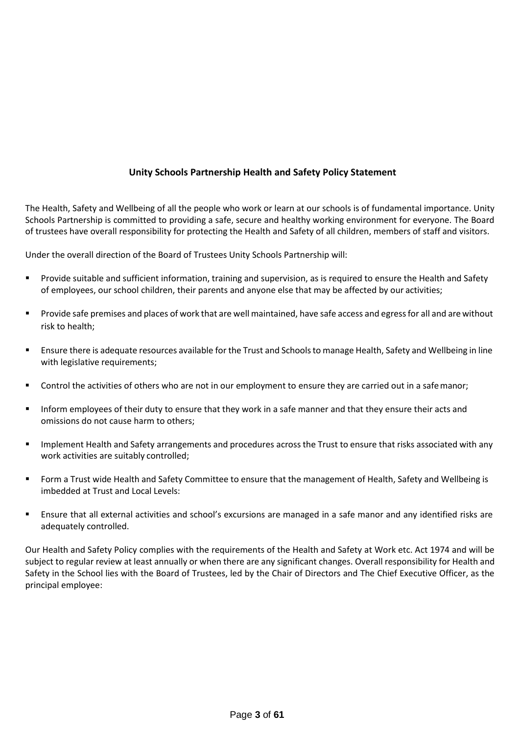## Unity Schools Partnership Health and Safety Policy Statement

The Health, Safety and Wellbeing of all the people who work or learn at our schools is of fundamental importance. Unity Schools Partnership is committed to providing a safe, secure and healthy working environment for everyone. The Board of trustees have overall responsibility for protecting the Health and Safety of all children, members of staff and visitors.

Under the overall direction of the Board of Trustees Unity Schools Partnership will:

- Provide suitable and sufficient information, training and supervision, as is required to ensure the Health and Safety of employees, our school children, their parents and anyone else that may be affected by our activities;
- Provide safe premises and places of work that are well maintained, have safe access and egress for all and are without risk to health;
- Ensure there is adequate resources available for the Trust and Schools to manage Health, Safety and Wellbeing in line with legislative requirements;
- Control the activities of others who are not in our employment to ensure they are carried out in a safe manor;
- Inform employees of their duty to ensure that they work in a safe manner and that they ensure their acts and omissions do not cause harm to others;
- Implement Health and Safety arrangements and procedures across the Trust to ensure that risks associated with any work activities are suitably controlled;
- Form a Trust wide Health and Safety Committee to ensure that the management of Health, Safety and Wellbeing is imbedded at Trust and Local Levels:
- Ensure that all external activities and school's excursions are managed in a safe manor and any identified risks are adequately controlled.

Our Health and Safety Policy complies with the requirements of the Health and Safety at Work etc. Act 1974 and will be subject to regular review at least annually or when there are any significant changes. Overall responsibility for Health and Safety in the School lies with the Board of Trustees, led by the Chair of Directors and The Chief Executive Officer, as the principal employee: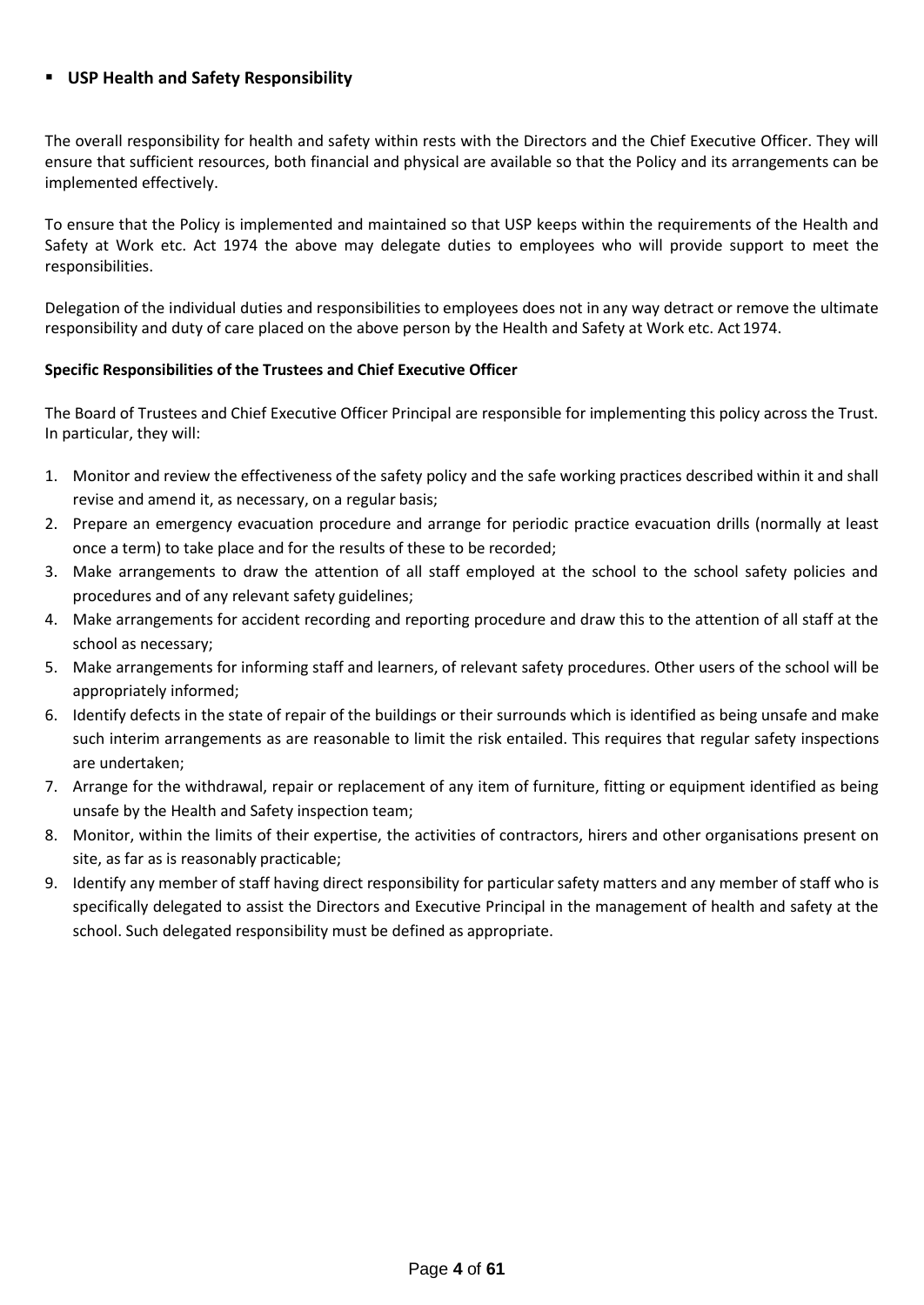- **USP Health and Safety Responsibility**

The overall responsibility for health and safety within rests with the Directors and the Chief Executive Officer. They will ensure that sufficient resources, both financial and physical are available so that the Policy and its arrangements can be implemented effectively.

To ensure that the Policy is implemented and maintained so that USP keeps within the requirements of the Health and Safety at Work etc. Act 1974 the above may delegate duties to employees who will provide support to meet the responsibilities.

Delegation of the individual duties and responsibilities to employees does not in any way detract or remove the ultimate responsibility and duty of care placed on the above person by the Health and Safety at Work etc. Act 1974.

**Specific Responsibilities of the Trustees and Chief Executive Officer**

The Board of Trustees and Chief Executive Officer Principal are responsible for implementing this policy across the Trust. In particular, they will:

1. Monitor and review the effectiveness of the safety policy and the safe working practices described within it and shall revise and amend it, as necessary, on a regular basis;
2. Prepare an emergency evacuation procedure and arrange for periodic practice evacuation drills (normally at least once a term) to take place and for the results of these to be recorded;
3. Make arrangements to draw the attention of all staff employed at the school to the school safety policies and procedures and of any relevant safety guidelines;
4. Make arrangements for accident recording and reporting procedure and draw this to the attention of all staff at the school as necessary;
5. Make arrangements for informing staff and learners, of relevant safety procedures. Other users of the school will be appropriately informed;
6. Identify defects in the state of repair of the buildings or their surrounds which is identified as being unsafe and make such interim arrangements as are reasonable to limit the risk entailed. This requires that regular safety inspections are undertaken;
7. Arrange for the withdrawal, repair or replacement of any item of furniture, fitting or equipment identified as being unsafe by the Health and Safety inspection team;
8. Monitor, within the limits of their expertise, the activities of contractors, hirers and other organisations present on site, as far as is reasonably practicable;
9. Identify any member of staff having direct responsibility for particular safety matters and any member of staff who is specifically delegated to assist the Directors and Executive Principal in the management of health and safety at the school. Such delegated responsibility must be defined as appropriate.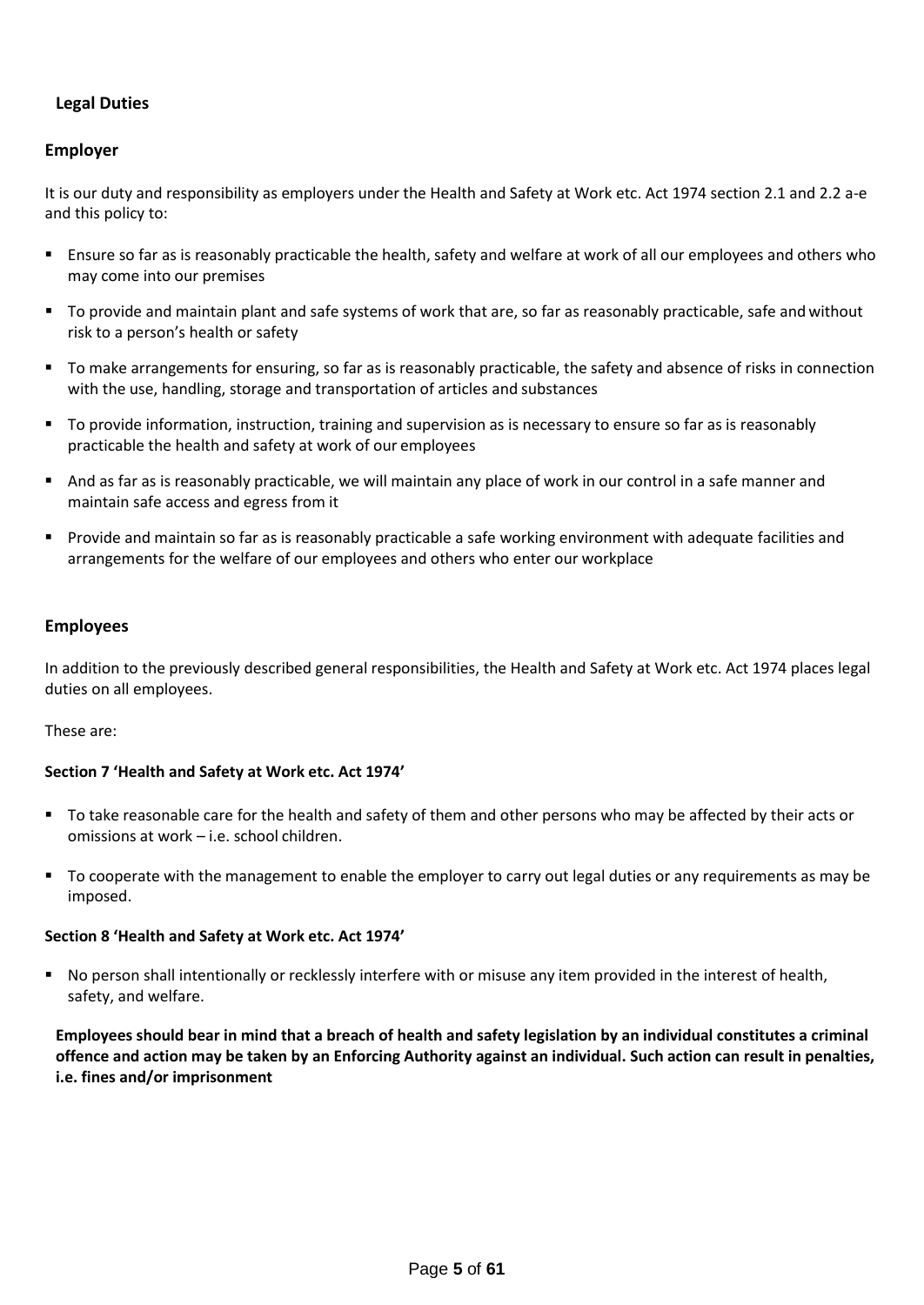## Legal Duties

### Employer

It is our duty and responsibility as employers under the Health and Safety at Work etc. Act 1974 section 2.1 and 2.2 a-e and this policy to:

- Ensure so far as is reasonably practicable the health, safety and welfare at work of all our employees and others who may come into our premises
- To provide and maintain plant and safe systems of work that are, so far as reasonably practicable, safe and without risk to a person's health or safety
- To make arrangements for ensuring, so far as is reasonably practicable, the safety and absence of risks in connection with the use, handling, storage and transportation of articles and substances
- To provide information, instruction, training and supervision as is necessary to ensure so far as is reasonably practicable the health and safety at work of our employees
- And as far as is reasonably practicable, we will maintain any place of work in our control in a safe manner and maintain safe access and egress from it
- Provide and maintain so far as is reasonably practicable a safe working environment with adequate facilities and arrangements for the welfare of our employees and others who enter our workplace

### Employees

In addition to the previously described general responsibilities, the Health and Safety at Work etc. Act 1974 places legal duties on all employees.

These are:

**Section 7 'Health and Safety at Work etc. Act 1974'**

- To take reasonable care for the health and safety of them and other persons who may be affected by their acts or omissions at work – i.e. school children.
- To cooperate with the management to enable the employer to carry out legal duties or any requirements as may be imposed.

**Section 8 'Health and Safety at Work etc. Act 1974'**

- No person shall intentionally or recklessly interfere with or misuse any item provided in the interest of health, safety, and welfare.

**Employees should bear in mind that a breach of health and safety legislation by an individual constitutes a criminal offence and action may be taken by an Enforcing Authority against an individual. Such action can result in penalties, i.e. fines and/or imprisonment**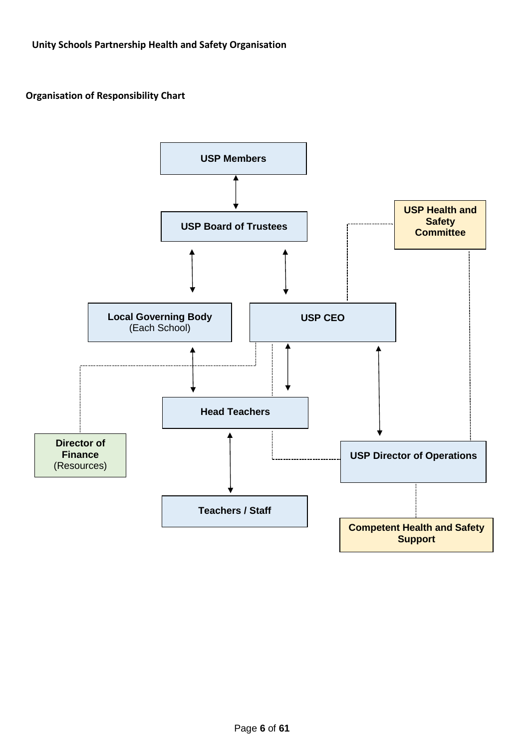**Unity Schools Partnership Health and Safety Organisation**

**Organisation of Responsibility Chart**

**USP Members**

**USP Board of Trustees**

**USP Health and Safety Committee**

**Local Governing Body**
(Each School)

**USP CEO**

**Head Teachers**

**Director of Finance**
(Resources)

**USP Director of Operations**

**Teachers / Staff**

**Competent Health and Safety Support**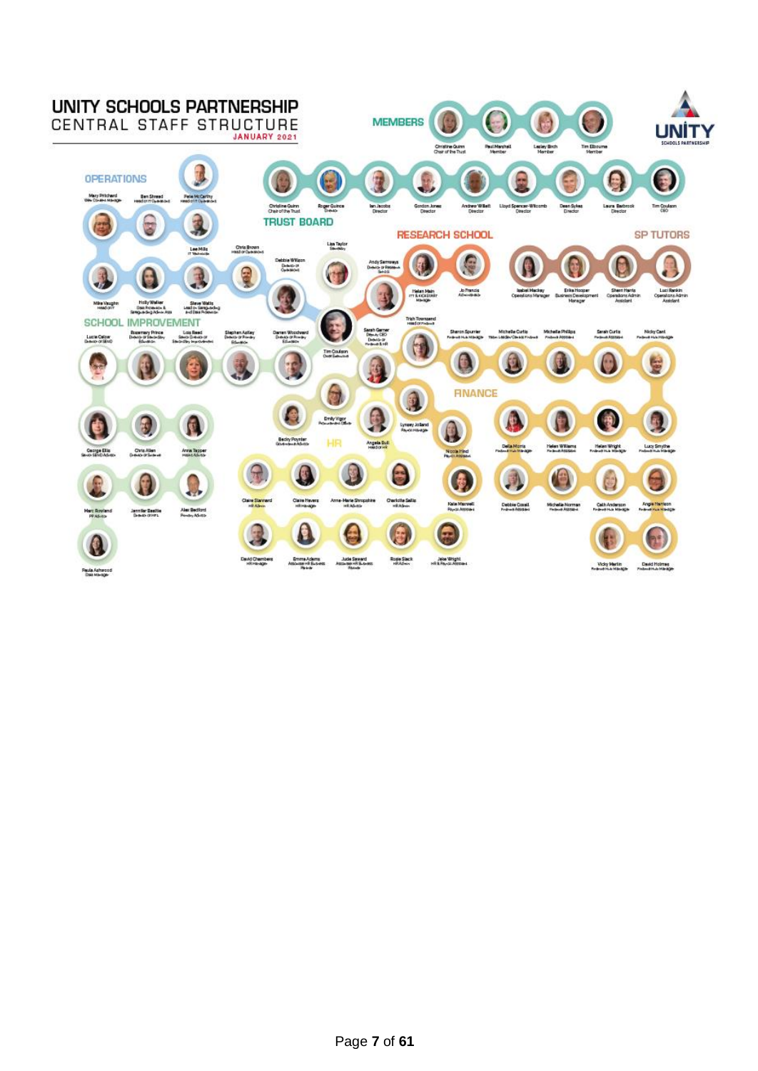# UNITY SCHOOLS PARTNERSHIP

## CENTRAL STAFF STRUCTURE

JANUARY 2021

### MEMBERS

- Christine Quinn – Chair of the Trust
- Paul Marshall – Member
- Lesley Birch – Member
- Tim Elbourne – Member

### TRUST BOARD

- Christine Quinn – Chair of the Trust
- Roger Quince – Director
- Ian Jacobs – Director
- Gordon Jones – Director
- Andrew Willett – Director
- Lloyd Spencer-Wilcomb – Director
- Dean Sykes – Director
- Laura Barbrook – Director
- Tim Coulson – CEO

### OPERATIONS

- Mary Pritchard – Site Contracts Manager
- Ben Shread – Head of IT Operations
- Pete McCarthy – Head of IT Operations
- Lee Mills – IT Technician
- Chris Brown – Head of Operations
- Debbie Wilson – Director of Operations
- Mike Vaughn – Head of IT
- Holly Walker – Data Protection & Safeguarding Admin Asst
- Steve Watts – Lead on Safeguarding and Data Protection

### CENTRAL

- Lisa Taylor – Secretary
- Tim Coulson – Chief Executive
- Sarah Garner – Deputy CEO, Director of Finance & HR
- Emily Vigor – Procurement Officer

### RESEARCH SCHOOL

- Andy Samways – Director of Research School
- Helen Main – ITT & NQT Manager
- Jo Francis – Administrator

### SP TUTORS

- Isabel Mackey – Operations Manager
- Erika Hooper – Business Development Manager
- Sherri Harris – Operations Admin Assistant
- Luci Rankin – Operations Admin Assistant

### SCHOOL IMPROVEMENT

- Lucie Calow – Director of SEND
- Rosemary Prince – Director of Secondary Education
- Lois Read – Senior Director of Secondary Improvement
- Stephen Astley – Director of Primary Education
- Darren Woodward – Director of Primary Education
- George Ellis – Senior SEND Advisor
- Chris Allen – Director of Science
- Anna Tapper – Maths Advisor
- Marc Rowland – PP Advisor
- Jennifer Beattie – Director of MFL
- Alex Bedford – Primary Advisor
- Paula Ashwood – Data Manager

### HR

- Becky Poynter – Governance Advisor
- Angela Bull – Head of HR
- Claire Stannard – HR Admin
- Claire Havers – HR Manager
- Anne-Marie Shropshire – HR Advisor
- Charlotte Sallis – HR Admin
- David Chambers – HR Manager
- Emma Adams – Associate HR Business Partner
- Jude Seward – Associate HR Business Partner
- Rosie Slack – HR Admin
- Jake Wright – HR & Payroll Assistant

### FINANCE

- Trish Townsend – Head of Finance
- Sharon Spurrier – Finance Hub Manager
- Michelle Curtis – Trainee Lead Finance Officer
- Michelle Phillips – Finance Assistant
- Sarah Curtis – Finance Assistant
- Nicky Cant – Finance Hub Manager
- Lynsey Jolland – Payroll Manager
- Nicola Hind – Payroll Assistant
- Katie Maxwell – Payroll Assistant
- Delia Morris – Finance Hub Manager
- Helen Williams – Finance Assistant
- Helen Wright – Finance Hub Manager
- Lucy Smythe – Finance Hub Manager
- Debbie Cozell – Finance Assistant
- Michelle Norman – Finance Assistant
- Cath Anderson – Finance Hub Manager
- Angie Harrison – Finance Hub Manager
- Vicky Martin – Finance Hub Manager
- David Holmes – Finance Hub Manager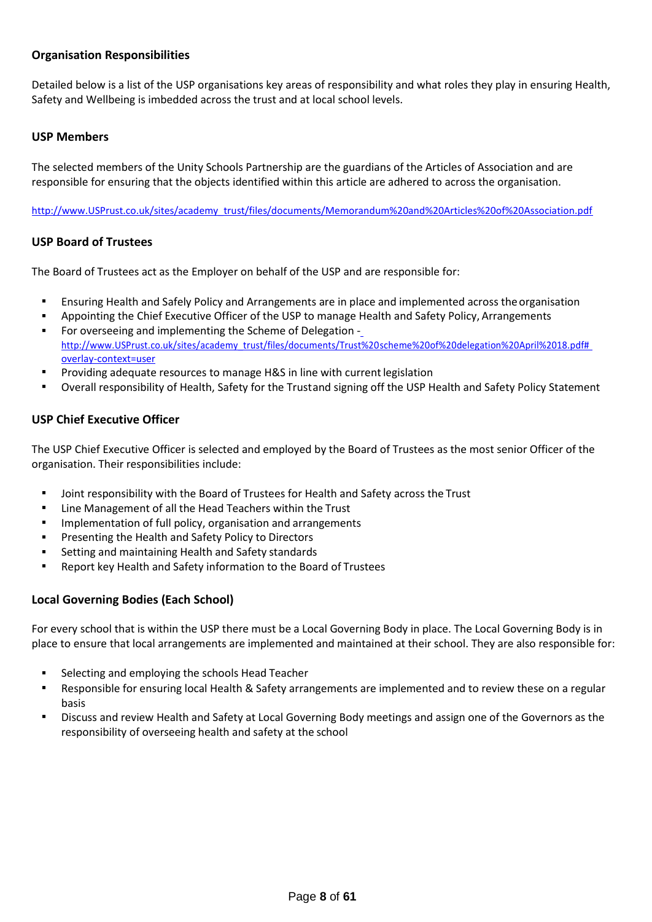### Organisation Responsibilities

Detailed below is a list of the USP organisations key areas of responsibility and what roles they play in ensuring Health, Safety and Wellbeing is imbedded across the trust and at local school levels.

### USP Members

The selected members of the Unity Schools Partnership are the guardians of the Articles of Association and are responsible for ensuring that the objects identified within this article are adhered to across the organisation.

http://www.USPrust.co.uk/sites/academy_trust/files/documents/Memorandum%20and%20Articles%20of%20Association.pdf

### USP Board of Trustees

The Board of Trustees act as the Employer on behalf of the USP and are responsible for:

- Ensuring Health and Safely Policy and Arrangements are in place and implemented across the organisation
- Appointing the Chief Executive Officer of the USP to manage Health and Safety Policy, Arrangements
- For overseeing and implementing the Scheme of Delegation - http://www.USPrust.co.uk/sites/academy_trust/files/documents/Trust%20scheme%20of%20delegation%20April%2018.pdf#overlay-context=user
- Providing adequate resources to manage H&S in line with current legislation
- Overall responsibility of Health, Safety for the Trustand signing off the USP Health and Safety Policy Statement

### USP Chief Executive Officer

The USP Chief Executive Officer is selected and employed by the Board of Trustees as the most senior Officer of the organisation. Their responsibilities include:

- Joint responsibility with the Board of Trustees for Health and Safety across the Trust
- Line Management of all the Head Teachers within the Trust
- Implementation of full policy, organisation and arrangements
- Presenting the Health and Safety Policy to Directors
- Setting and maintaining Health and Safety standards
- Report key Health and Safety information to the Board of Trustees

### Local Governing Bodies (Each School)

For every school that is within the USP there must be a Local Governing Body in place. The Local Governing Body is in place to ensure that local arrangements are implemented and maintained at their school. They are also responsible for:

- Selecting and employing the schools Head Teacher
- Responsible for ensuring local Health & Safety arrangements are implemented and to review these on a regular basis
- Discuss and review Health and Safety at Local Governing Body meetings and assign one of the Governors as the responsibility of overseeing health and safety at the school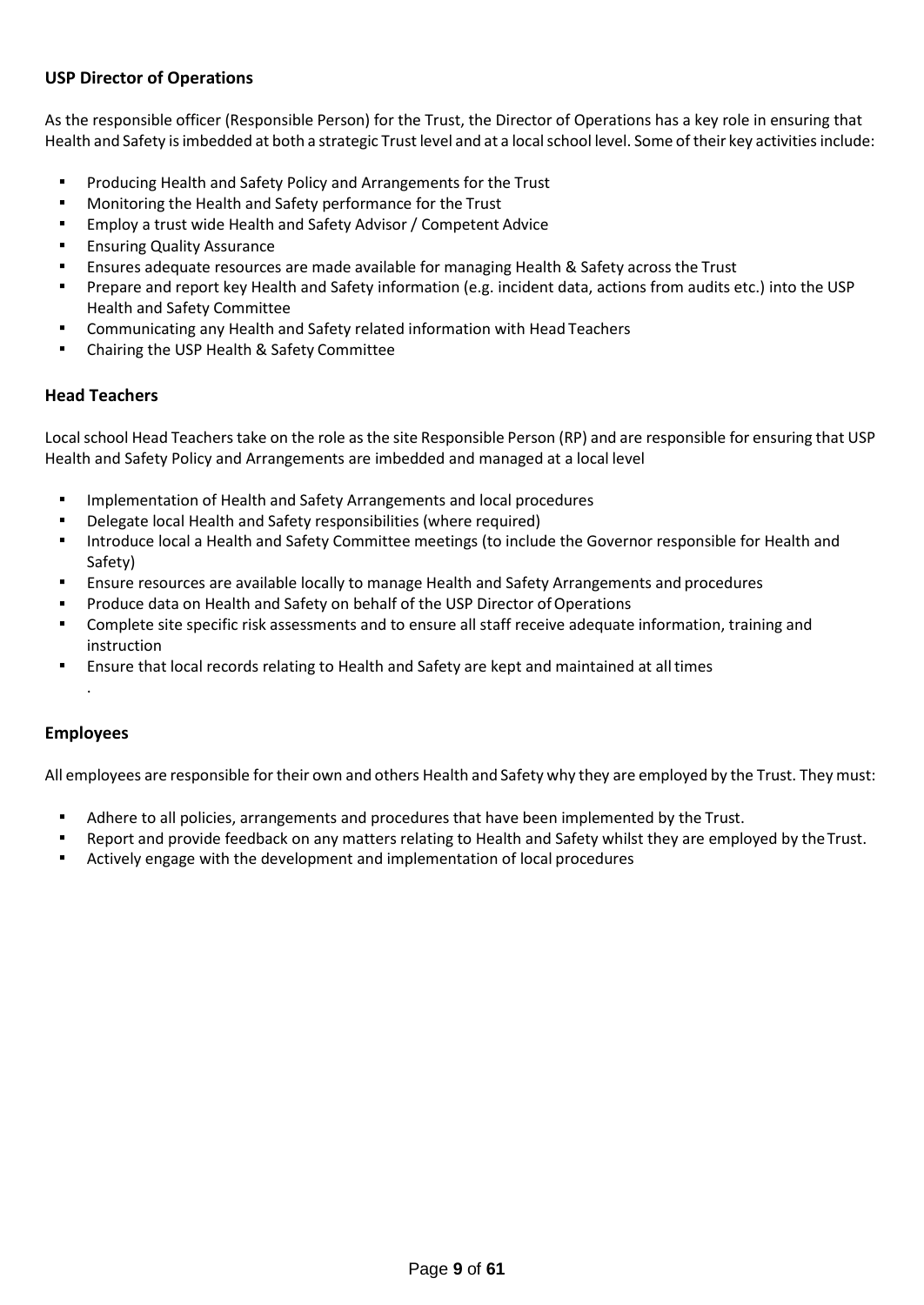**USP Director of Operations**

As the responsible officer (Responsible Person) for the Trust, the Director of Operations has a key role in ensuring that Health and Safety is imbedded at both a strategic Trust level and at a local school level. Some of their key activities include:

- Producing Health and Safety Policy and Arrangements for the Trust
- Monitoring the Health and Safety performance for the Trust
- Employ a trust wide Health and Safety Advisor / Competent Advice
- Ensuring Quality Assurance
- Ensures adequate resources are made available for managing Health & Safety across the Trust
- Prepare and report key Health and Safety information (e.g. incident data, actions from audits etc.) into the USP Health and Safety Committee
- Communicating any Health and Safety related information with Head Teachers
- Chairing the USP Health & Safety Committee

**Head Teachers**

Local school Head Teachers take on the role as the site Responsible Person (RP) and are responsible for ensuring that USP Health and Safety Policy and Arrangements are imbedded and managed at a local level

- Implementation of Health and Safety Arrangements and local procedures
- Delegate local Health and Safety responsibilities (where required)
- Introduce local a Health and Safety Committee meetings (to include the Governor responsible for Health and Safety)
- Ensure resources are available locally to manage Health and Safety Arrangements and procedures
- Produce data on Health and Safety on behalf of the USP Director of Operations
- Complete site specific risk assessments and to ensure all staff receive adequate information, training and instruction
- Ensure that local records relating to Health and Safety are kept and maintained at all times
  .

**Employees**

All employees are responsible for their own and others Health and Safety why they are employed by the Trust. They must:

- Adhere to all policies, arrangements and procedures that have been implemented by the Trust.
- Report and provide feedback on any matters relating to Health and Safety whilst they are employed by the Trust.
- Actively engage with the development and implementation of local procedures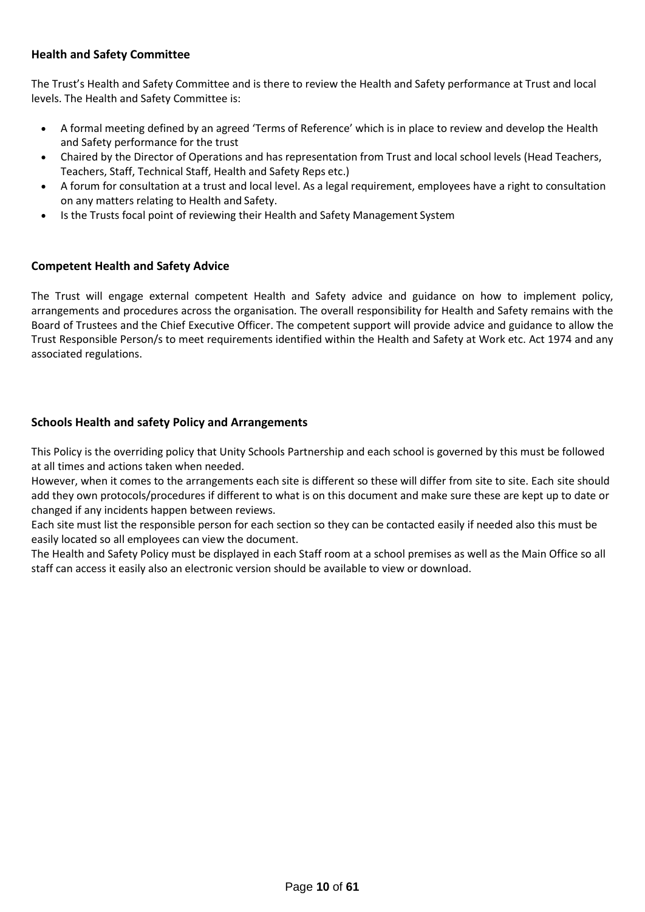### Health and Safety Committee

The Trust's Health and Safety Committee and is there to review the Health and Safety performance at Trust and local levels. The Health and Safety Committee is:

- A formal meeting defined by an agreed 'Terms of Reference' which is in place to review and develop the Health and Safety performance for the trust
- Chaired by the Director of Operations and has representation from Trust and local school levels (Head Teachers, Teachers, Staff, Technical Staff, Health and Safety Reps etc.)
- A forum for consultation at a trust and local level. As a legal requirement, employees have a right to consultation on any matters relating to Health and Safety.
- Is the Trusts focal point of reviewing their Health and Safety Management System

### Competent Health and Safety Advice

The Trust will engage external competent Health and Safety advice and guidance on how to implement policy, arrangements and procedures across the organisation. The overall responsibility for Health and Safety remains with the Board of Trustees and the Chief Executive Officer. The competent support will provide advice and guidance to allow the Trust Responsible Person/s to meet requirements identified within the Health and Safety at Work etc. Act 1974 and any associated regulations.

### Schools Health and safety Policy and Arrangements

This Policy is the overriding policy that Unity Schools Partnership and each school is governed by this must be followed at all times and actions taken when needed.

However, when it comes to the arrangements each site is different so these will differ from site to site. Each site should add they own protocols/procedures if different to what is on this document and make sure these are kept up to date or changed if any incidents happen between reviews.

Each site must list the responsible person for each section so they can be contacted easily if needed also this must be easily located so all employees can view the document.

The Health and Safety Policy must be displayed in each Staff room at a school premises as well as the Main Office so all staff can access it easily also an electronic version should be available to view or download.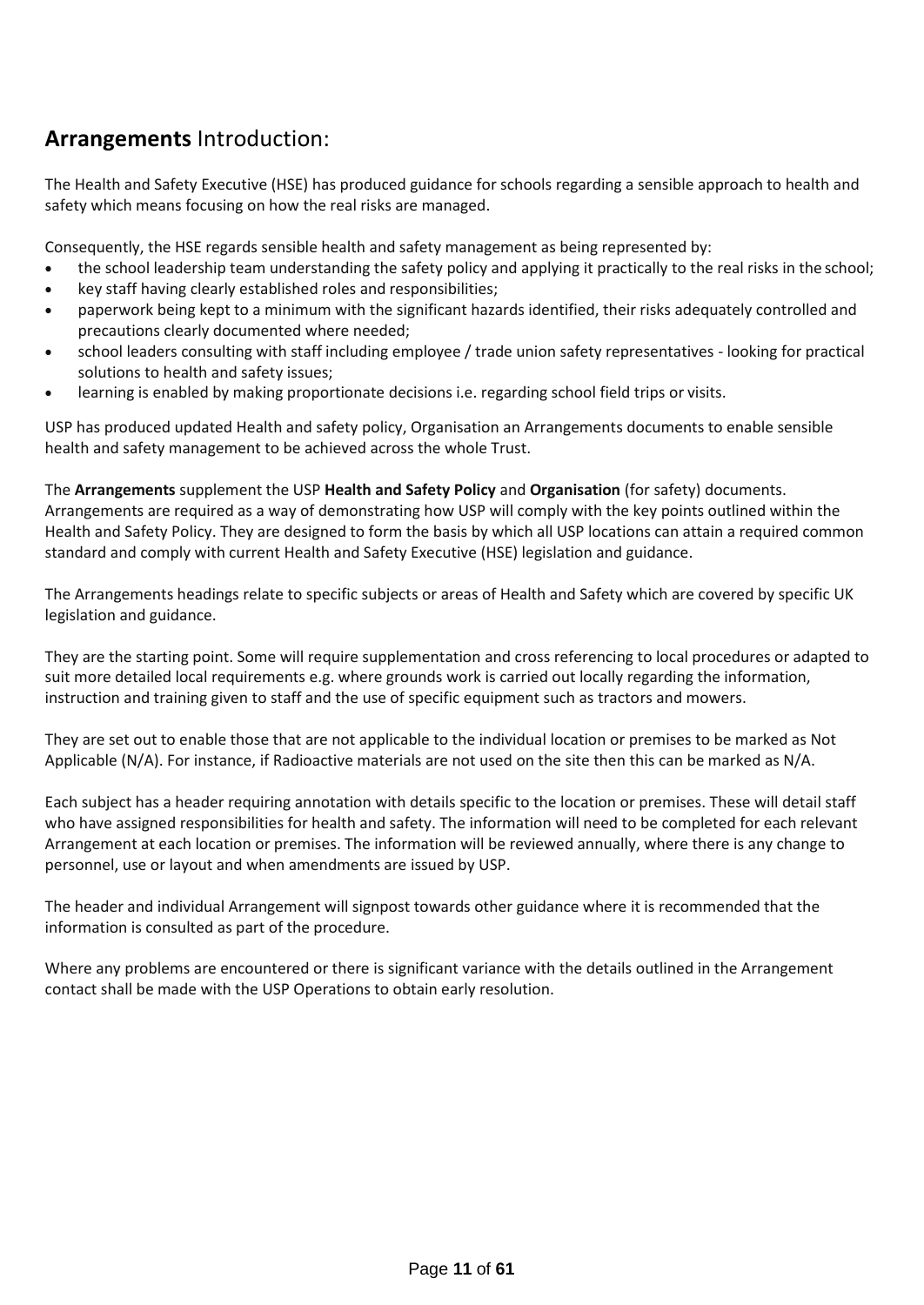## **Arrangements** Introduction:

The Health and Safety Executive (HSE) has produced guidance for schools regarding a sensible approach to health and safety which means focusing on how the real risks are managed.

Consequently, the HSE regards sensible health and safety management as being represented by:

- the school leadership team understanding the safety policy and applying it practically to the real risks in the school;
- key staff having clearly established roles and responsibilities;
- paperwork being kept to a minimum with the significant hazards identified, their risks adequately controlled and precautions clearly documented where needed;
- school leaders consulting with staff including employee / trade union safety representatives - looking for practical solutions to health and safety issues;
- learning is enabled by making proportionate decisions i.e. regarding school field trips or visits.

USP has produced updated Health and safety policy, Organisation an Arrangements documents to enable sensible health and safety management to be achieved across the whole Trust.

The **Arrangements** supplement the USP **Health and Safety Policy** and **Organisation** (for safety) documents. Arrangements are required as a way of demonstrating how USP will comply with the key points outlined within the Health and Safety Policy. They are designed to form the basis by which all USP locations can attain a required common standard and comply with current Health and Safety Executive (HSE) legislation and guidance.

The Arrangements headings relate to specific subjects or areas of Health and Safety which are covered by specific UK legislation and guidance.

They are the starting point. Some will require supplementation and cross referencing to local procedures or adapted to suit more detailed local requirements e.g. where grounds work is carried out locally regarding the information, instruction and training given to staff and the use of specific equipment such as tractors and mowers.

They are set out to enable those that are not applicable to the individual location or premises to be marked as Not Applicable (N/A). For instance, if Radioactive materials are not used on the site then this can be marked as N/A.

Each subject has a header requiring annotation with details specific to the location or premises. These will detail staff who have assigned responsibilities for health and safety. The information will need to be completed for each relevant Arrangement at each location or premises. The information will be reviewed annually, where there is any change to personnel, use or layout and when amendments are issued by USP.

The header and individual Arrangement will signpost towards other guidance where it is recommended that the information is consulted as part of the procedure.

Where any problems are encountered or there is significant variance with the details outlined in the Arrangement contact shall be made with the USP Operations to obtain early resolution.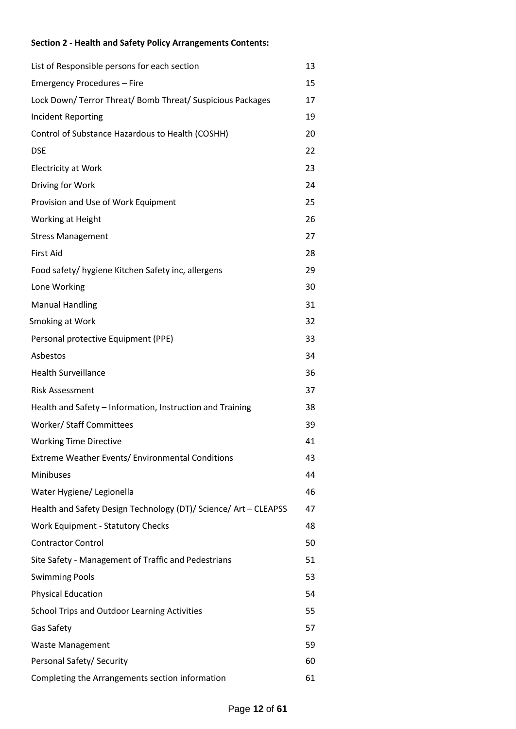**Section 2 - Health and Safety Policy Arrangements Contents:**

| | |
|---|---|
| List of Responsible persons for each section | 13 |
| Emergency Procedures – Fire | 15 |
| Lock Down/ Terror Threat/ Bomb Threat/ Suspicious Packages | 17 |
| Incident Reporting | 19 |
| Control of Substance Hazardous to Health (COSHH) | 20 |
| DSE | 22 |
| Electricity at Work | 23 |
| Driving for Work | 24 |
| Provision and Use of Work Equipment | 25 |
| Working at Height | 26 |
| Stress Management | 27 |
| First Aid | 28 |
| Food safety/ hygiene Kitchen Safety inc, allergens | 29 |
| Lone Working | 30 |
| Manual Handling | 31 |
| Smoking at Work | 32 |
| Personal protective Equipment (PPE) | 33 |
| Asbestos | 34 |
| Health Surveillance | 36 |
| Risk Assessment | 37 |
| Health and Safety – Information, Instruction and Training | 38 |
| Worker/ Staff Committees | 39 |
| Working Time Directive | 41 |
| Extreme Weather Events/ Environmental Conditions | 43 |
| Minibuses | 44 |
| Water Hygiene/ Legionella | 46 |
| Health and Safety Design Technology (DT)/ Science/ Art – CLEAPSS | 47 |
| Work Equipment - Statutory Checks | 48 |
| Contractor Control | 50 |
| Site Safety - Management of Traffic and Pedestrians | 51 |
| Swimming Pools | 53 |
| Physical Education | 54 |
| School Trips and Outdoor Learning Activities | 55 |
| Gas Safety | 57 |
| Waste Management | 59 |
| Personal Safety/ Security | 60 |
| Completing the Arrangements section information | 61 |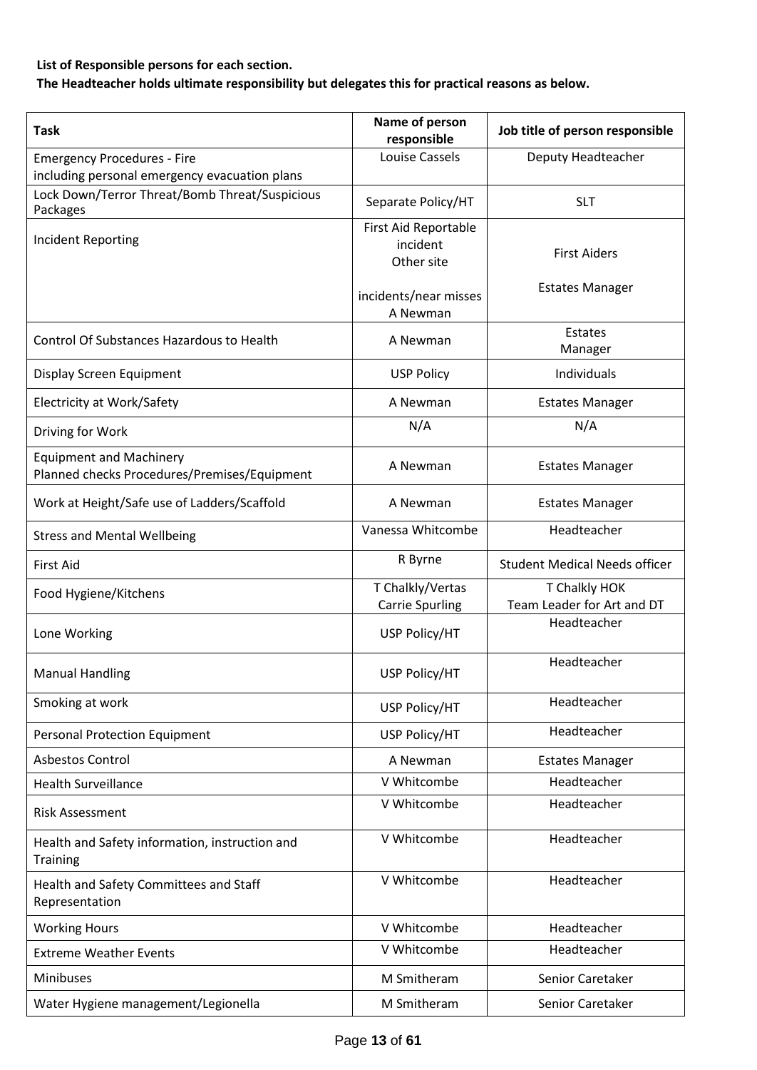**List of Responsible persons for each section.**
**The Headteacher holds ultimate responsibility but delegates this for practical reasons as below.**

| Task | Name of person responsible | Job title of person responsible |
|---|---|---|
| Emergency Procedures - Fire including personal emergency evacuation plans | Louise Cassels | Deputy Headteacher |
| Lock Down/Terror Threat/Bomb Threat/Suspicious Packages | Separate Policy/HT | SLT |
| Incident Reporting | First Aid Reportable incident<br>Other site<br><br>incidents/near misses A Newman | First Aiders<br><br>Estates Manager |
| Control Of Substances Hazardous to Health | A Newman | Estates Manager |
| Display Screen Equipment | USP Policy | Individuals |
| Electricity at Work/Safety | A Newman | Estates Manager |
| Driving for Work | N/A | N/A |
| Equipment and Machinery Planned checks Procedures/Premises/Equipment | A Newman | Estates Manager |
| Work at Height/Safe use of Ladders/Scaffold | A Newman | Estates Manager |
| Stress and Mental Wellbeing | Vanessa Whitcombe | Headteacher |
| First Aid | R Byrne | Student Medical Needs officer |
| Food Hygiene/Kitchens | T Chalkly/Vertas<br>Carrie Spurling | T Chalkly HOK<br>Team Leader for Art and DT |
| Lone Working | USP Policy/HT | Headteacher |
| Manual Handling | USP Policy/HT | Headteacher |
| Smoking at work | USP Policy/HT | Headteacher |
| Personal Protection Equipment | USP Policy/HT | Headteacher |
| Asbestos Control | A Newman | Estates Manager |
| Health Surveillance | V Whitcombe | Headteacher |
| Risk Assessment | V Whitcombe | Headteacher |
| Health and Safety information, instruction and Training | V Whitcombe | Headteacher |
| Health and Safety Committees and Staff Representation | V Whitcombe | Headteacher |
| Working Hours | V Whitcombe | Headteacher |
| Extreme Weather Events | V Whitcombe | Headteacher |
| Minibuses | M Smitheram | Senior Caretaker |
| Water Hygiene management/Legionella | M Smitheram | Senior Caretaker |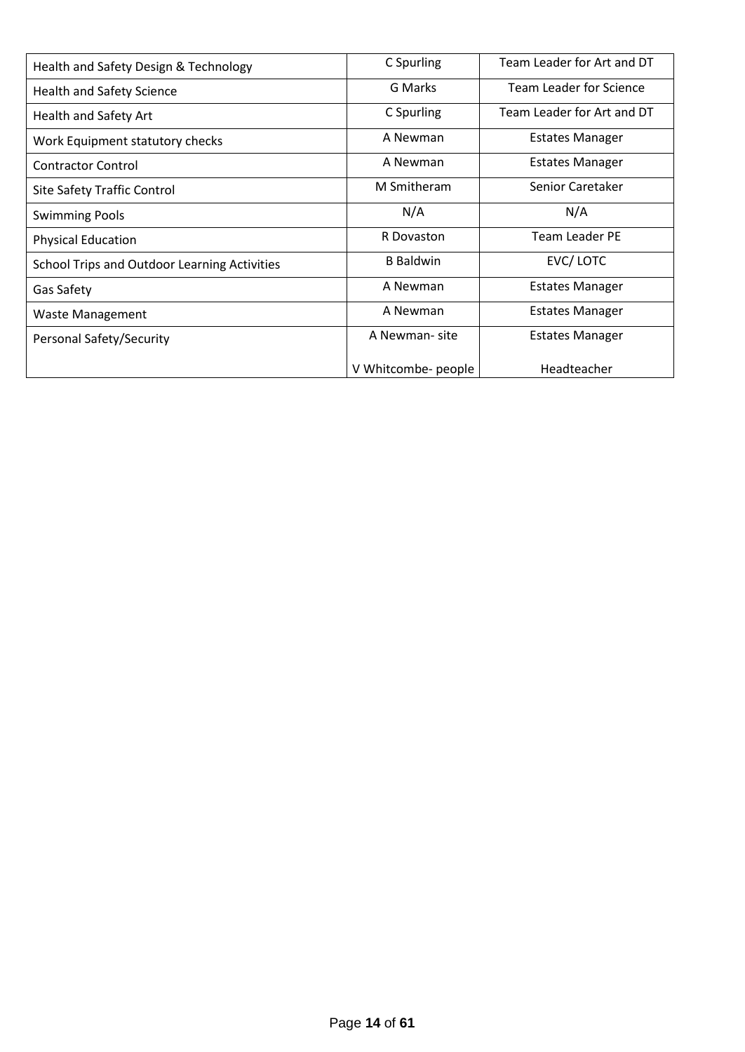| Health and Safety Design & Technology | C Spurling | Team Leader for Art and DT |
|---|---|---|
| Health and Safety Science | G Marks | Team Leader for Science |
| Health and Safety Art | C Spurling | Team Leader for Art and DT |
| Work Equipment statutory checks | A Newman | Estates Manager |
| Contractor Control | A Newman | Estates Manager |
| Site Safety Traffic Control | M Smitheram | Senior Caretaker |
| Swimming Pools | N/A | N/A |
| Physical Education | R Dovaston | Team Leader PE |
| School Trips and Outdoor Learning Activities | B Baldwin | EVC/ LOTC |
| Gas Safety | A Newman | Estates Manager |
| Waste Management | A Newman | Estates Manager |
| Personal Safety/Security | A Newman- site<br><br>V Whitcombe- people | Estates Manager<br><br>Headteacher |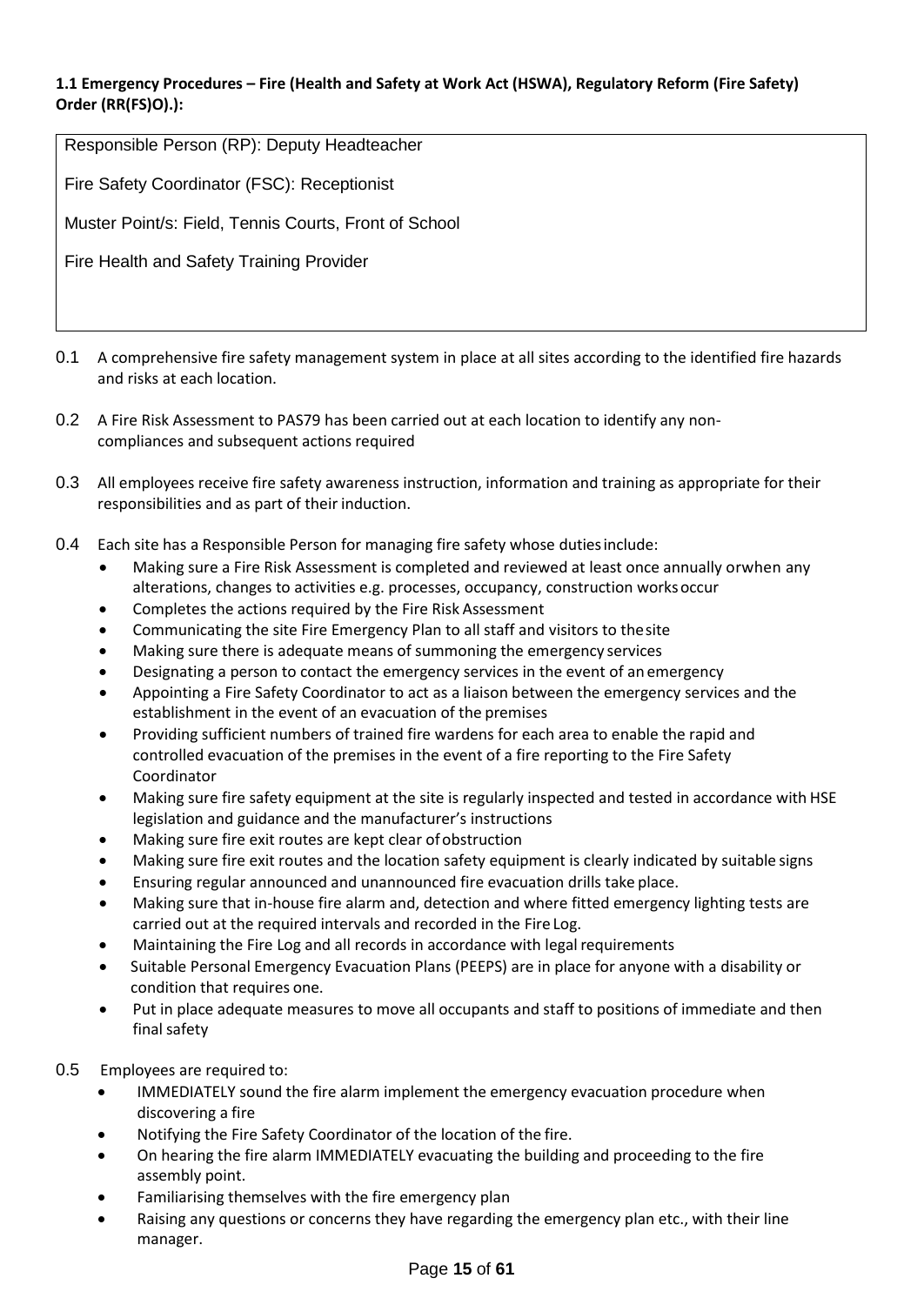**1.1 Emergency Procedures – Fire (Health and Safety at Work Act (HSWA), Regulatory Reform (Fire Safety) Order (RR(FS)O).):**

| |
|---|
| Responsible Person (RP): Deputy Headteacher |
| Fire Safety Coordinator (FSC): Receptionist |
| Muster Point/s: Field, Tennis Courts, Front of School |
| Fire Health and Safety Training Provider |

0.1 A comprehensive fire safety management system in place at all sites according to the identified fire hazards and risks at each location.

0.2 A Fire Risk Assessment to PAS79 has been carried out at each location to identify any non-compliances and subsequent actions required

0.3 All employees receive fire safety awareness instruction, information and training as appropriate for their responsibilities and as part of their induction.

0.4 Each site has a Responsible Person for managing fire safety whose duties include:

- Making sure a Fire Risk Assessment is completed and reviewed at least once annually orwhen any alterations, changes to activities e.g. processes, occupancy, construction works occur
- Completes the actions required by the Fire Risk Assessment
- Communicating the site Fire Emergency Plan to all staff and visitors to thesite
- Making sure there is adequate means of summoning the emergency services
- Designating a person to contact the emergency services in the event of an emergency
- Appointing a Fire Safety Coordinator to act as a liaison between the emergency services and the establishment in the event of an evacuation of the premises
- Providing sufficient numbers of trained fire wardens for each area to enable the rapid and controlled evacuation of the premises in the event of a fire reporting to the Fire Safety Coordinator
- Making sure fire safety equipment at the site is regularly inspected and tested in accordance with HSE legislation and guidance and the manufacturer's instructions
- Making sure fire exit routes are kept clear of obstruction
- Making sure fire exit routes and the location safety equipment is clearly indicated by suitable signs
- Ensuring regular announced and unannounced fire evacuation drills take place.
- Making sure that in-house fire alarm and, detection and where fitted emergency lighting tests are carried out at the required intervals and recorded in the Fire Log.
- Maintaining the Fire Log and all records in accordance with legal requirements
- Suitable Personal Emergency Evacuation Plans (PEEPS) are in place for anyone with a disability or condition that requires one.
- Put in place adequate measures to move all occupants and staff to positions of immediate and then final safety

0.5 Employees are required to:

- IMMEDIATELY sound the fire alarm implement the emergency evacuation procedure when discovering a fire
- Notifying the Fire Safety Coordinator of the location of the fire.
- On hearing the fire alarm IMMEDIATELY evacuating the building and proceeding to the fire assembly point.
- Familiarising themselves with the fire emergency plan
- Raising any questions or concerns they have regarding the emergency plan etc., with their line manager.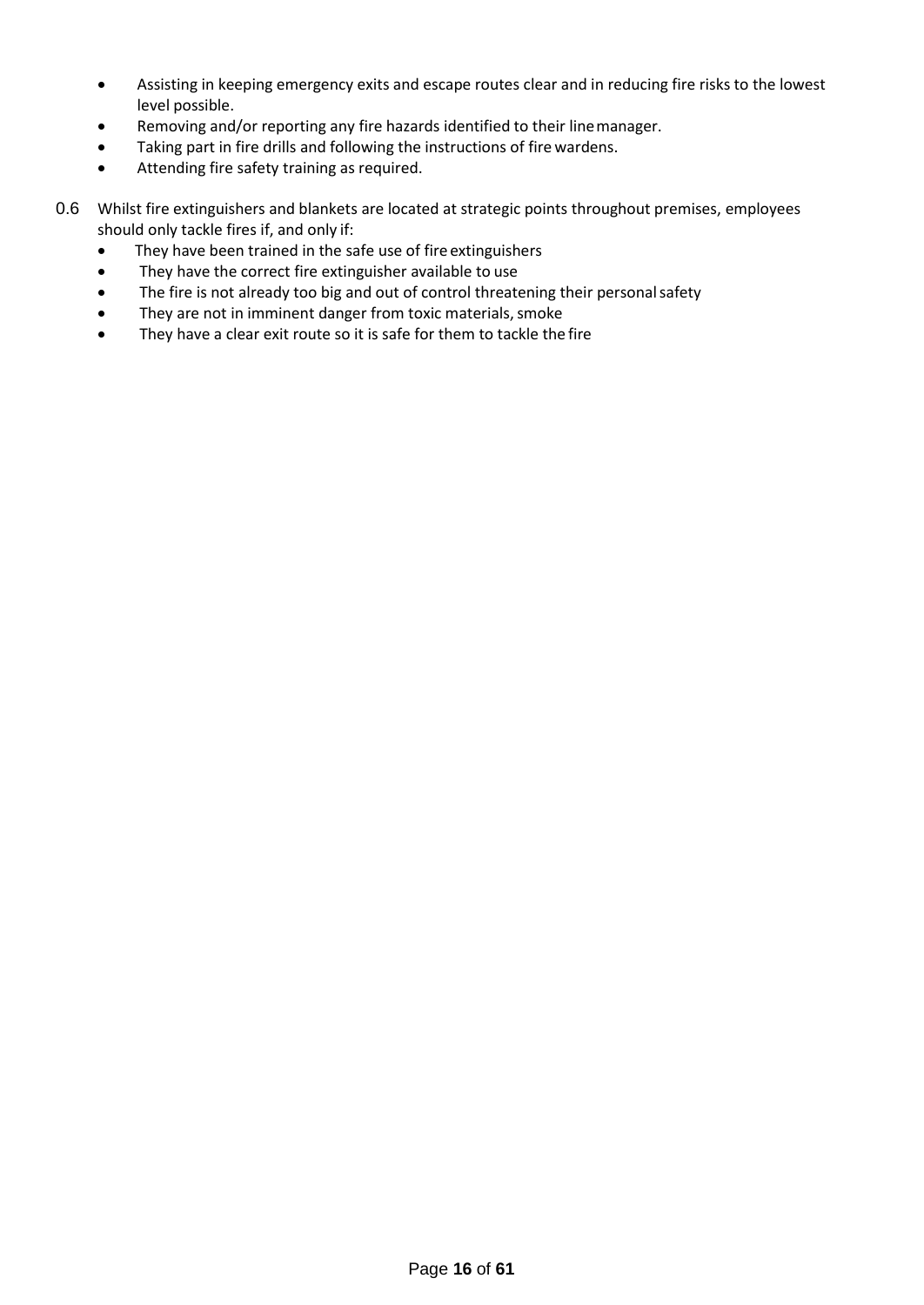- Assisting in keeping emergency exits and escape routes clear and in reducing fire risks to the lowest level possible.
- Removing and/or reporting any fire hazards identified to their line manager.
- Taking part in fire drills and following the instructions of fire wardens.
- Attending fire safety training as required.

0.6 Whilst fire extinguishers and blankets are located at strategic points throughout premises, employees should only tackle fires if, and only if:

- They have been trained in the safe use of fire extinguishers
- They have the correct fire extinguisher available to use
- The fire is not already too big and out of control threatening their personal safety
- They are not in imminent danger from toxic materials, smoke
- They have a clear exit route so it is safe for them to tackle the fire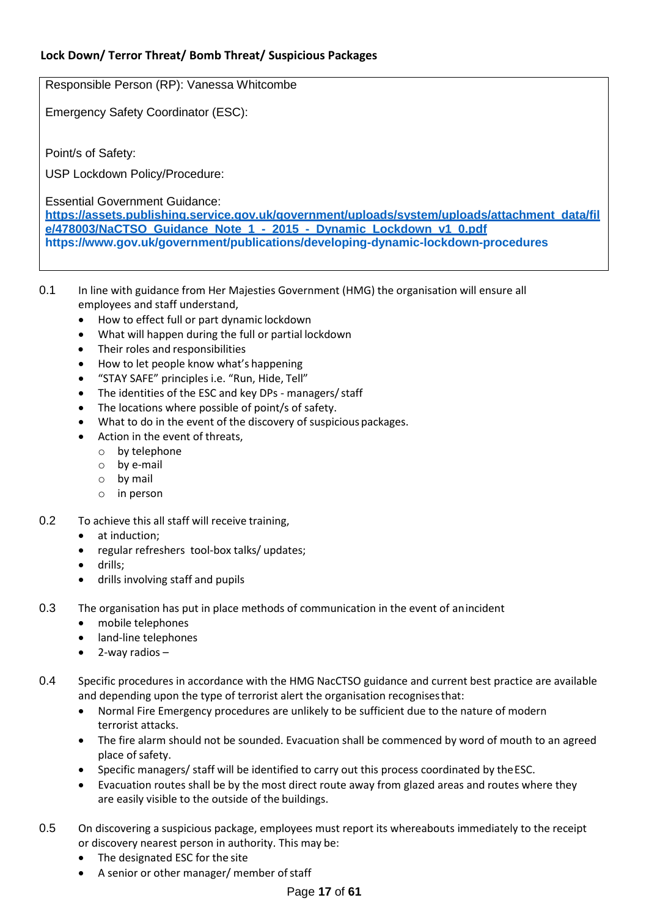**Lock Down/ Terror Threat/ Bomb Threat/ Suspicious Packages**

Responsible Person (RP): Vanessa Whitcombe

Emergency Safety Coordinator (ESC):

Point/s of Safety:

USP Lockdown Policy/Procedure:

Essential Government Guidance:
https://assets.publishing.service.gov.uk/government/uploads/system/uploads/attachment_data/file/478003/NaCTSO_Guidance_Note_1_-_2015_-_Dynamic_Lockdown_v1_0.pdf
https://www.gov.uk/government/publications/developing-dynamic-lockdown-procedures

0.1 In line with guidance from Her Majesties Government (HMG) the organisation will ensure all employees and staff understand,

- How to effect full or part dynamic lockdown
- What will happen during the full or partial lockdown
- Their roles and responsibilities
- How to let people know what's happening
- "STAY SAFE" principles i.e. "Run, Hide, Tell"
- The identities of the ESC and key DPs - managers/ staff
- The locations where possible of point/s of safety.
- What to do in the event of the discovery of suspicious packages.
- Action in the event of threats,
  - by telephone
  - by e-mail
  - by mail
  - in person

0.2 To achieve this all staff will receive training,

- at induction;
- regular refreshers tool-box talks/ updates;
- drills;
- drills involving staff and pupils

0.3 The organisation has put in place methods of communication in the event of an incident

- mobile telephones
- land-line telephones
- 2-way radios –

0.4 Specific procedures in accordance with the HMG NacCTSO guidance and current best practice are available and depending upon the type of terrorist alert the organisation recognises that:

- Normal Fire Emergency procedures are unlikely to be sufficient due to the nature of modern terrorist attacks.
- The fire alarm should not be sounded. Evacuation shall be commenced by word of mouth to an agreed place of safety.
- Specific managers/ staff will be identified to carry out this process coordinated by the ESC.
- Evacuation routes shall be by the most direct route away from glazed areas and routes where they are easily visible to the outside of the buildings.

0.5 On discovering a suspicious package, employees must report its whereabouts immediately to the receipt or discovery nearest person in authority. This may be:

- The designated ESC for the site
- A senior or other manager/ member of staff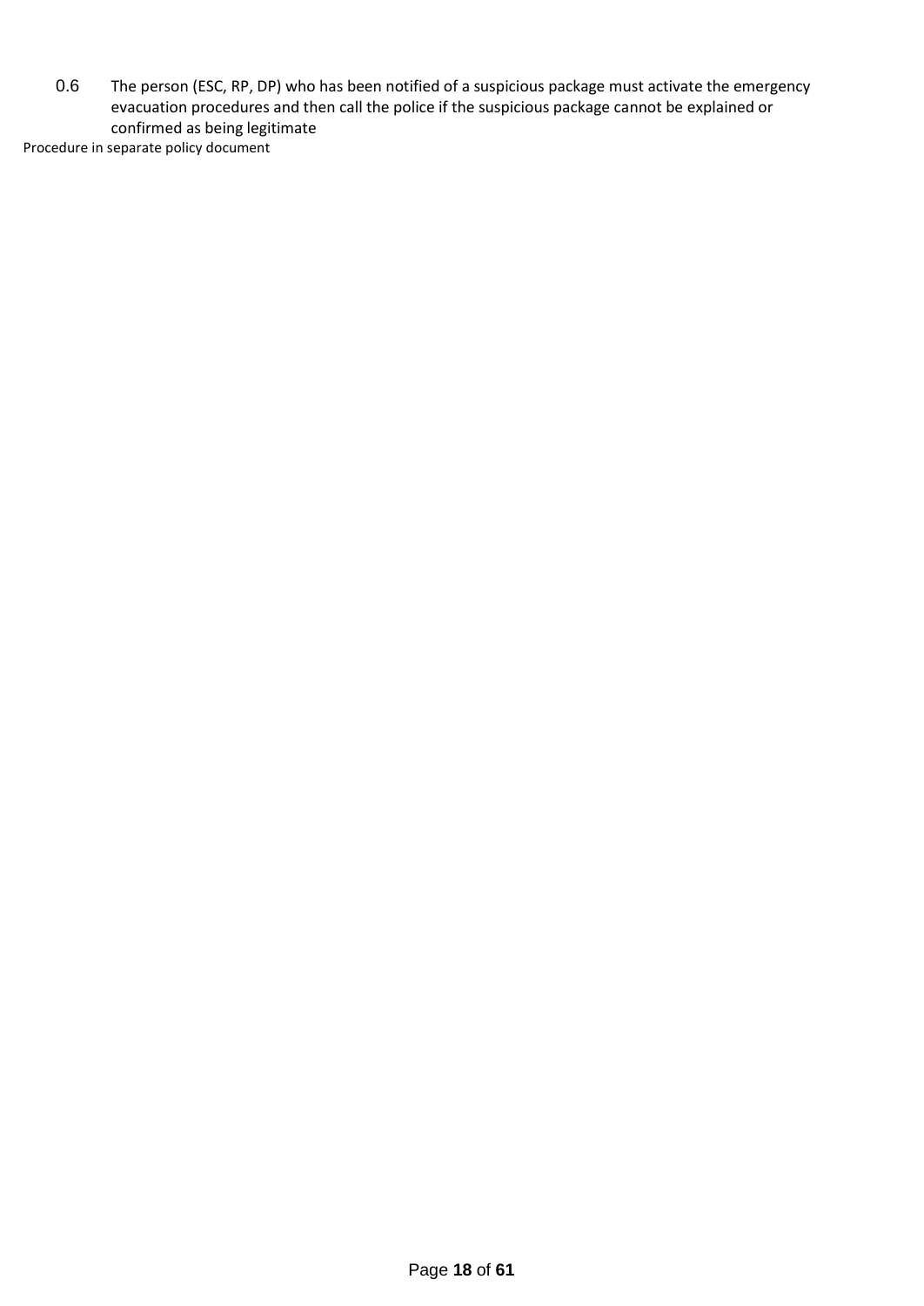0.6 The person (ESC, RP, DP) who has been notified of a suspicious package must activate the emergency evacuation procedures and then call the police if the suspicious package cannot be explained or confirmed as being legitimate

Procedure in separate policy document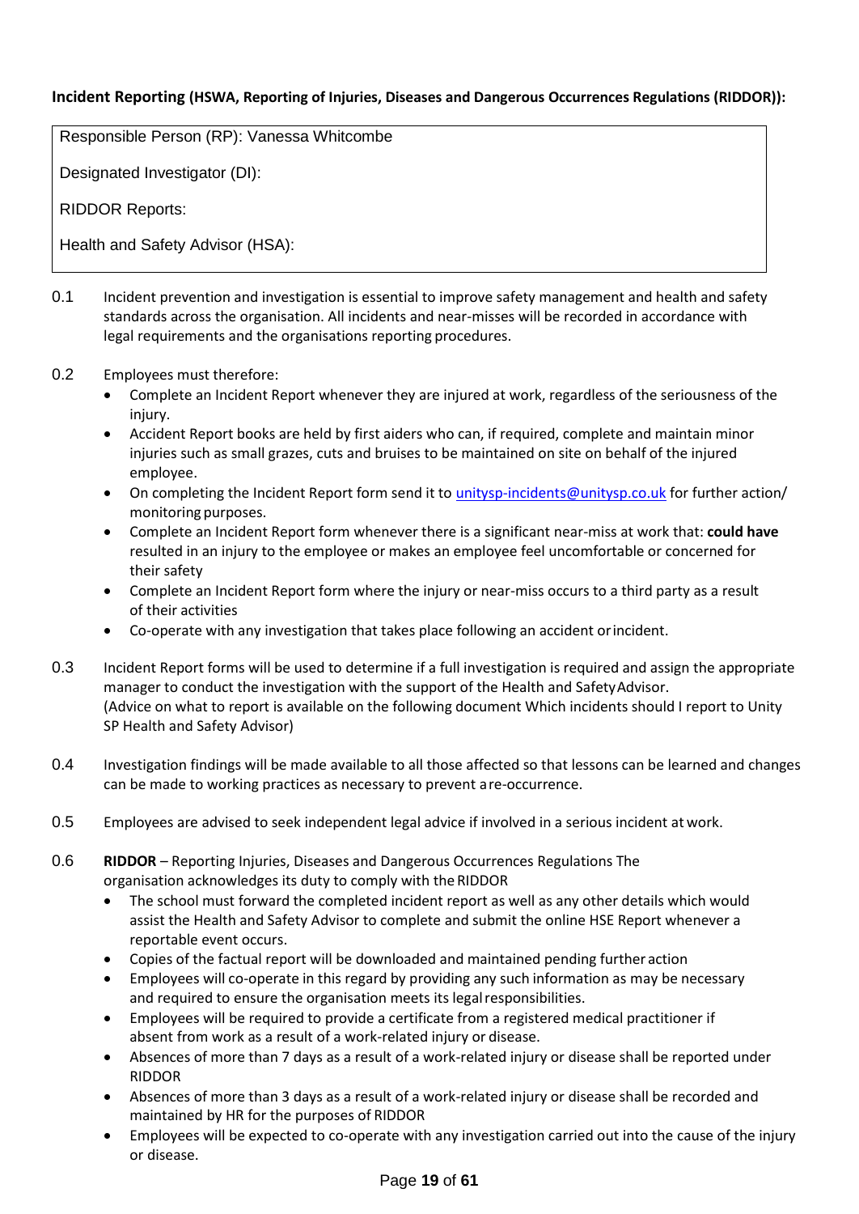**Incident Reporting (HSWA, Reporting of Injuries, Diseases and Dangerous Occurrences Regulations (RIDDOR)):**

| Responsible Person (RP): Vanessa Whitcombe |
|---|
| Designated Investigator (DI): |
| RIDDOR Reports: |
| Health and Safety Advisor (HSA): |

0.1 Incident prevention and investigation is essential to improve safety management and health and safety standards across the organisation. All incidents and near-misses will be recorded in accordance with legal requirements and the organisations reporting procedures.

0.2 Employees must therefore:

- Complete an Incident Report whenever they are injured at work, regardless of the seriousness of the injury.
- Accident Report books are held by first aiders who can, if required, complete and maintain minor injuries such as small grazes, cuts and bruises to be maintained on site on behalf of the injured employee.
- On completing the Incident Report form send it to [unitysp-incidents@unitysp.co.uk](mailto:unitysp-incidents@unitysp.co.uk) for further action/ monitoring purposes.
- Complete an Incident Report form whenever there is a significant near-miss at work that: **could have** resulted in an injury to the employee or makes an employee feel uncomfortable or concerned for their safety
- Complete an Incident Report form where the injury or near-miss occurs to a third party as a result of their activities
- Co-operate with any investigation that takes place following an accident or incident.

0.3 Incident Report forms will be used to determine if a full investigation is required and assign the appropriate manager to conduct the investigation with the support of the Health and Safety Advisor. (Advice on what to report is available on the following document Which incidents should I report to Unity SP Health and Safety Advisor)

0.4 Investigation findings will be made available to all those affected so that lessons can be learned and changes can be made to working practices as necessary to prevent a re-occurrence.

0.5 Employees are advised to seek independent legal advice if involved in a serious incident at work.

0.6 **RIDDOR** – Reporting Injuries, Diseases and Dangerous Occurrences Regulations The organisation acknowledges its duty to comply with the RIDDOR

- The school must forward the completed incident report as well as any other details which would assist the Health and Safety Advisor to complete and submit the online HSE Report whenever a reportable event occurs.
- Copies of the factual report will be downloaded and maintained pending further action
- Employees will co-operate in this regard by providing any such information as may be necessary and required to ensure the organisation meets its legal responsibilities.
- Employees will be required to provide a certificate from a registered medical practitioner if absent from work as a result of a work-related injury or disease.
- Absences of more than 7 days as a result of a work-related injury or disease shall be reported under RIDDOR
- Absences of more than 3 days as a result of a work-related injury or disease shall be recorded and maintained by HR for the purposes of RIDDOR
- Employees will be expected to co-operate with any investigation carried out into the cause of the injury or disease.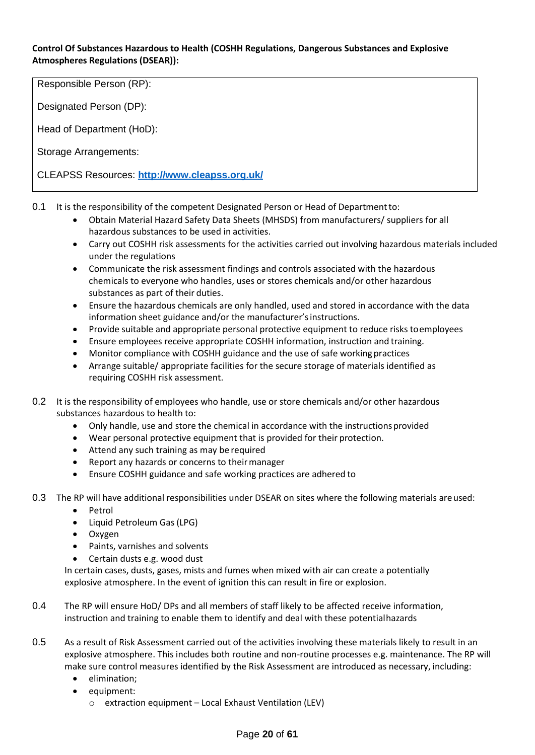**Control Of Substances Hazardous to Health (COSHH Regulations, Dangerous Substances and Explosive Atmospheres Regulations (DSEAR)):**

| |
|---|
| Responsible Person (RP): |
| Designated Person (DP): |
| Head of Department (HoD): |
| Storage Arrangements: |
| CLEAPSS Resources: **[http://www.cleapss.org.uk/](http://www.cleapss.org.uk/)** |

0.1 It is the responsibility of the competent Designated Person or Head of Department to:

- Obtain Material Hazard Safety Data Sheets (MHSDS) from manufacturers/ suppliers for all hazardous substances to be used in activities.
- Carry out COSHH risk assessments for the activities carried out involving hazardous materials included under the regulations
- Communicate the risk assessment findings and controls associated with the hazardous chemicals to everyone who handles, uses or stores chemicals and/or other hazardous substances as part of their duties.
- Ensure the hazardous chemicals are only handled, used and stored in accordance with the data information sheet guidance and/or the manufacturer's instructions.
- Provide suitable and appropriate personal protective equipment to reduce risks to employees
- Ensure employees receive appropriate COSHH information, instruction and training.
- Monitor compliance with COSHH guidance and the use of safe working practices
- Arrange suitable/ appropriate facilities for the secure storage of materials identified as requiring COSHH risk assessment.

0.2 It is the responsibility of employees who handle, use or store chemicals and/or other hazardous substances hazardous to health to:

- Only handle, use and store the chemical in accordance with the instructions provided
- Wear personal protective equipment that is provided for their protection.
- Attend any such training as may be required
- Report any hazards or concerns to their manager
- Ensure COSHH guidance and safe working practices are adhered to

0.3 The RP will have additional responsibilities under DSEAR on sites where the following materials are used:

- Petrol
- Liquid Petroleum Gas (LPG)
- Oxygen
- Paints, varnishes and solvents
- Certain dusts e.g. wood dust

In certain cases, dusts, gases, mists and fumes when mixed with air can create a potentially explosive atmosphere. In the event of ignition this can result in fire or explosion.

0.4 The RP will ensure HoD/ DPs and all members of staff likely to be affected receive information, instruction and training to enable them to identify and deal with these potential hazards

0.5 As a result of Risk Assessment carried out of the activities involving these materials likely to result in an explosive atmosphere. This includes both routine and non-routine processes e.g. maintenance. The RP will make sure control measures identified by the Risk Assessment are introduced as necessary, including:

- elimination;
- equipment:
  - extraction equipment – Local Exhaust Ventilation (LEV)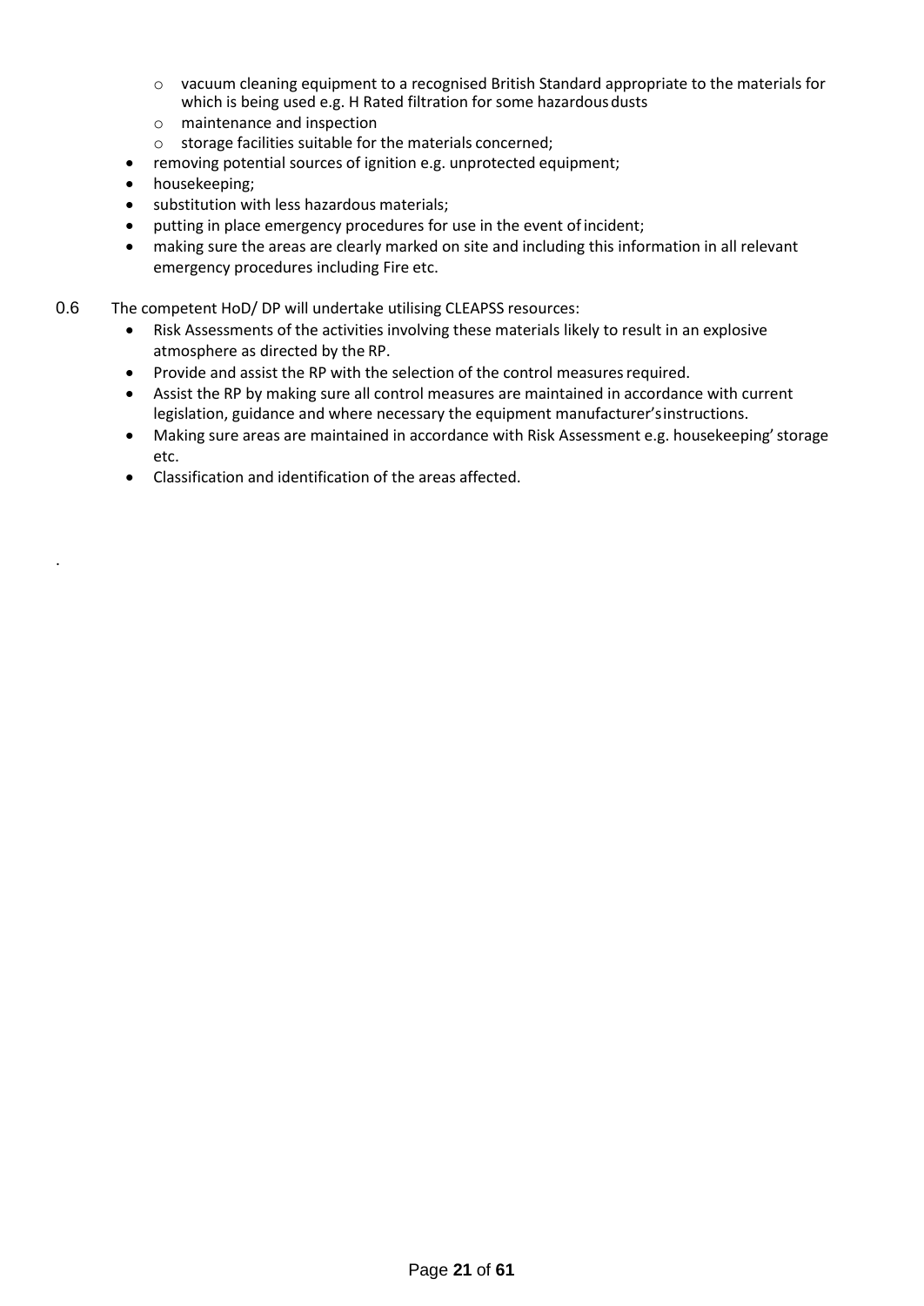- vacuum cleaning equipment to a recognised British Standard appropriate to the materials for which is being used e.g. H Rated filtration for some hazardous dusts
   - maintenance and inspection
   - storage facilities suitable for the materials concerned;
- removing potential sources of ignition e.g. unprotected equipment;
- housekeeping;
- substitution with less hazardous materials;
- putting in place emergency procedures for use in the event of incident;
- making sure the areas are clearly marked on site and including this information in all relevant emergency procedures including Fire etc.

0.6 The competent HoD/ DP will undertake utilising CLEAPSS resources:

- Risk Assessments of the activities involving these materials likely to result in an explosive atmosphere as directed by the RP.
- Provide and assist the RP with the selection of the control measures required.
- Assist the RP by making sure all control measures are maintained in accordance with current legislation, guidance and where necessary the equipment manufacturer's instructions.
- Making sure areas are maintained in accordance with Risk Assessment e.g. housekeeping' storage etc.
- Classification and identification of the areas affected.

.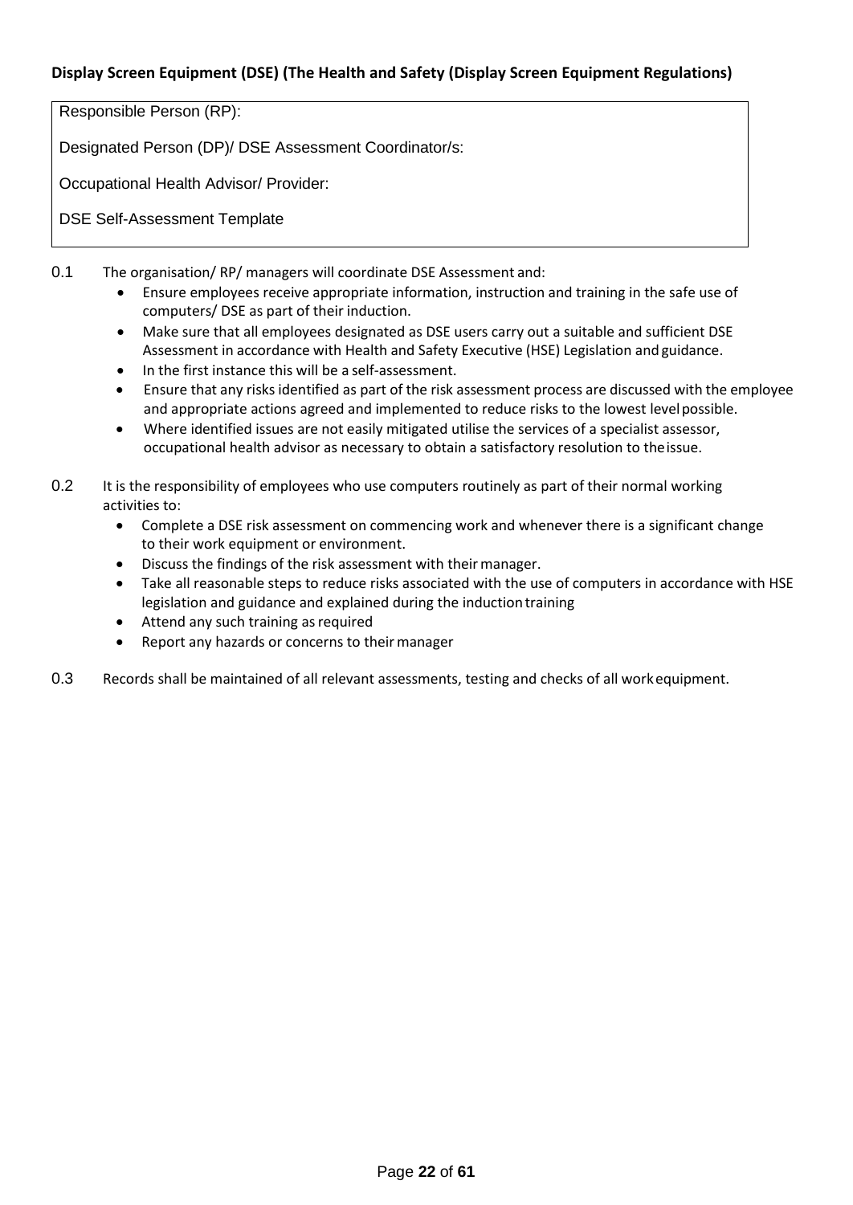**Display Screen Equipment (DSE) (The Health and Safety (Display Screen Equipment Regulations)**

| Responsible Person (RP): |
|---|
| Designated Person (DP)/ DSE Assessment Coordinator/s: |
| Occupational Health Advisor/ Provider: |
| DSE Self-Assessment Template |

0.1 The organisation/ RP/ managers will coordinate DSE Assessment and:

- Ensure employees receive appropriate information, instruction and training in the safe use of computers/ DSE as part of their induction.
- Make sure that all employees designated as DSE users carry out a suitable and sufficient DSE Assessment in accordance with Health and Safety Executive (HSE) Legislation and guidance.
- In the first instance this will be a self-assessment.
- Ensure that any risks identified as part of the risk assessment process are discussed with the employee and appropriate actions agreed and implemented to reduce risks to the lowest level possible.
- Where identified issues are not easily mitigated utilise the services of a specialist assessor, occupational health advisor as necessary to obtain a satisfactory resolution to the issue.

0.2 It is the responsibility of employees who use computers routinely as part of their normal working activities to:

- Complete a DSE risk assessment on commencing work and whenever there is a significant change to their work equipment or environment.
- Discuss the findings of the risk assessment with their manager.
- Take all reasonable steps to reduce risks associated with the use of computers in accordance with HSE legislation and guidance and explained during the induction training
- Attend any such training as required
- Report any hazards or concerns to their manager

0.3 Records shall be maintained of all relevant assessments, testing and checks of all work equipment.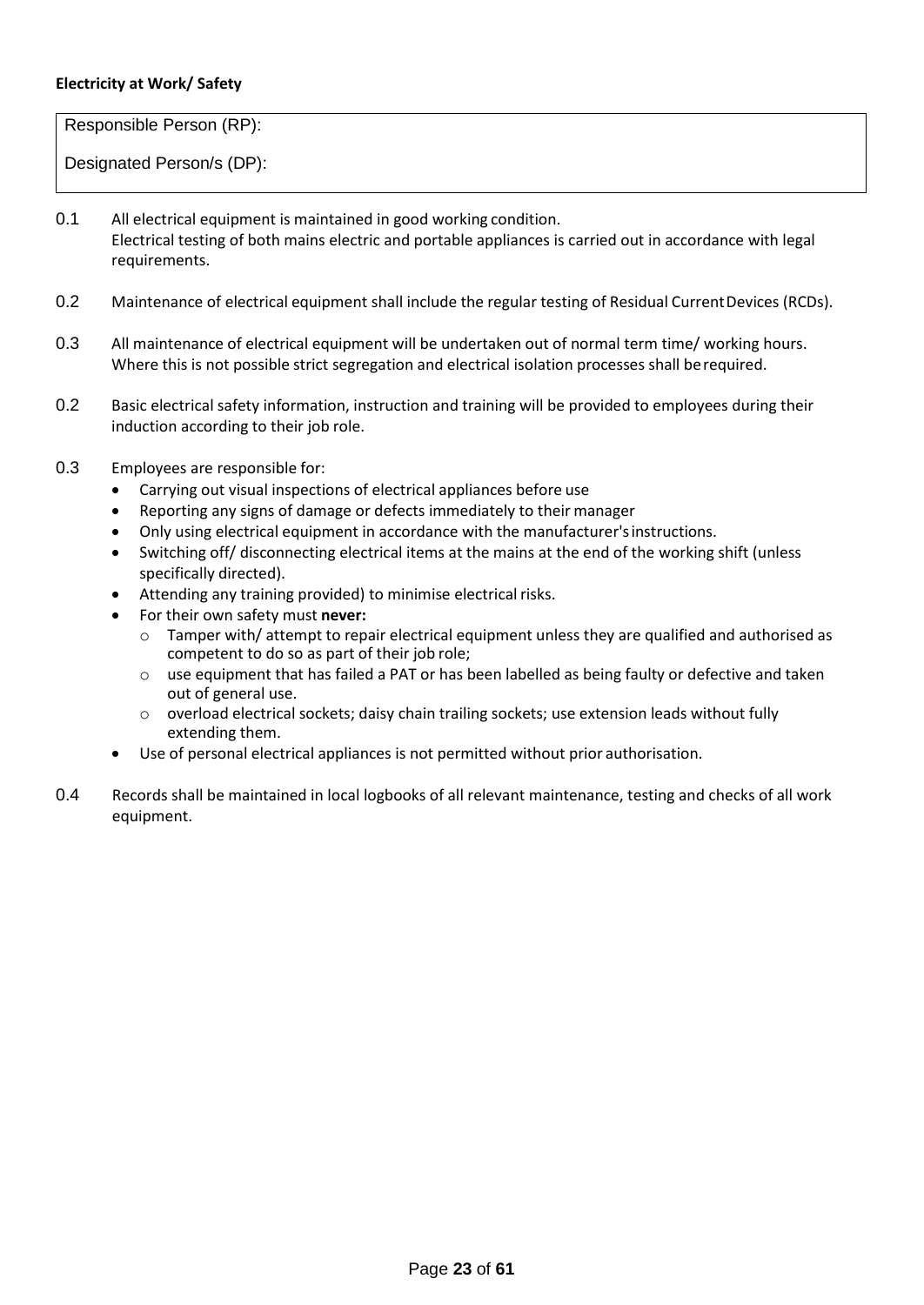**Electricity at Work/ Safety**

| Responsible Person (RP): |
|---|
| Designated Person/s (DP): |

0.1 All electrical equipment is maintained in good working condition.
Electrical testing of both mains electric and portable appliances is carried out in accordance with legal requirements.

0.2 Maintenance of electrical equipment shall include the regular testing of Residual Current Devices (RCDs).

0.3 All maintenance of electrical equipment will be undertaken out of normal term time/ working hours. Where this is not possible strict segregation and electrical isolation processes shall be required.

0.2 Basic electrical safety information, instruction and training will be provided to employees during their induction according to their job role.

0.3 Employees are responsible for:

- Carrying out visual inspections of electrical appliances before use
- Reporting any signs of damage or defects immediately to their manager
- Only using electrical equipment in accordance with the manufacturer's instructions.
- Switching off/ disconnecting electrical items at the mains at the end of the working shift (unless specifically directed).
- Attending any training provided) to minimise electrical risks.
- For their own safety must **never:**
  - Tamper with/ attempt to repair electrical equipment unless they are qualified and authorised as competent to do so as part of their job role;
  - use equipment that has failed a PAT or has been labelled as being faulty or defective and taken out of general use.
  - overload electrical sockets; daisy chain trailing sockets; use extension leads without fully extending them.
- Use of personal electrical appliances is not permitted without prior authorisation.

0.4 Records shall be maintained in local logbooks of all relevant maintenance, testing and checks of all work equipment.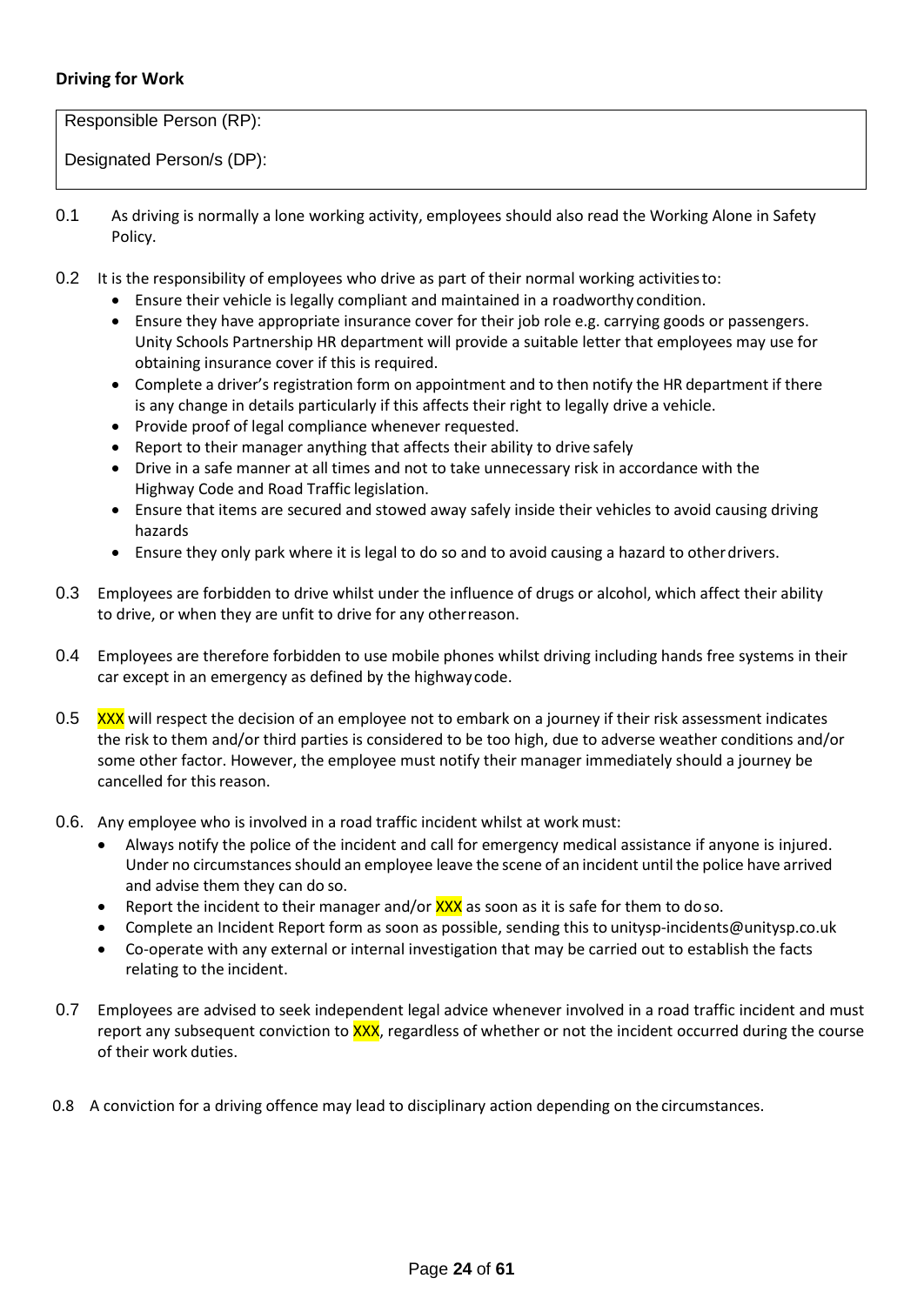**Driving for Work**

Responsible Person (RP):

Designated Person/s (DP):

0.1 As driving is normally a lone working activity, employees should also read the Working Alone in Safety Policy.

0.2 It is the responsibility of employees who drive as part of their normal working activities to:

- Ensure their vehicle is legally compliant and maintained in a roadworthy condition.
- Ensure they have appropriate insurance cover for their job role e.g. carrying goods or passengers. Unity Schools Partnership HR department will provide a suitable letter that employees may use for obtaining insurance cover if this is required.
- Complete a driver's registration form on appointment and to then notify the HR department if there is any change in details particularly if this affects their right to legally drive a vehicle.
- Provide proof of legal compliance whenever requested.
- Report to their manager anything that affects their ability to drive safely
- Drive in a safe manner at all times and not to take unnecessary risk in accordance with the Highway Code and Road Traffic legislation.
- Ensure that items are secured and stowed away safely inside their vehicles to avoid causing driving hazards
- Ensure they only park where it is legal to do so and to avoid causing a hazard to other drivers.

0.3 Employees are forbidden to drive whilst under the influence of drugs or alcohol, which affect their ability to drive, or when they are unfit to drive for any other reason.

0.4 Employees are therefore forbidden to use mobile phones whilst driving including hands free systems in their car except in an emergency as defined by the highway code.

0.5 XXX will respect the decision of an employee not to embark on a journey if their risk assessment indicates the risk to them and/or third parties is considered to be too high, due to adverse weather conditions and/or some other factor. However, the employee must notify their manager immediately should a journey be cancelled for this reason.

0.6. Any employee who is involved in a road traffic incident whilst at work must:

- Always notify the police of the incident and call for emergency medical assistance if anyone is injured. Under no circumstances should an employee leave the scene of an incident until the police have arrived and advise them they can do so.
- Report the incident to their manager and/or XXX as soon as it is safe for them to do so.
- Complete an Incident Report form as soon as possible, sending this to unitysp-incidents@unitysp.co.uk
- Co-operate with any external or internal investigation that may be carried out to establish the facts relating to the incident.

0.7 Employees are advised to seek independent legal advice whenever involved in a road traffic incident and must report any subsequent conviction to XXX, regardless of whether or not the incident occurred during the course of their work duties.

0.8 A conviction for a driving offence may lead to disciplinary action depending on the circumstances.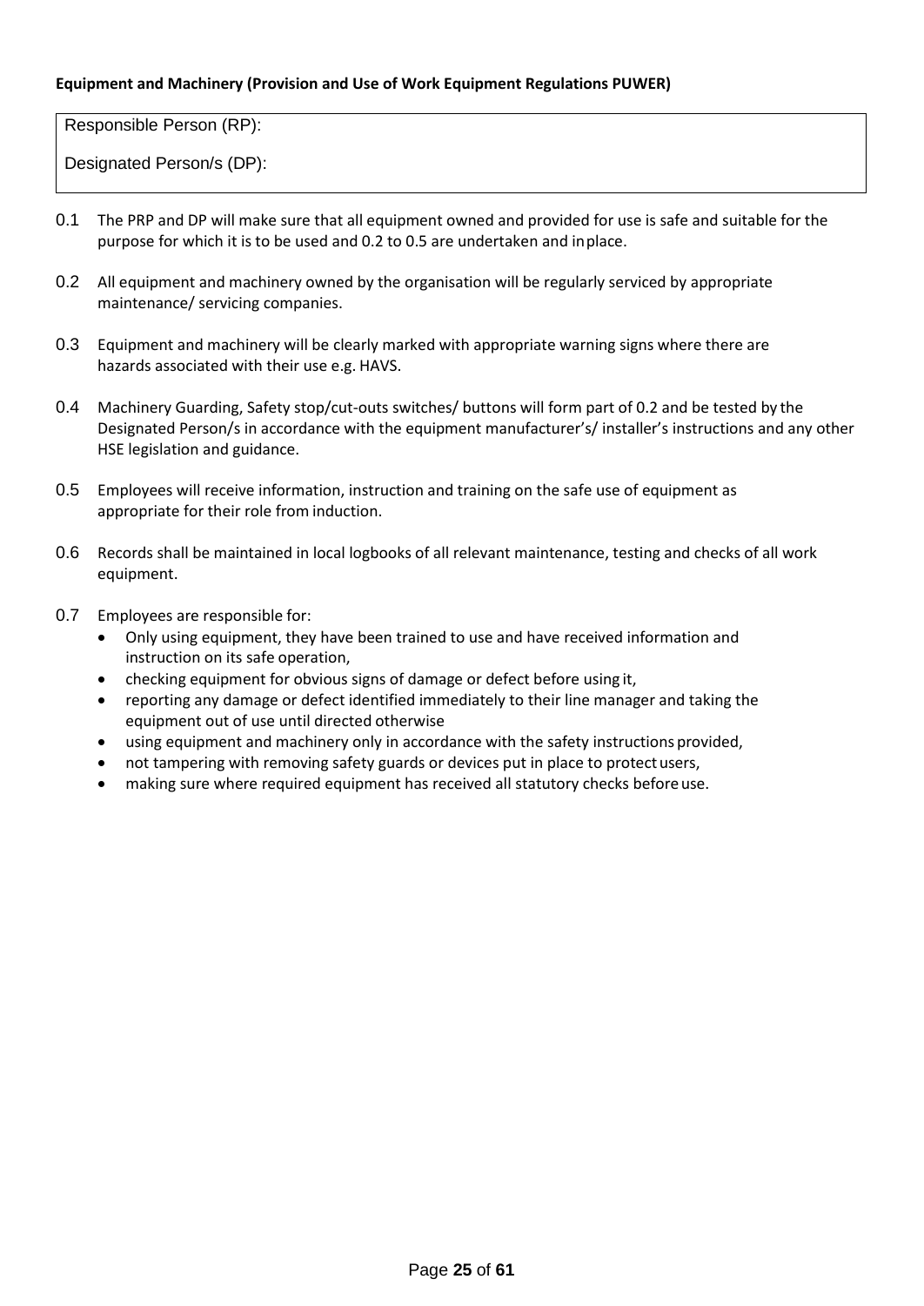**Equipment and Machinery (Provision and Use of Work Equipment Regulations PUWER)**

| Responsible Person (RP):<br>Designated Person/s (DP): |
|---|

0.1 The PRP and DP will make sure that all equipment owned and provided for use is safe and suitable for the purpose for which it is to be used and 0.2 to 0.5 are undertaken and inplace.

0.2 All equipment and machinery owned by the organisation will be regularly serviced by appropriate maintenance/ servicing companies.

0.3 Equipment and machinery will be clearly marked with appropriate warning signs where there are hazards associated with their use e.g. HAVS.

0.4 Machinery Guarding, Safety stop/cut-outs switches/ buttons will form part of 0.2 and be tested by the Designated Person/s in accordance with the equipment manufacturer's/ installer's instructions and any other HSE legislation and guidance.

0.5 Employees will receive information, instruction and training on the safe use of equipment as appropriate for their role from induction.

0.6 Records shall be maintained in local logbooks of all relevant maintenance, testing and checks of all work equipment.

0.7 Employees are responsible for:

- Only using equipment, they have been trained to use and have received information and instruction on its safe operation,
- checking equipment for obvious signs of damage or defect before using it,
- reporting any damage or defect identified immediately to their line manager and taking the equipment out of use until directed otherwise
- using equipment and machinery only in accordance with the safety instructions provided,
- not tampering with removing safety guards or devices put in place to protect users,
- making sure where required equipment has received all statutory checks before use.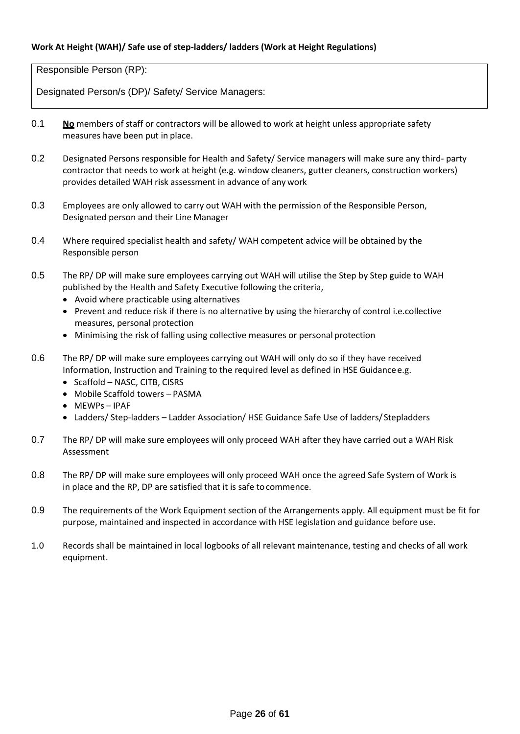**Work At Height (WAH)/ Safe use of step-ladders/ ladders (Work at Height Regulations)**

| Responsible Person (RP): |
|---|
| Designated Person/s (DP)/ Safety/ Service Managers: |

0.1 **<u>No</u>** members of staff or contractors will be allowed to work at height unless appropriate safety measures have been put in place.

0.2 Designated Persons responsible for Health and Safety/ Service managers will make sure any third- party contractor that needs to work at height (e.g. window cleaners, gutter cleaners, construction workers) provides detailed WAH risk assessment in advance of any work

0.3 Employees are only allowed to carry out WAH with the permission of the Responsible Person, Designated person and their Line Manager

0.4 Where required specialist health and safety/ WAH competent advice will be obtained by the Responsible person

0.5 The RP/ DP will make sure employees carrying out WAH will utilise the Step by Step guide to WAH published by the Health and Safety Executive following the criteria,
- Avoid where practicable using alternatives
- Prevent and reduce risk if there is no alternative by using the hierarchy of control i.e.collective measures, personal protection
- Minimising the risk of falling using collective measures or personal protection

0.6 The RP/ DP will make sure employees carrying out WAH will only do so if they have received Information, Instruction and Training to the required level as defined in HSE Guidance e.g.
- Scaffold – NASC, CITB, CISRS
- Mobile Scaffold towers – PASMA
- MEWPs – IPAF
- Ladders/ Step-ladders – Ladder Association/ HSE Guidance Safe Use of ladders/ Stepladders

0.7 The RP/ DP will make sure employees will only proceed WAH after they have carried out a WAH Risk Assessment

0.8 The RP/ DP will make sure employees will only proceed WAH once the agreed Safe System of Work is in place and the RP, DP are satisfied that it is safe to commence.

0.9 The requirements of the Work Equipment section of the Arrangements apply. All equipment must be fit for purpose, maintained and inspected in accordance with HSE legislation and guidance before use.

1.0 Records shall be maintained in local logbooks of all relevant maintenance, testing and checks of all work equipment.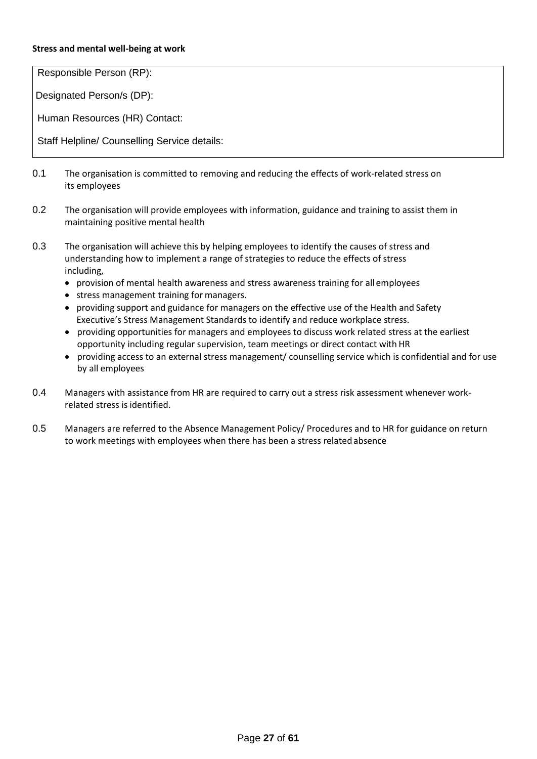**Stress and mental well-being at work**

| Responsible Person (RP): |
| --- |
| Designated Person/s (DP): |
| Human Resources (HR) Contact: |
| Staff Helpline/ Counselling Service details: |

0.1 The organisation is committed to removing and reducing the effects of work-related stress on its employees

0.2 The organisation will provide employees with information, guidance and training to assist them in maintaining positive mental health

0.3 The organisation will achieve this by helping employees to identify the causes of stress and understanding how to implement a range of strategies to reduce the effects of stress including,

- provision of mental health awareness and stress awareness training for all employees
- stress management training for managers.
- providing support and guidance for managers on the effective use of the Health and Safety Executive's Stress Management Standards to identify and reduce workplace stress.
- providing opportunities for managers and employees to discuss work related stress at the earliest opportunity including regular supervision, team meetings or direct contact with HR
- providing access to an external stress management/ counselling service which is confidential and for use by all employees

0.4 Managers with assistance from HR are required to carry out a stress risk assessment whenever work-related stress is identified.

0.5 Managers are referred to the Absence Management Policy/ Procedures and to HR for guidance on return to work meetings with employees when there has been a stress related absence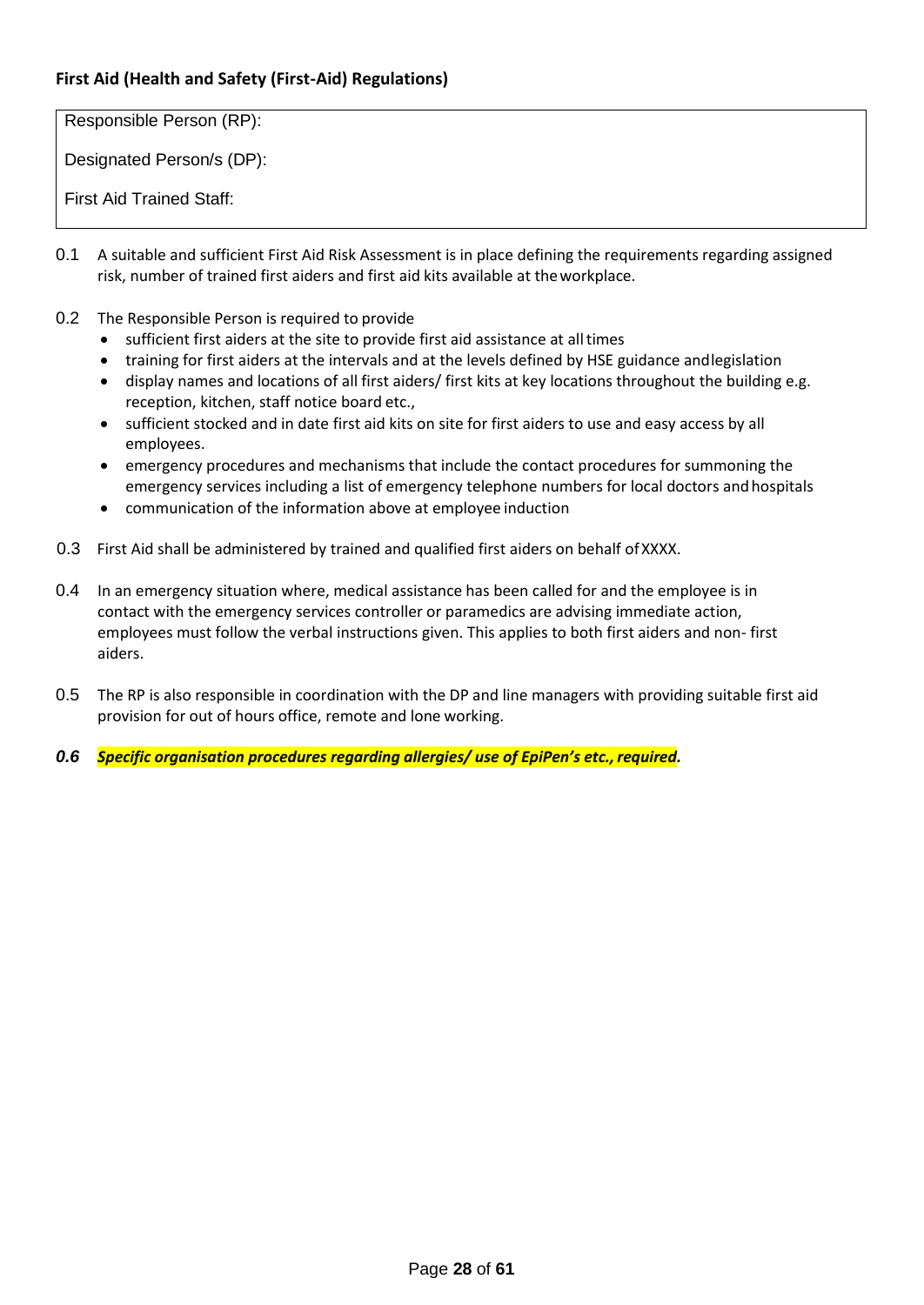**First Aid (Health and Safety (First-Aid) Regulations)**

| Responsible Person (RP): |
| --- |
| Designated Person/s (DP): |
| First Aid Trained Staff: |

0.1 A suitable and sufficient First Aid Risk Assessment is in place defining the requirements regarding assigned risk, number of trained first aiders and first aid kits available at the workplace.

0.2 The Responsible Person is required to provide

- sufficient first aiders at the site to provide first aid assistance at all times
- training for first aiders at the intervals and at the levels defined by HSE guidance and legislation
- display names and locations of all first aiders/ first kits at key locations throughout the building e.g. reception, kitchen, staff notice board etc.,
- sufficient stocked and in date first aid kits on site for first aiders to use and easy access by all employees.
- emergency procedures and mechanisms that include the contact procedures for summoning the emergency services including a list of emergency telephone numbers for local doctors and hospitals
- communication of the information above at employee induction

0.3 First Aid shall be administered by trained and qualified first aiders on behalf of XXXX.

0.4 In an emergency situation where, medical assistance has been called for and the employee is in contact with the emergency services controller or paramedics are advising immediate action, employees must follow the verbal instructions given. This applies to both first aiders and non- first aiders.

0.5 The RP is also responsible in coordination with the DP and line managers with providing suitable first aid provision for out of hours office, remote and lone working.

***0.6 Specific organisation procedures regarding allergies/ use of EpiPen's etc., required.***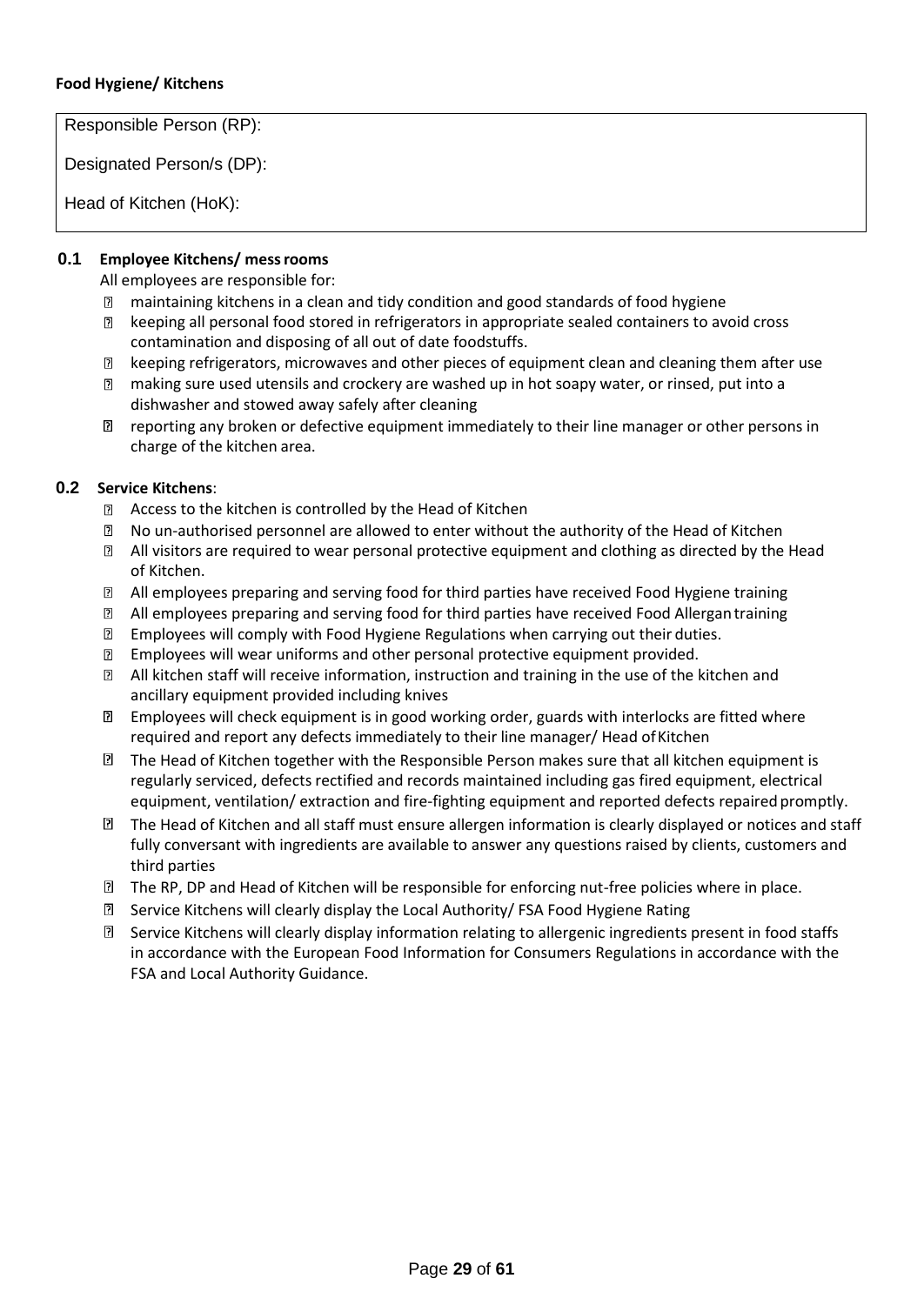**Food Hygiene/ Kitchens**

| Responsible Person (RP): |
|---|
| Designated Person/s (DP): |
| Head of Kitchen (HoK): |

### 0.1 Employee Kitchens/ mess rooms

All employees are responsible for:

- maintaining kitchens in a clean and tidy condition and good standards of food hygiene
- keeping all personal food stored in refrigerators in appropriate sealed containers to avoid cross contamination and disposing of all out of date foodstuffs.
- keeping refrigerators, microwaves and other pieces of equipment clean and cleaning them after use
- making sure used utensils and crockery are washed up in hot soapy water, or rinsed, put into a dishwasher and stowed away safely after cleaning
- reporting any broken or defective equipment immediately to their line manager or other persons in charge of the kitchen area.

### 0.2 Service Kitchens:

- Access to the kitchen is controlled by the Head of Kitchen
- No un-authorised personnel are allowed to enter without the authority of the Head of Kitchen
- All visitors are required to wear personal protective equipment and clothing as directed by the Head of Kitchen.
- All employees preparing and serving food for third parties have received Food Hygiene training
- All employees preparing and serving food for third parties have received Food Allergan training
- Employees will comply with Food Hygiene Regulations when carrying out their duties.
- Employees will wear uniforms and other personal protective equipment provided.
- All kitchen staff will receive information, instruction and training in the use of the kitchen and ancillary equipment provided including knives
- Employees will check equipment is in good working order, guards with interlocks are fitted where required and report any defects immediately to their line manager/ Head of Kitchen
- The Head of Kitchen together with the Responsible Person makes sure that all kitchen equipment is regularly serviced, defects rectified and records maintained including gas fired equipment, electrical equipment, ventilation/ extraction and fire-fighting equipment and reported defects repaired promptly.
- The Head of Kitchen and all staff must ensure allergen information is clearly displayed or notices and staff fully conversant with ingredients are available to answer any questions raised by clients, customers and third parties
- The RP, DP and Head of Kitchen will be responsible for enforcing nut-free policies where in place.
- Service Kitchens will clearly display the Local Authority/ FSA Food Hygiene Rating
- Service Kitchens will clearly display information relating to allergenic ingredients present in food staffs in accordance with the European Food Information for Consumers Regulations in accordance with the FSA and Local Authority Guidance.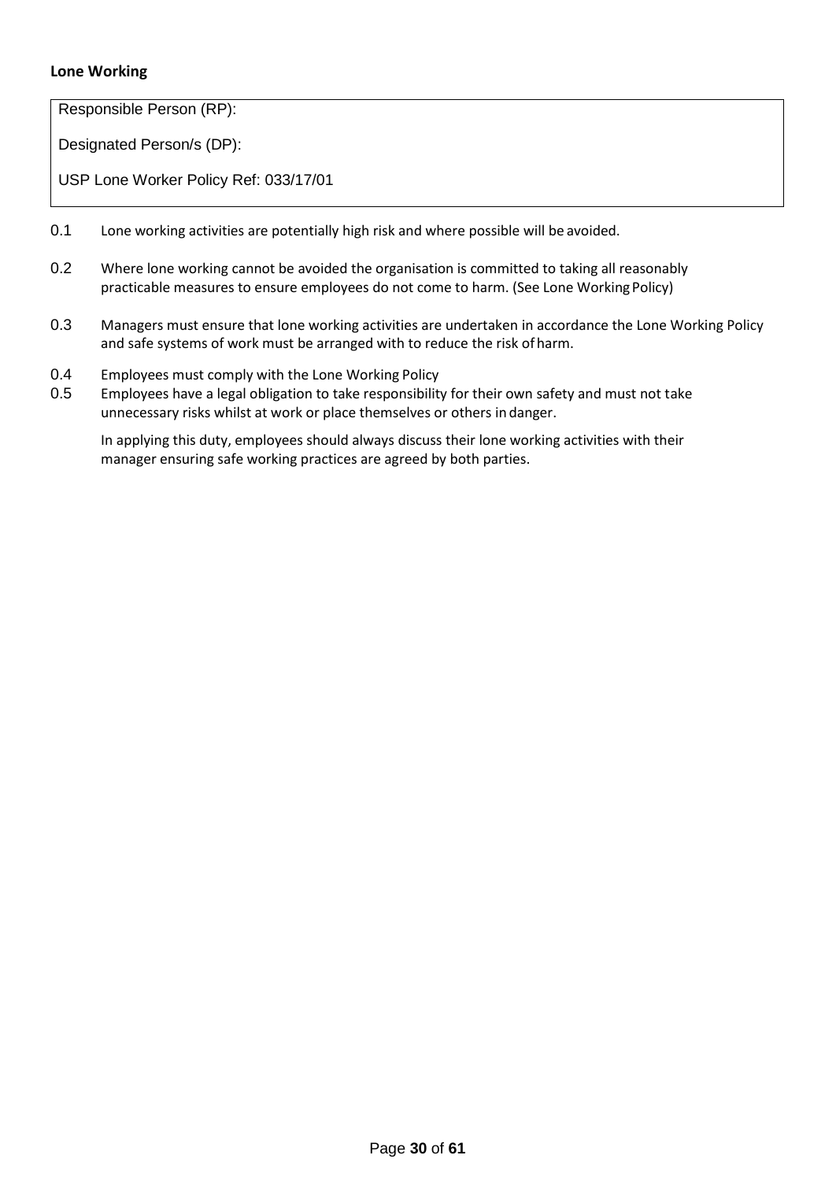**Lone Working**

| Responsible Person (RP): |
| --- |
| Designated Person/s (DP): |
| USP Lone Worker Policy Ref: 033/17/01 |

0.1 Lone working activities are potentially high risk and where possible will be avoided.

0.2 Where lone working cannot be avoided the organisation is committed to taking all reasonably practicable measures to ensure employees do not come to harm. (See Lone Working Policy)

0.3 Managers must ensure that lone working activities are undertaken in accordance the Lone Working Policy and safe systems of work must be arranged with to reduce the risk of harm.

0.4 Employees must comply with the Lone Working Policy

0.5 Employees have a legal obligation to take responsibility for their own safety and must not take unnecessary risks whilst at work or place themselves or others in danger.

In applying this duty, employees should always discuss their lone working activities with their manager ensuring safe working practices are agreed by both parties.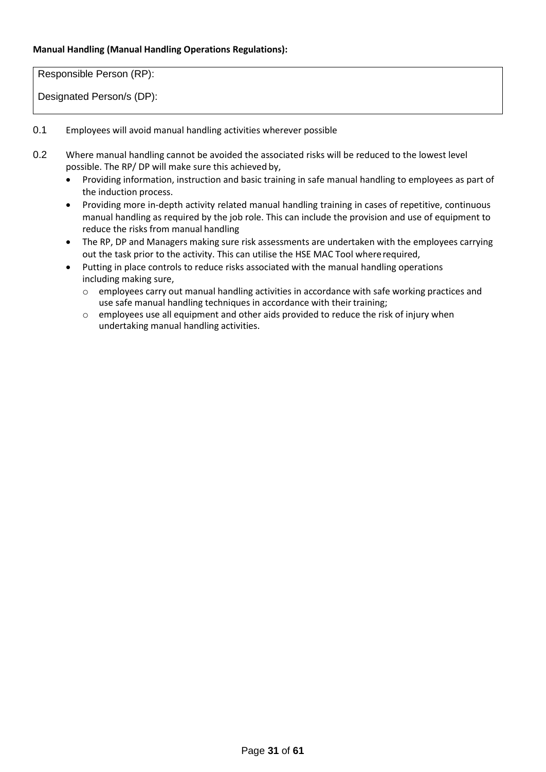**Manual Handling (Manual Handling Operations Regulations):**

| Responsible Person (RP): |
|---|
| Designated Person/s (DP): |

0.1 Employees will avoid manual handling activities wherever possible

0.2 Where manual handling cannot be avoided the associated risks will be reduced to the lowest level possible. The RP/ DP will make sure this achieved by,

- Providing information, instruction and basic training in safe manual handling to employees as part of the induction process.
- Providing more in-depth activity related manual handling training in cases of repetitive, continuous manual handling as required by the job role. This can include the provision and use of equipment to reduce the risks from manual handling
- The RP, DP and Managers making sure risk assessments are undertaken with the employees carrying out the task prior to the activity. This can utilise the HSE MAC Tool where required,
- Putting in place controls to reduce risks associated with the manual handling operations including making sure,
  - employees carry out manual handling activities in accordance with safe working practices and use safe manual handling techniques in accordance with their training;
  - employees use all equipment and other aids provided to reduce the risk of injury when undertaking manual handling activities.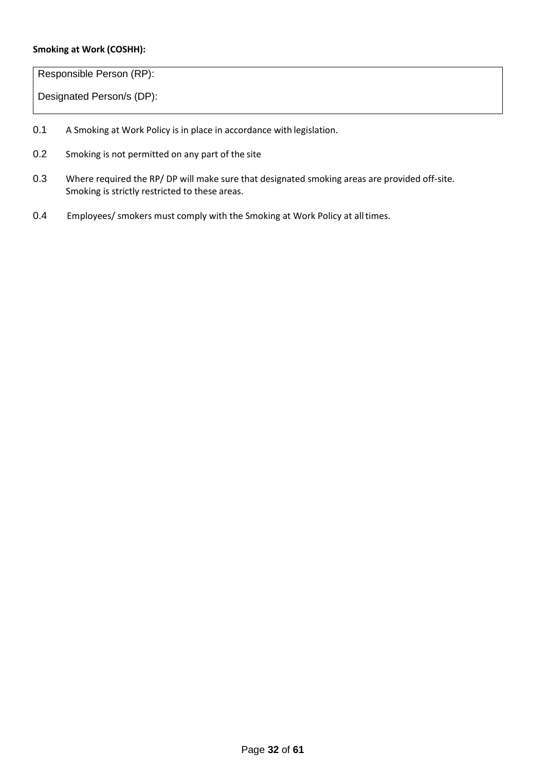**Smoking at Work (COSHH):**

| Responsible Person (RP): |
|---|
| Designated Person/s (DP): |

0.1 A Smoking at Work Policy is in place in accordance with legislation.

0.2 Smoking is not permitted on any part of the site

0.3 Where required the RP/ DP will make sure that designated smoking areas are provided off-site. Smoking is strictly restricted to these areas.

0.4 Employees/ smokers must comply with the Smoking at Work Policy at all times.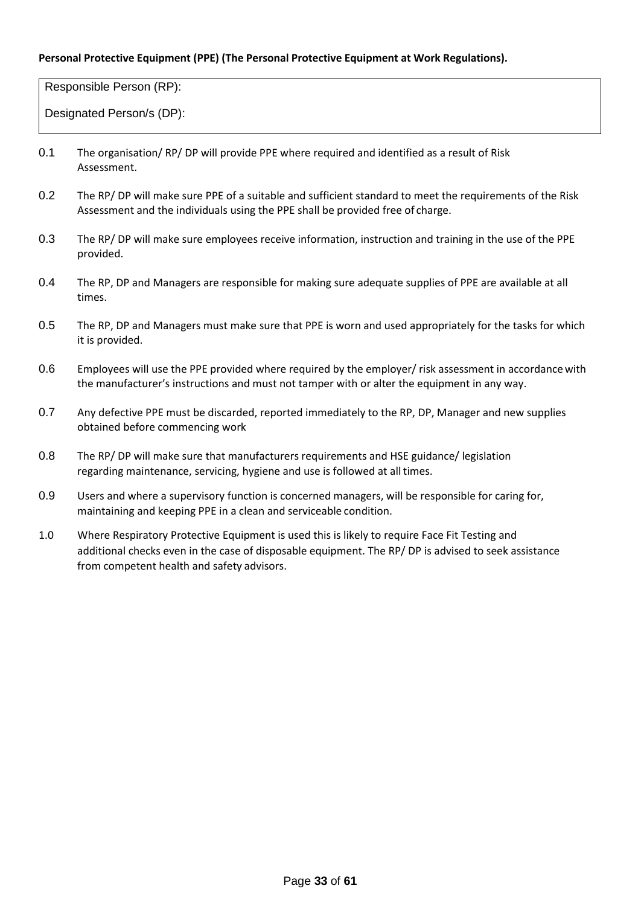**Personal Protective Equipment (PPE) (The Personal Protective Equipment at Work Regulations).**

| Responsible Person (RP): |
|---|
| Designated Person/s (DP): |

0.1 The organisation/ RP/ DP will provide PPE where required and identified as a result of Risk Assessment.

0.2 The RP/ DP will make sure PPE of a suitable and sufficient standard to meet the requirements of the Risk Assessment and the individuals using the PPE shall be provided free of charge.

0.3 The RP/ DP will make sure employees receive information, instruction and training in the use of the PPE provided.

0.4 The RP, DP and Managers are responsible for making sure adequate supplies of PPE are available at all times.

0.5 The RP, DP and Managers must make sure that PPE is worn and used appropriately for the tasks for which it is provided.

0.6 Employees will use the PPE provided where required by the employer/ risk assessment in accordance with the manufacturer's instructions and must not tamper with or alter the equipment in any way.

0.7 Any defective PPE must be discarded, reported immediately to the RP, DP, Manager and new supplies obtained before commencing work

0.8 The RP/ DP will make sure that manufacturers requirements and HSE guidance/ legislation regarding maintenance, servicing, hygiene and use is followed at all times.

0.9 Users and where a supervisory function is concerned managers, will be responsible for caring for, maintaining and keeping PPE in a clean and serviceable condition.

1.0 Where Respiratory Protective Equipment is used this is likely to require Face Fit Testing and additional checks even in the case of disposable equipment. The RP/ DP is advised to seek assistance from competent health and safety advisors.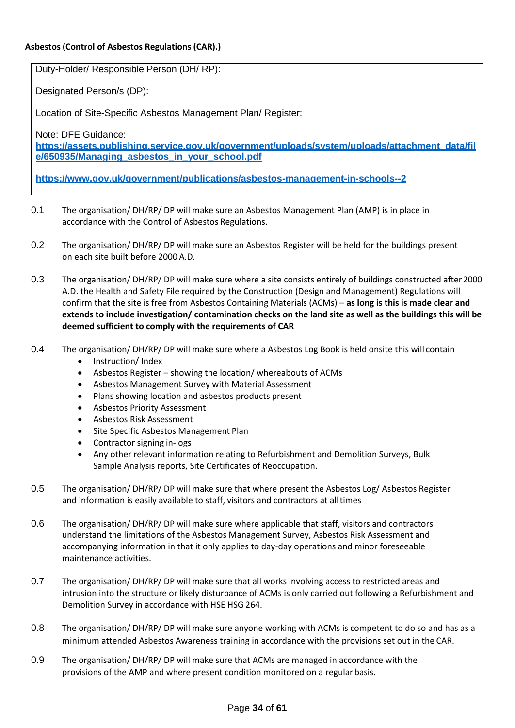**Asbestos (Control of Asbestos Regulations (CAR).)**

Duty-Holder/ Responsible Person (DH/ RP):

Designated Person/s (DP):

Location of Site-Specific Asbestos Management Plan/ Register:

Note: DFE Guidance:
**https://assets.publishing.service.gov.uk/government/uploads/system/uploads/attachment_data/file/650935/Managing_asbestos_in_your_school.pdf**

**https://www.gov.uk/government/publications/asbestos-management-in-schools--2**

0.1 The organisation/ DH/RP/ DP will make sure an Asbestos Management Plan (AMP) is in place in accordance with the Control of Asbestos Regulations.

0.2 The organisation/ DH/RP/ DP will make sure an Asbestos Register will be held for the buildings present on each site built before 2000 A.D.

0.3 The organisation/ DH/RP/ DP will make sure where a site consists entirely of buildings constructed after 2000 A.D. the Health and Safety File required by the Construction (Design and Management) Regulations will confirm that the site is free from Asbestos Containing Materials (ACMs) – **as long is this is made clear and extends to include investigation/ contamination checks on the land site as well as the buildings this will be deemed sufficient to comply with the requirements of CAR**

0.4 The organisation/ DH/RP/ DP will make sure where a Asbestos Log Book is held onsite this will contain

- Instruction/ Index
- Asbestos Register – showing the location/ whereabouts of ACMs
- Asbestos Management Survey with Material Assessment
- Plans showing location and asbestos products present
- Asbestos Priority Assessment
- Asbestos Risk Assessment
- Site Specific Asbestos Management Plan
- Contractor signing in-logs
- Any other relevant information relating to Refurbishment and Demolition Surveys, Bulk Sample Analysis reports, Site Certificates of Reoccupation.

0.5 The organisation/ DH/RP/ DP will make sure that where present the Asbestos Log/ Asbestos Register and information is easily available to staff, visitors and contractors at all times

0.6 The organisation/ DH/RP/ DP will make sure where applicable that staff, visitors and contractors understand the limitations of the Asbestos Management Survey, Asbestos Risk Assessment and accompanying information in that it only applies to day-day operations and minor foreseeable maintenance activities.

0.7 The organisation/ DH/RP/ DP will make sure that all works involving access to restricted areas and intrusion into the structure or likely disturbance of ACMs is only carried out following a Refurbishment and Demolition Survey in accordance with HSE HSG 264.

0.8 The organisation/ DH/RP/ DP will make sure anyone working with ACMs is competent to do so and has as a minimum attended Asbestos Awareness training in accordance with the provisions set out in the CAR.

0.9 The organisation/ DH/RP/ DP will make sure that ACMs are managed in accordance with the provisions of the AMP and where present condition monitored on a regular basis.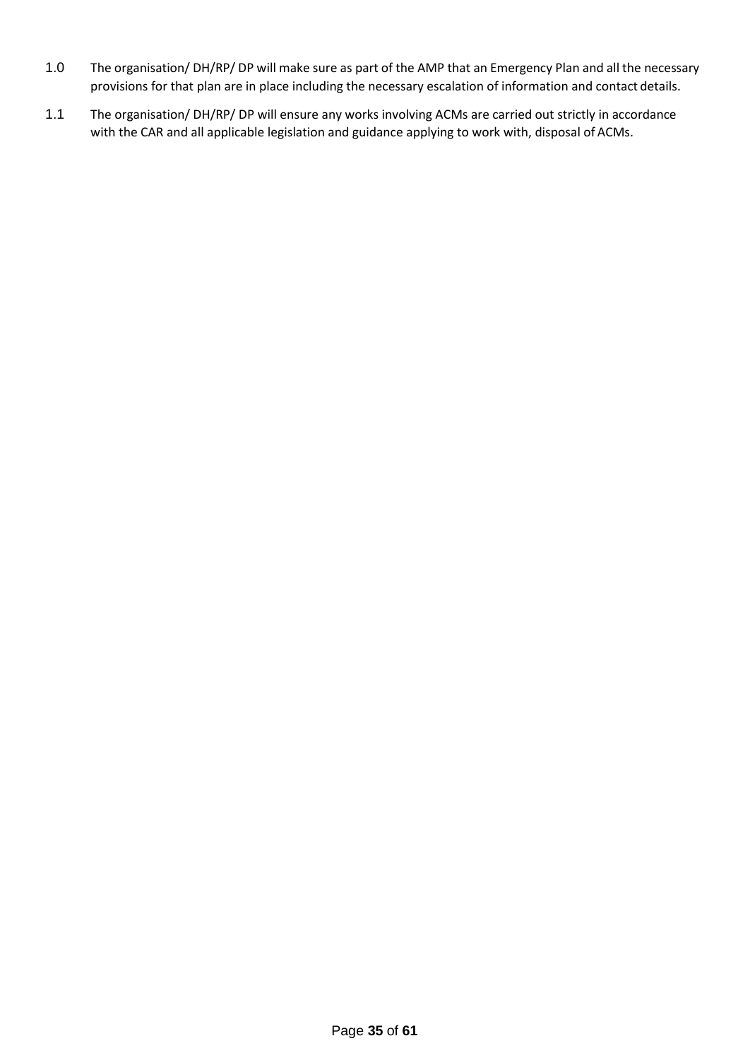1.0 The organisation/ DH/RP/ DP will make sure as part of the AMP that an Emergency Plan and all the necessary provisions for that plan are in place including the necessary escalation of information and contact details.

1.1 The organisation/ DH/RP/ DP will ensure any works involving ACMs are carried out strictly in accordance with the CAR and all applicable legislation and guidance applying to work with, disposal of ACMs.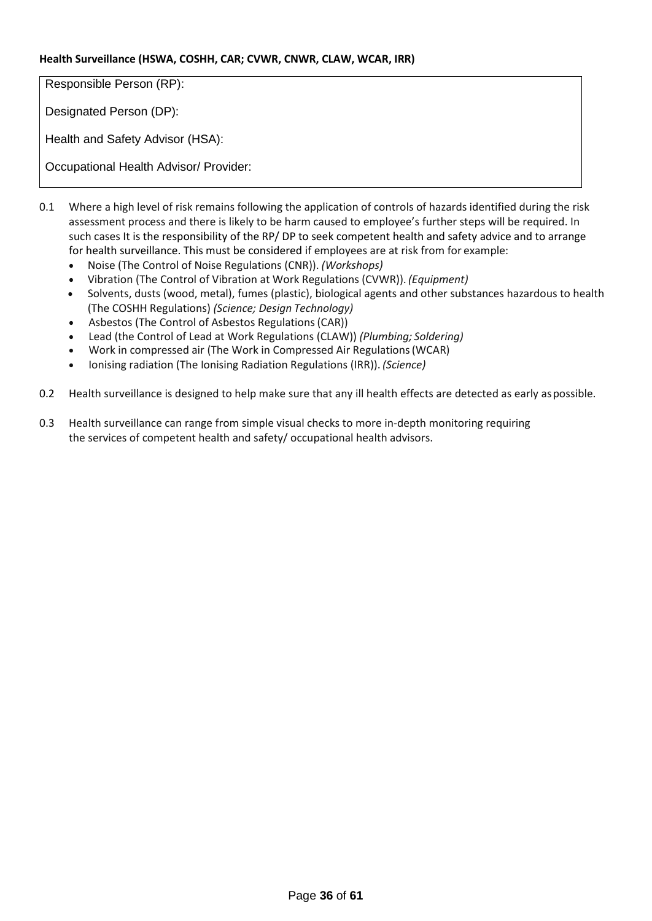**Health Surveillance (HSWA, COSHH, CAR; CVWR, CNWR, CLAW, WCAR, IRR)**

| Responsible Person (RP): |
|---|
| Designated Person (DP): |
| Health and Safety Advisor (HSA): |
| Occupational Health Advisor/ Provider: |

0.1 Where a high level of risk remains following the application of controls of hazards identified during the risk assessment process and there is likely to be harm caused to employee's further steps will be required. In such cases It is the responsibility of the RP/ DP to seek competent health and safety advice and to arrange for health surveillance. This must be considered if employees are at risk from for example:

- Noise (The Control of Noise Regulations (CNR)). *(Workshops)*
- Vibration (The Control of Vibration at Work Regulations (CVWR)). *(Equipment)*
- Solvents, dusts (wood, metal), fumes (plastic), biological agents and other substances hazardous to health (The COSHH Regulations) *(Science; Design Technology)*
- Asbestos (The Control of Asbestos Regulations (CAR))
- Lead (the Control of Lead at Work Regulations (CLAW)) *(Plumbing; Soldering)*
- Work in compressed air (The Work in Compressed Air Regulations (WCAR)
- Ionising radiation (The Ionising Radiation Regulations (IRR)). *(Science)*

0.2 Health surveillance is designed to help make sure that any ill health effects are detected as early as possible.

0.3 Health surveillance can range from simple visual checks to more in-depth monitoring requiring the services of competent health and safety/ occupational health advisors.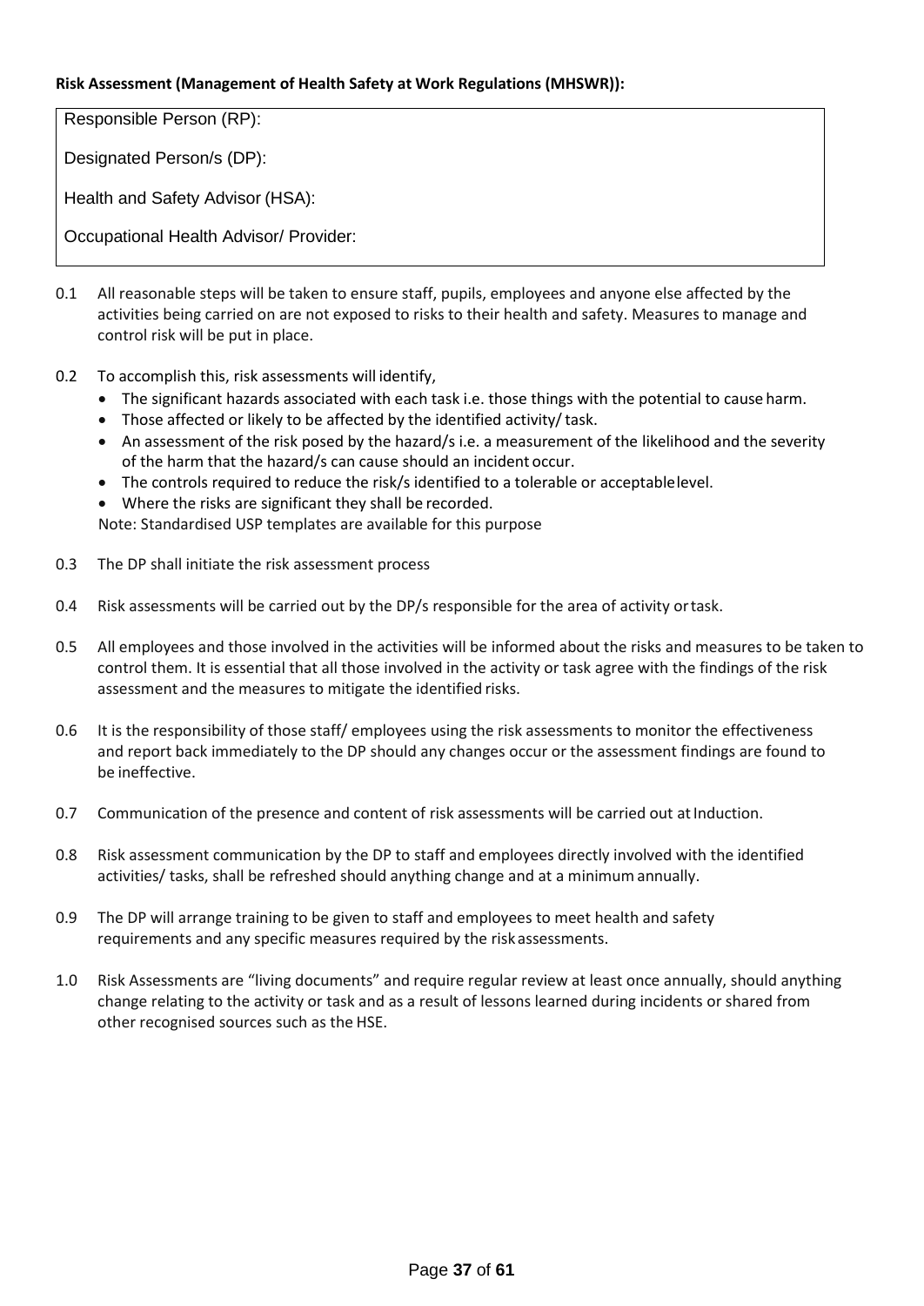**Risk Assessment (Management of Health Safety at Work Regulations (MHSWR)):**

| Responsible Person (RP): |
|---|
| Designated Person/s (DP): |
| Health and Safety Advisor (HSA): |
| Occupational Health Advisor/ Provider: |

0.1 All reasonable steps will be taken to ensure staff, pupils, employees and anyone else affected by the activities being carried on are not exposed to risks to their health and safety. Measures to manage and control risk will be put in place.

0.2 To accomplish this, risk assessments will identify,

- The significant hazards associated with each task i.e. those things with the potential to cause harm.
- Those affected or likely to be affected by the identified activity/ task.
- An assessment of the risk posed by the hazard/s i.e. a measurement of the likelihood and the severity of the harm that the hazard/s can cause should an incident occur.
- The controls required to reduce the risk/s identified to a tolerable or acceptable level.
- Where the risks are significant they shall be recorded.

Note: Standardised USP templates are available for this purpose

0.3 The DP shall initiate the risk assessment process

0.4 Risk assessments will be carried out by the DP/s responsible for the area of activity or task.

0.5 All employees and those involved in the activities will be informed about the risks and measures to be taken to control them. It is essential that all those involved in the activity or task agree with the findings of the risk assessment and the measures to mitigate the identified risks.

0.6 It is the responsibility of those staff/ employees using the risk assessments to monitor the effectiveness and report back immediately to the DP should any changes occur or the assessment findings are found to be ineffective.

0.7 Communication of the presence and content of risk assessments will be carried out at Induction.

0.8 Risk assessment communication by the DP to staff and employees directly involved with the identified activities/ tasks, shall be refreshed should anything change and at a minimum annually.

0.9 The DP will arrange training to be given to staff and employees to meet health and safety requirements and any specific measures required by the risk assessments.

1.0 Risk Assessments are "living documents" and require regular review at least once annually, should anything change relating to the activity or task and as a result of lessons learned during incidents or shared from other recognised sources such as the HSE.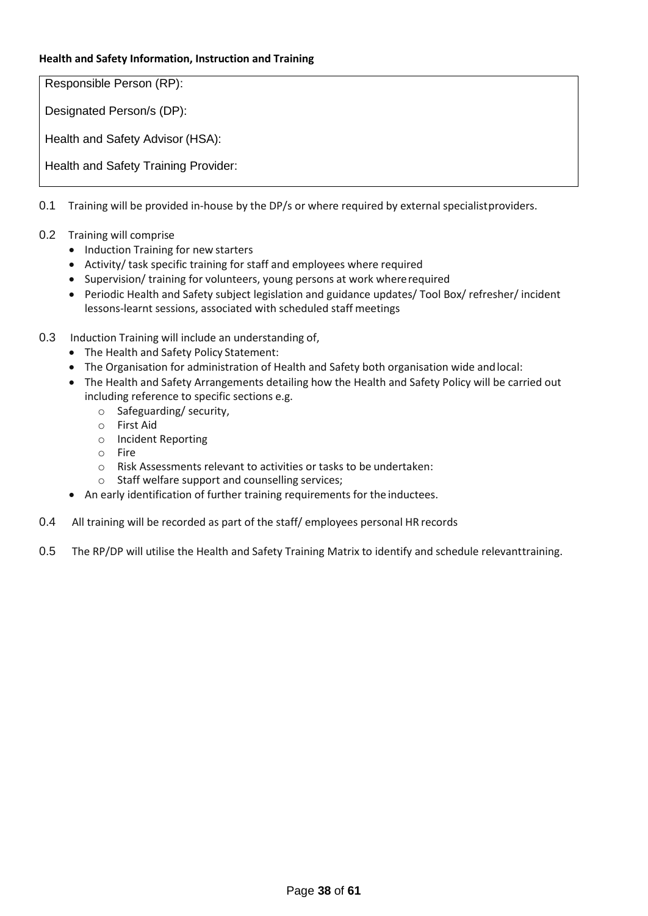**Health and Safety Information, Instruction and Training**

| Responsible Person (RP): |
|---|
| Designated Person/s (DP): |
| Health and Safety Advisor (HSA): |
| Health and Safety Training Provider: |

0.1 Training will be provided in-house by the DP/s or where required by external specialist providers.

0.2 Training will comprise

- Induction Training for new starters
- Activity/ task specific training for staff and employees where required
- Supervision/ training for volunteers, young persons at work where required
- Periodic Health and Safety subject legislation and guidance updates/ Tool Box/ refresher/ incident lessons-learnt sessions, associated with scheduled staff meetings

0.3 Induction Training will include an understanding of,

- The Health and Safety Policy Statement:
- The Organisation for administration of Health and Safety both organisation wide and local:
- The Health and Safety Arrangements detailing how the Health and Safety Policy will be carried out including reference to specific sections e.g.
    - Safeguarding/ security,
    - First Aid
    - Incident Reporting
    - Fire
    - Risk Assessments relevant to activities or tasks to be undertaken:
    - Staff welfare support and counselling services;
- An early identification of further training requirements for the inductees.

0.4 All training will be recorded as part of the staff/ employees personal HR records

0.5 The RP/DP will utilise the Health and Safety Training Matrix to identify and schedule relevant training.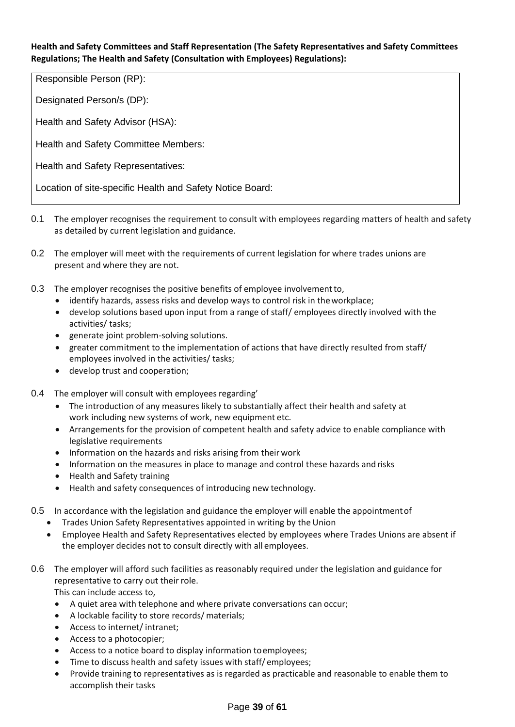**Health and Safety Committees and Staff Representation (The Safety Representatives and Safety Committees Regulations; The Health and Safety (Consultation with Employees) Regulations):**

| Responsible Person (RP): |
| --- |
| Designated Person/s (DP): |
| Health and Safety Advisor (HSA): |
| Health and Safety Committee Members: |
| Health and Safety Representatives: |
| Location of site-specific Health and Safety Notice Board: |

0.1 The employer recognises the requirement to consult with employees regarding matters of health and safety as detailed by current legislation and guidance.

0.2 The employer will meet with the requirements of current legislation for where trades unions are present and where they are not.

0.3 The employer recognises the positive benefits of employee involvement to,

- identify hazards, assess risks and develop ways to control risk in the workplace;
- develop solutions based upon input from a range of staff/ employees directly involved with the activities/ tasks;
- generate joint problem-solving solutions.
- greater commitment to the implementation of actions that have directly resulted from staff/ employees involved in the activities/ tasks;
- develop trust and cooperation;

0.4 The employer will consult with employees regarding'

- The introduction of any measures likely to substantially affect their health and safety at work including new systems of work, new equipment etc.
- Arrangements for the provision of competent health and safety advice to enable compliance with legislative requirements
- Information on the hazards and risks arising from their work
- Information on the measures in place to manage and control these hazards and risks
- Health and Safety training
- Health and safety consequences of introducing new technology.

0.5 In accordance with the legislation and guidance the employer will enable the appointment of

- Trades Union Safety Representatives appointed in writing by the Union
- Employee Health and Safety Representatives elected by employees where Trades Unions are absent if the employer decides not to consult directly with all employees.

0.6 The employer will afford such facilities as reasonably required under the legislation and guidance for representative to carry out their role.

This can include access to,

- A quiet area with telephone and where private conversations can occur;
- A lockable facility to store records/ materials;
- Access to internet/ intranet;
- Access to a photocopier;
- Access to a notice board to display information to employees;
- Time to discuss health and safety issues with staff/ employees;
- Provide training to representatives as is regarded as practicable and reasonable to enable them to accomplish their tasks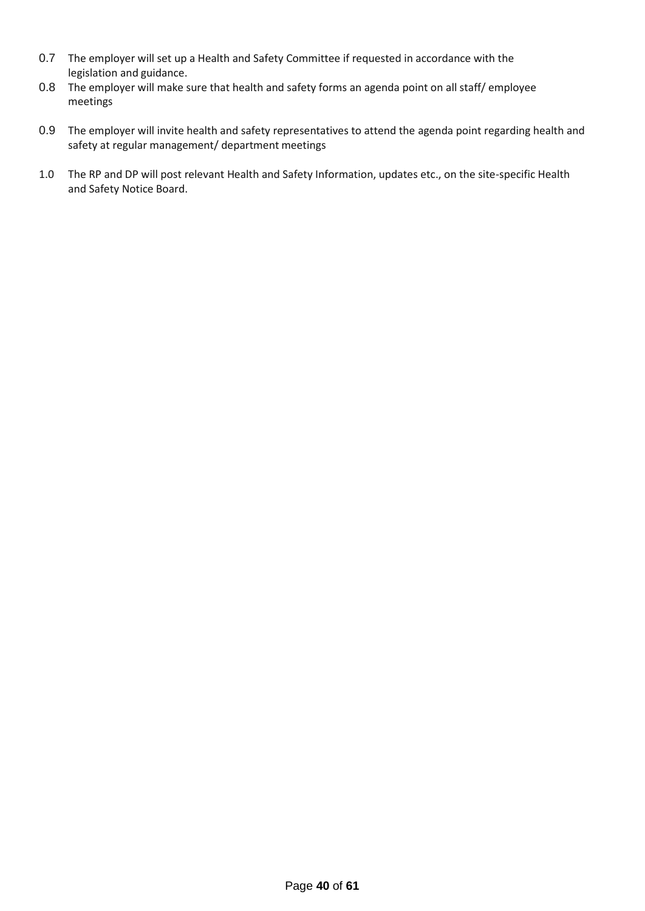0.7 The employer will set up a Health and Safety Committee if requested in accordance with the legislation and guidance.

0.8 The employer will make sure that health and safety forms an agenda point on all staff/ employee meetings

0.9 The employer will invite health and safety representatives to attend the agenda point regarding health and safety at regular management/ department meetings

1.0 The RP and DP will post relevant Health and Safety Information, updates etc., on the site-specific Health and Safety Notice Board.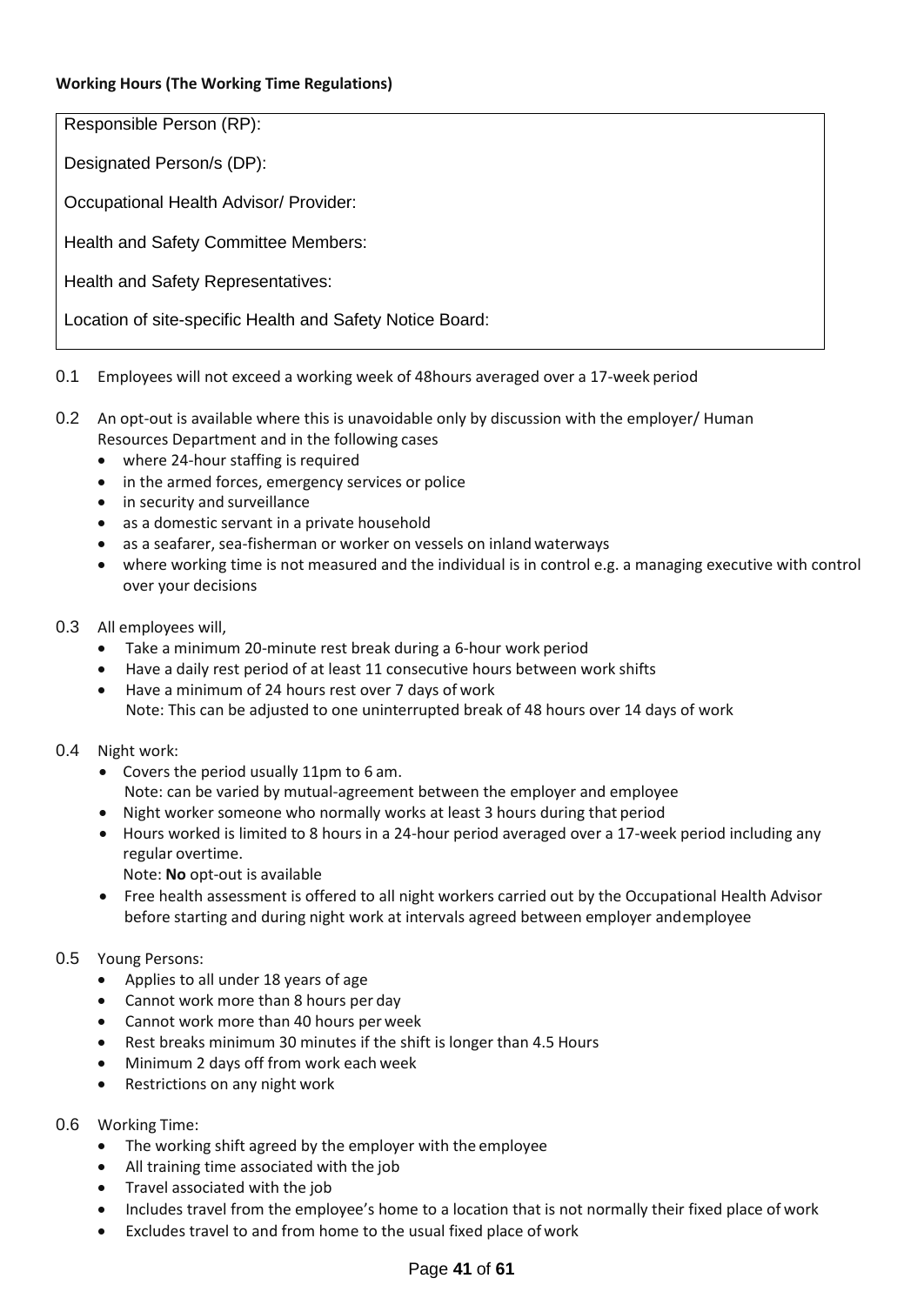**Working Hours (The Working Time Regulations)**

| Responsible Person (RP): |
| --- |
| Designated Person/s (DP): |
| Occupational Health Advisor/ Provider: |
| Health and Safety Committee Members: |
| Health and Safety Representatives: |
| Location of site-specific Health and Safety Notice Board: |

0.1 Employees will not exceed a working week of 48hours averaged over a 17-week period

0.2 An opt-out is available where this is unavoidable only by discussion with the employer/ Human Resources Department and in the following cases

- where 24-hour staffing is required
- in the armed forces, emergency services or police
- in security and surveillance
- as a domestic servant in a private household
- as a seafarer, sea-fisherman or worker on vessels on inland waterways
- where working time is not measured and the individual is in control e.g. a managing executive with control over your decisions

0.3 All employees will,

- Take a minimum 20-minute rest break during a 6-hour work period
- Have a daily rest period of at least 11 consecutive hours between work shifts
- Have a minimum of 24 hours rest over 7 days of work
  Note: This can be adjusted to one uninterrupted break of 48 hours over 14 days of work

0.4 Night work:

- Covers the period usually 11pm to 6 am.
  Note: can be varied by mutual-agreement between the employer and employee
- Night worker someone who normally works at least 3 hours during that period
- Hours worked is limited to 8 hours in a 24-hour period averaged over a 17-week period including any regular overtime.
  Note: **No** opt-out is available
- Free health assessment is offered to all night workers carried out by the Occupational Health Advisor before starting and during night work at intervals agreed between employer andemployee

0.5 Young Persons:

- Applies to all under 18 years of age
- Cannot work more than 8 hours per day
- Cannot work more than 40 hours per week
- Rest breaks minimum 30 minutes if the shift is longer than 4.5 Hours
- Minimum 2 days off from work each week
- Restrictions on any night work

0.6 Working Time:

- The working shift agreed by the employer with the employee
- All training time associated with the job
- Travel associated with the job
- Includes travel from the employee's home to a location that is not normally their fixed place of work
- Excludes travel to and from home to the usual fixed place of work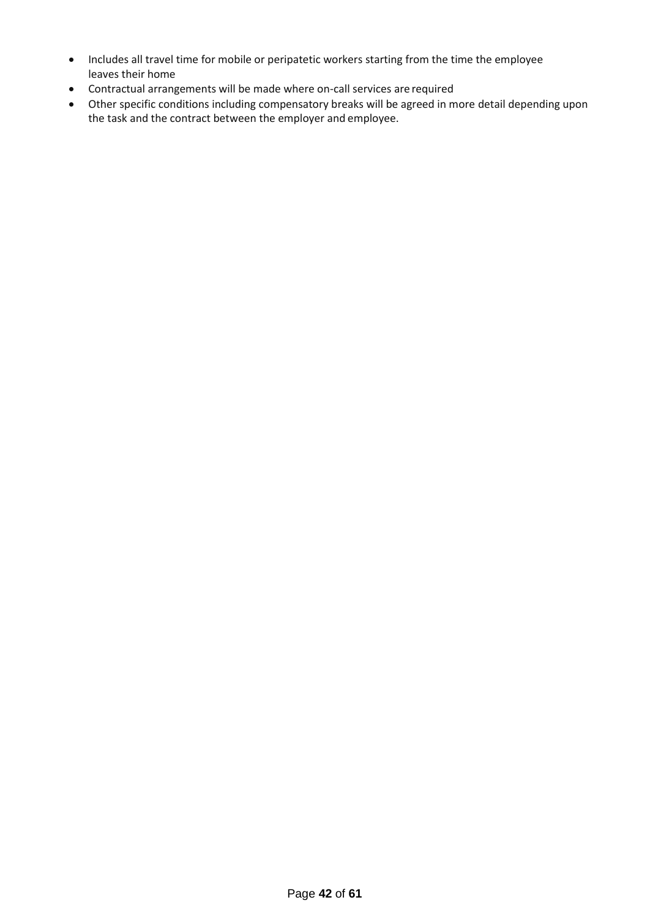- Includes all travel time for mobile or peripatetic workers starting from the time the employee leaves their home
- Contractual arrangements will be made where on-call services are required
- Other specific conditions including compensatory breaks will be agreed in more detail depending upon the task and the contract between the employer and employee.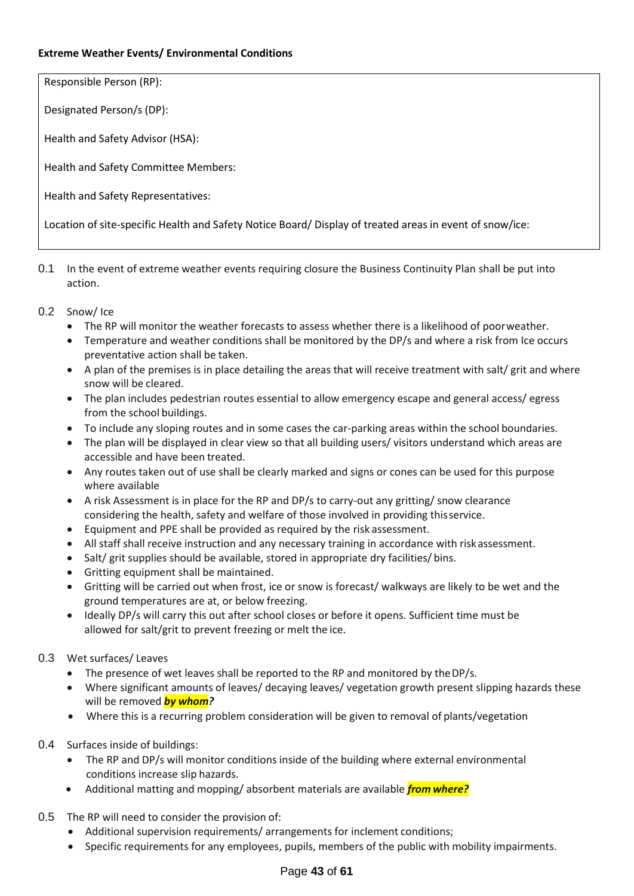**Extreme Weather Events/ Environmental Conditions**

Responsible Person (RP):

Designated Person/s (DP):

Health and Safety Advisor (HSA):

Health and Safety Committee Members:

Health and Safety Representatives:

Location of site-specific Health and Safety Notice Board/ Display of treated areas in event of snow/ice:

0.1 In the event of extreme weather events requiring closure the Business Continuity Plan shall be put into action.

0.2 Snow/ Ice

- The RP will monitor the weather forecasts to assess whether there is a likelihood of poor weather.
- Temperature and weather conditions shall be monitored by the DP/s and where a risk from Ice occurs preventative action shall be taken.
- A plan of the premises is in place detailing the areas that will receive treatment with salt/ grit and where snow will be cleared.
- The plan includes pedestrian routes essential to allow emergency escape and general access/ egress from the school buildings.
- To include any sloping routes and in some cases the car-parking areas within the school boundaries.
- The plan will be displayed in clear view so that all building users/ visitors understand which areas are accessible and have been treated.
- Any routes taken out of use shall be clearly marked and signs or cones can be used for this purpose where available
- A risk Assessment is in place for the RP and DP/s to carry-out any gritting/ snow clearance considering the health, safety and welfare of those involved in providing this service.
- Equipment and PPE shall be provided as required by the risk assessment.
- All staff shall receive instruction and any necessary training in accordance with risk assessment.
- Salt/ grit supplies should be available, stored in appropriate dry facilities/ bins.
- Gritting equipment shall be maintained.
- Gritting will be carried out when frost, ice or snow is forecast/ walkways are likely to be wet and the ground temperatures are at, or below freezing.
- Ideally DP/s will carry this out after school closes or before it opens. Sufficient time must be allowed for salt/grit to prevent freezing or melt the ice.

0.3 Wet surfaces/ Leaves

- The presence of wet leaves shall be reported to the RP and monitored by the DP/s.
- Where significant amounts of leaves/ decaying leaves/ vegetation growth present slipping hazards these will be removed ***by whom?***
- Where this is a recurring problem consideration will be given to removal of plants/vegetation

0.4 Surfaces inside of buildings:

- The RP and DP/s will monitor conditions inside of the building where external environmental conditions increase slip hazards.
- Additional matting and mopping/ absorbent materials are available ***from where?***

0.5 The RP will need to consider the provision of:

- Additional supervision requirements/ arrangements for inclement conditions;
- Specific requirements for any employees, pupils, members of the public with mobility impairments.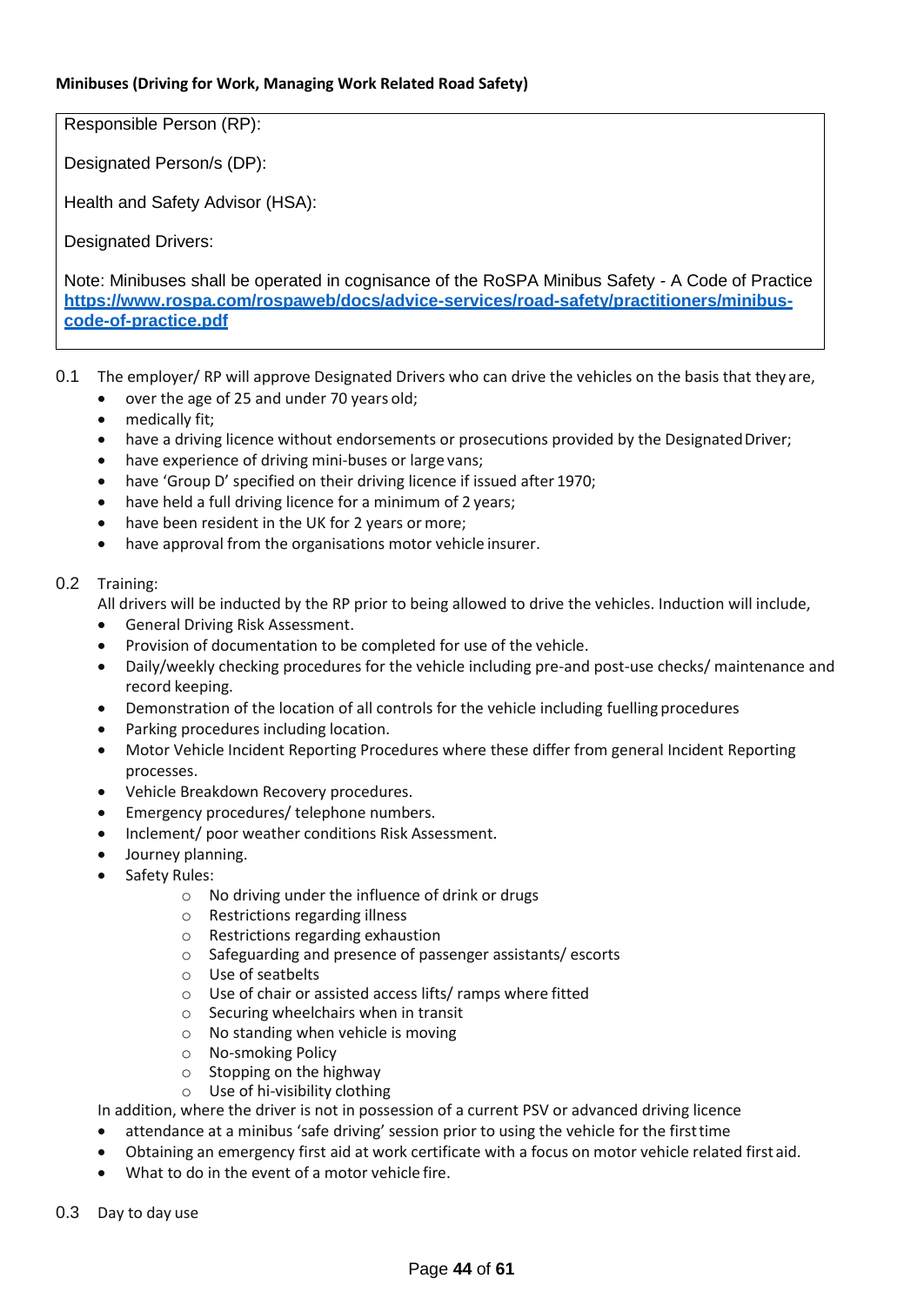**Minibuses (Driving for Work, Managing Work Related Road Safety)**

| Responsible Person (RP):<br><br>Designated Person/s (DP):<br><br>Health and Safety Advisor (HSA):<br><br>Designated Drivers:<br><br>Note: Minibuses shall be operated in cognisance of the RoSPA Minibus Safety - A Code of Practice [https://www.rospa.com/rospaweb/docs/advice-services/road-safety/practitioners/minibus-code-of-practice.pdf](https://www.rospa.com/rospaweb/docs/advice-services/road-safety/practitioners/minibus-code-of-practice.pdf) |
|---|

0.1 The employer/ RP will approve Designated Drivers who can drive the vehicles on the basis that they are,

- over the age of 25 and under 70 years old;
- medically fit;
- have a driving licence without endorsements or prosecutions provided by the Designated Driver;
- have experience of driving mini-buses or large vans;
- have 'Group D' specified on their driving licence if issued after 1970;
- have held a full driving licence for a minimum of 2 years;
- have been resident in the UK for 2 years or more;
- have approval from the organisations motor vehicle insurer.

0.2 Training:

All drivers will be inducted by the RP prior to being allowed to drive the vehicles. Induction will include,

- General Driving Risk Assessment.
- Provision of documentation to be completed for use of the vehicle.
- Daily/weekly checking procedures for the vehicle including pre-and post-use checks/ maintenance and record keeping.
- Demonstration of the location of all controls for the vehicle including fuelling procedures
- Parking procedures including location.
- Motor Vehicle Incident Reporting Procedures where these differ from general Incident Reporting processes.
- Vehicle Breakdown Recovery procedures.
- Emergency procedures/ telephone numbers.
- Inclement/ poor weather conditions Risk Assessment.
- Journey planning.
- Safety Rules:
    - No driving under the influence of drink or drugs
    - Restrictions regarding illness
    - Restrictions regarding exhaustion
    - Safeguarding and presence of passenger assistants/ escorts
    - Use of seatbelts
    - Use of chair or assisted access lifts/ ramps where fitted
    - Securing wheelchairs when in transit
    - No standing when vehicle is moving
    - No-smoking Policy
    - Stopping on the highway
    - Use of hi-visibility clothing

In addition, where the driver is not in possession of a current PSV or advanced driving licence

- attendance at a minibus 'safe driving' session prior to using the vehicle for the first time
- Obtaining an emergency first aid at work certificate with a focus on motor vehicle related first aid.
- What to do in the event of a motor vehicle fire.

0.3 Day to day use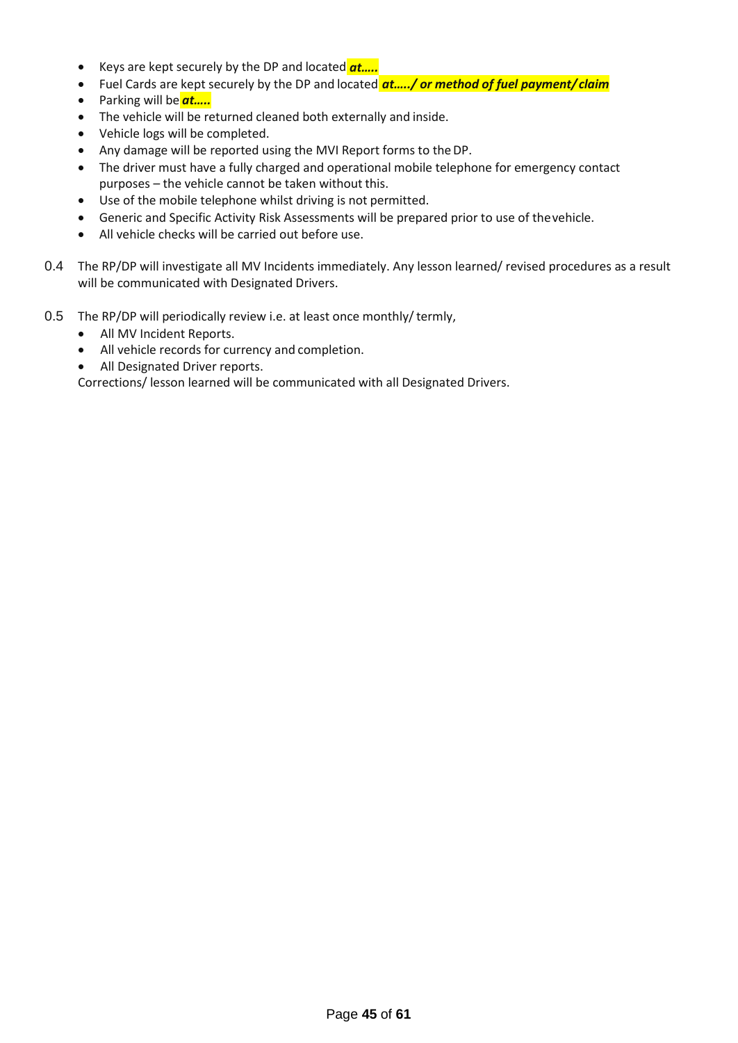- Keys are kept securely by the DP and located ***at…..***
- Fuel Cards are kept securely by the DP and located ***at…../ or method of fuel payment/ claim***
- Parking will be ***at…..***
- The vehicle will be returned cleaned both externally and inside.
- Vehicle logs will be completed.
- Any damage will be reported using the MVI Report forms to the DP.
- The driver must have a fully charged and operational mobile telephone for emergency contact purposes – the vehicle cannot be taken without this.
- Use of the mobile telephone whilst driving is not permitted.
- Generic and Specific Activity Risk Assessments will be prepared prior to use of the vehicle.
- All vehicle checks will be carried out before use.

0.4 The RP/DP will investigate all MV Incidents immediately. Any lesson learned/ revised procedures as a result will be communicated with Designated Drivers.

0.5 The RP/DP will periodically review i.e. at least once monthly/ termly,

- All MV Incident Reports.
- All vehicle records for currency and completion.
- All Designated Driver reports.

Corrections/ lesson learned will be communicated with all Designated Drivers.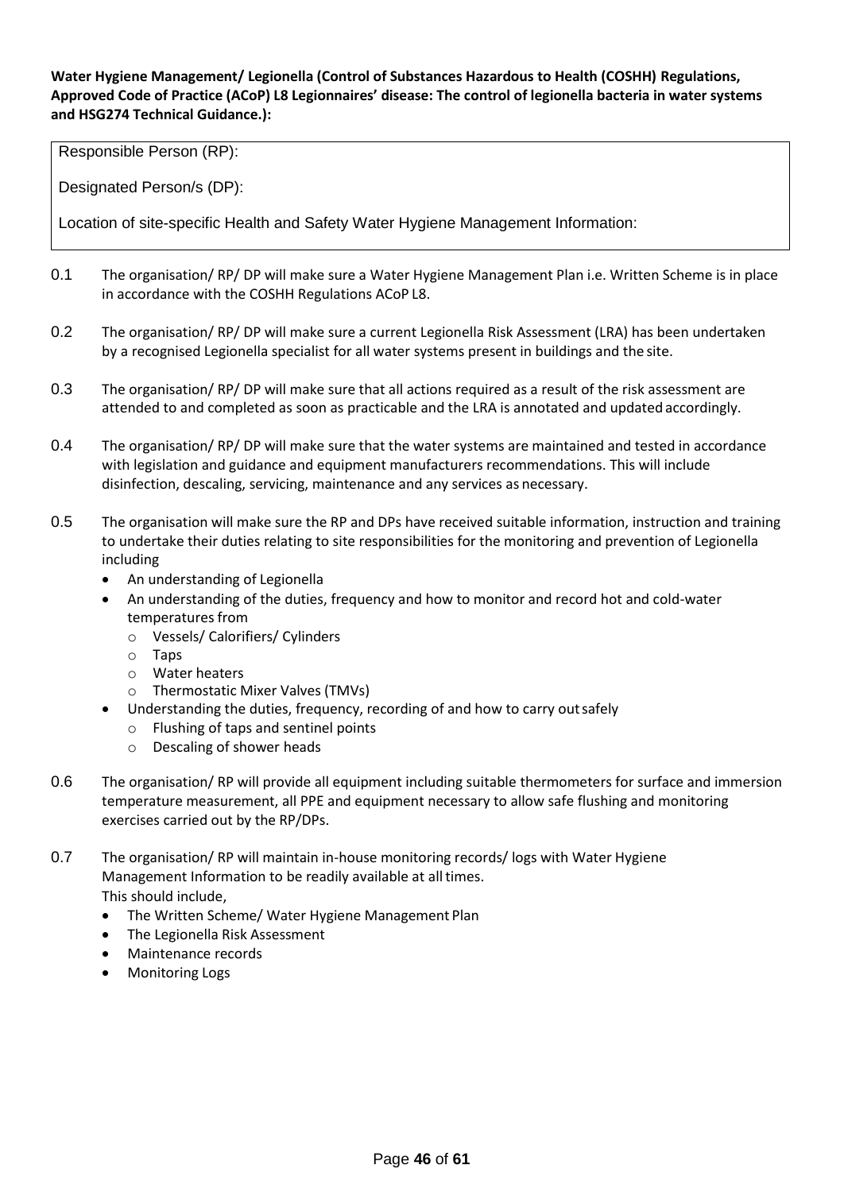**Water Hygiene Management/ Legionella (Control of Substances Hazardous to Health (COSHH) Regulations, Approved Code of Practice (ACoP) L8 Legionnaires' disease: The control of legionella bacteria in water systems and HSG274 Technical Guidance.):**

| Responsible Person (RP): |
|---|
| Designated Person/s (DP): |
| Location of site-specific Health and Safety Water Hygiene Management Information: |

0.1 The organisation/ RP/ DP will make sure a Water Hygiene Management Plan i.e. Written Scheme is in place in accordance with the COSHH Regulations ACoP L8.

0.2 The organisation/ RP/ DP will make sure a current Legionella Risk Assessment (LRA) has been undertaken by a recognised Legionella specialist for all water systems present in buildings and the site.

0.3 The organisation/ RP/ DP will make sure that all actions required as a result of the risk assessment are attended to and completed as soon as practicable and the LRA is annotated and updated accordingly.

0.4 The organisation/ RP/ DP will make sure that the water systems are maintained and tested in accordance with legislation and guidance and equipment manufacturers recommendations. This will include disinfection, descaling, servicing, maintenance and any services as necessary.

0.5 The organisation will make sure the RP and DPs have received suitable information, instruction and training to undertake their duties relating to site responsibilities for the monitoring and prevention of Legionella including

- An understanding of Legionella
- An understanding of the duties, frequency and how to monitor and record hot and cold-water temperatures from
  - Vessels/ Calorifiers/ Cylinders
  - Taps
  - Water heaters
  - Thermostatic Mixer Valves (TMVs)
- Understanding the duties, frequency, recording of and how to carry out safely
  - Flushing of taps and sentinel points
  - Descaling of shower heads

0.6 The organisation/ RP will provide all equipment including suitable thermometers for surface and immersion temperature measurement, all PPE and equipment necessary to allow safe flushing and monitoring exercises carried out by the RP/DPs.

0.7 The organisation/ RP will maintain in-house monitoring records/ logs with Water Hygiene Management Information to be readily available at all times.
This should include,

- The Written Scheme/ Water Hygiene Management Plan
- The Legionella Risk Assessment
- Maintenance records
- Monitoring Logs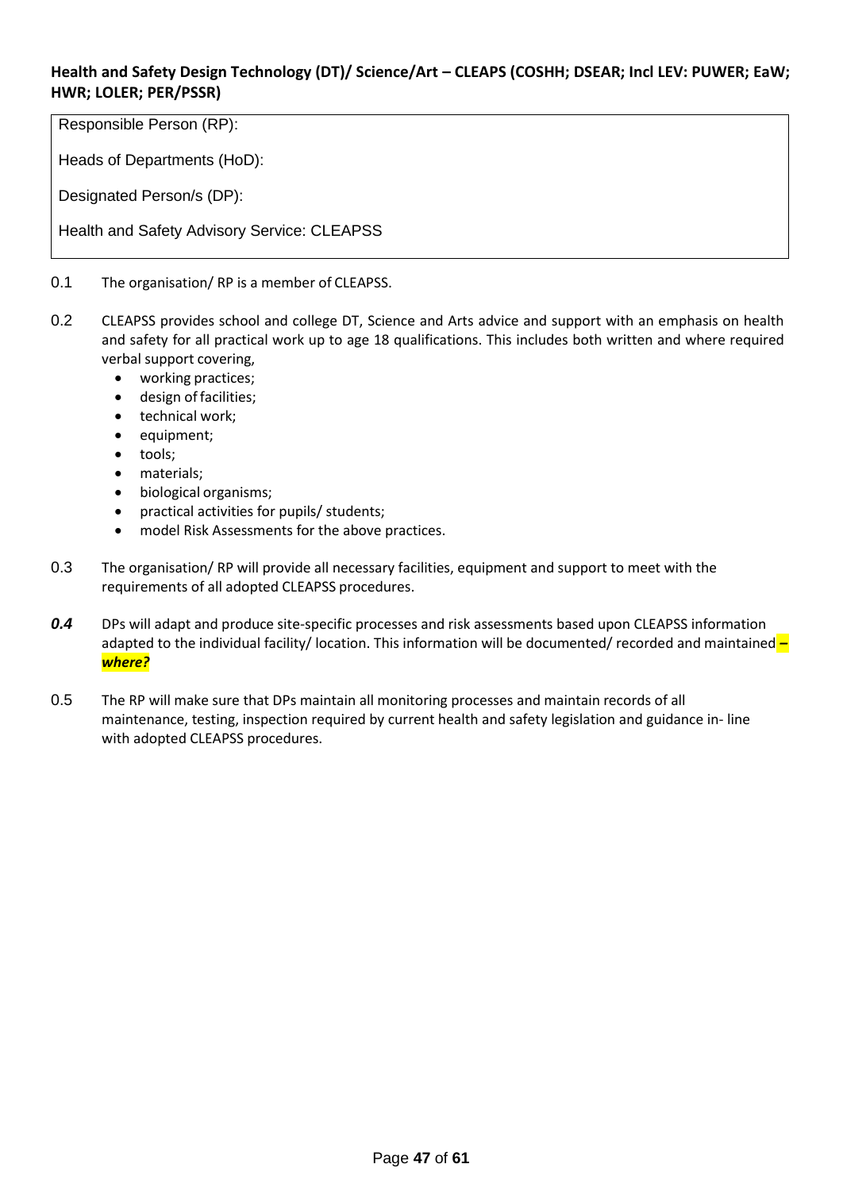**Health and Safety Design Technology (DT)/ Science/Art – CLEAPS (COSHH; DSEAR; Incl LEV: PUWER; EaW; HWR; LOLER; PER/PSSR)**

| Responsible Person (RP): |
| --- |
| Heads of Departments (HoD): |
| Designated Person/s (DP): |
| Health and Safety Advisory Service: CLEAPSS |

0.1 The organisation/ RP is a member of CLEAPSS.

0.2 CLEAPSS provides school and college DT, Science and Arts advice and support with an emphasis on health and safety for all practical work up to age 18 qualifications. This includes both written and where required verbal support covering,

- working practices;
- design of facilities;
- technical work;
- equipment;
- tools;
- materials;
- biological organisms;
- practical activities for pupils/ students;
- model Risk Assessments for the above practices.

0.3 The organisation/ RP will provide all necessary facilities, equipment and support to meet with the requirements of all adopted CLEAPSS procedures.

***0.4*** DPs will adapt and produce site-specific processes and risk assessments based upon CLEAPSS information adapted to the individual facility/ location. This information will be documented/ recorded and maintained ***– where?***

0.5 The RP will make sure that DPs maintain all monitoring processes and maintain records of all maintenance, testing, inspection required by current health and safety legislation and guidance in- line with adopted CLEAPSS procedures.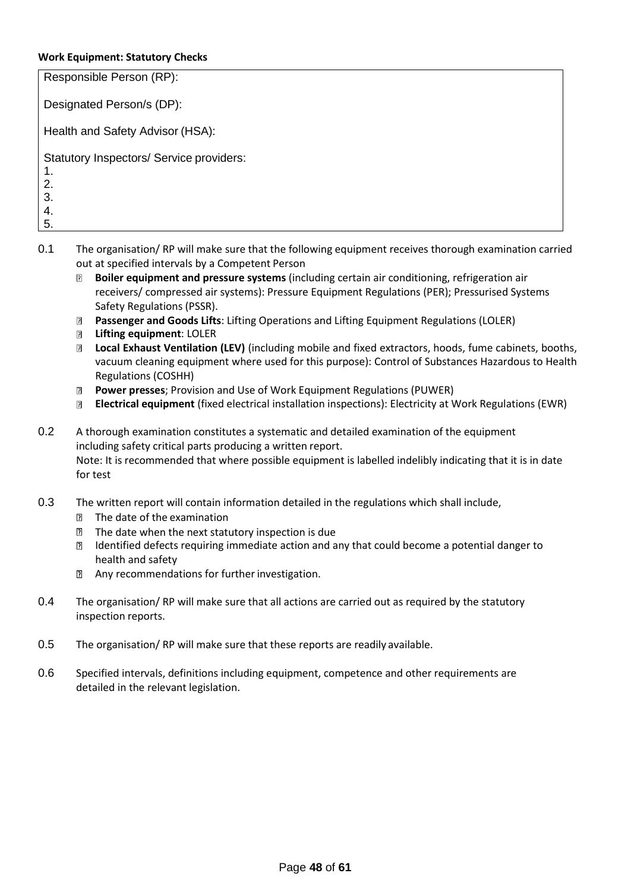**Work Equipment: Statutory Checks**

| Responsible Person (RP): |
|---|
| Designated Person/s (DP): |
| Health and Safety Advisor (HSA): |
| Statutory Inspectors/ Service providers:<br>1.<br>2.<br>3.<br>4.<br>5. |

0.1 The organisation/ RP will make sure that the following equipment receives thorough examination carried out at specified intervals by a Competent Person

- **Boiler equipment and pressure systems** (including certain air conditioning, refrigeration air receivers/ compressed air systems): Pressure Equipment Regulations (PER); Pressurised Systems Safety Regulations (PSSR).
- **Passenger and Goods Lifts**: Lifting Operations and Lifting Equipment Regulations (LOLER)
- **Lifting equipment**: LOLER
- **Local Exhaust Ventilation (LEV)** (including mobile and fixed extractors, hoods, fume cabinets, booths, vacuum cleaning equipment where used for this purpose): Control of Substances Hazardous to Health Regulations (COSHH)
- **Power presses**; Provision and Use of Work Equipment Regulations (PUWER)
- **Electrical equipment** (fixed electrical installation inspections): Electricity at Work Regulations (EWR)

0.2 A thorough examination constitutes a systematic and detailed examination of the equipment including safety critical parts producing a written report.
Note: It is recommended that where possible equipment is labelled indelibly indicating that it is in date for test

0.3 The written report will contain information detailed in the regulations which shall include,

- The date of the examination
- The date when the next statutory inspection is due
- Identified defects requiring immediate action and any that could become a potential danger to health and safety
- Any recommendations for further investigation.

0.4 The organisation/ RP will make sure that all actions are carried out as required by the statutory inspection reports.

0.5 The organisation/ RP will make sure that these reports are readily available.

0.6 Specified intervals, definitions including equipment, competence and other requirements are detailed in the relevant legislation.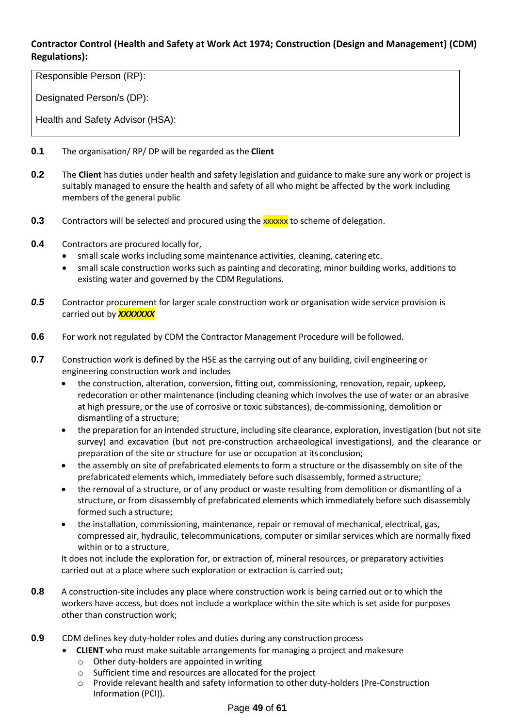**Contractor Control (Health and Safety at Work Act 1974; Construction (Design and Management) (CDM) Regulations):**

Responsible Person (RP):

Designated Person/s (DP):

Health and Safety Advisor (HSA):

**0.1** The organisation/ RP/ DP will be regarded as the **Client**

**0.2** The **Client** has duties under health and safety legislation and guidance to make sure any work or project is suitably managed to ensure the health and safety of all who might be affected by the work including members of the general public

**0.3** Contractors will be selected and procured using the xxxxxx to scheme of delegation.

**0.4** Contractors are procured locally for,

- small scale works including some maintenance activities, cleaning, catering etc.
- small scale construction works such as painting and decorating, minor building works, additions to existing water and governed by the CDM Regulations.

***0.5*** Contractor procurement for larger scale construction work or organisation wide service provision is carried out by ***XXXXXXX***

**0.6** For work not regulated by CDM the Contractor Management Procedure will be followed.

**0.7** Construction work is defined by the HSE as the carrying out of any building, civil engineering or engineering construction work and includes

- the construction, alteration, conversion, fitting out, commissioning, renovation, repair, upkeep, redecoration or other maintenance (including cleaning which involves the use of water or an abrasive at high pressure, or the use of corrosive or toxic substances), de-commissioning, demolition or dismantling of a structure;
- the preparation for an intended structure, including site clearance, exploration, investigation (but not site survey) and excavation (but not pre-construction archaeological investigations), and the clearance or preparation of the site or structure for use or occupation at its conclusion;
- the assembly on site of prefabricated elements to form a structure or the disassembly on site of the prefabricated elements which, immediately before such disassembly, formed a structure;
- the removal of a structure, or of any product or waste resulting from demolition or dismantling of a structure, or from disassembly of prefabricated elements which immediately before such disassembly formed such a structure;
- the installation, commissioning, maintenance, repair or removal of mechanical, electrical, gas, compressed air, hydraulic, telecommunications, computer or similar services which are normally fixed within or to a structure,

It does not include the exploration for, or extraction of, mineral resources, or preparatory activities carried out at a place where such exploration or extraction is carried out;

**0.8** A construction-site includes any place where construction work is being carried out or to which the workers have access, but does not include a workplace within the site which is set aside for purposes other than construction work;

**0.9** CDM defines key duty-holder roles and duties during any construction process

- **CLIENT** who must make suitable arrangements for managing a project and make sure
  - Other duty-holders are appointed in writing
  - Sufficient time and resources are allocated for the project
  - Provide relevant health and safety information to other duty-holders (Pre-Construction Information (PCI)).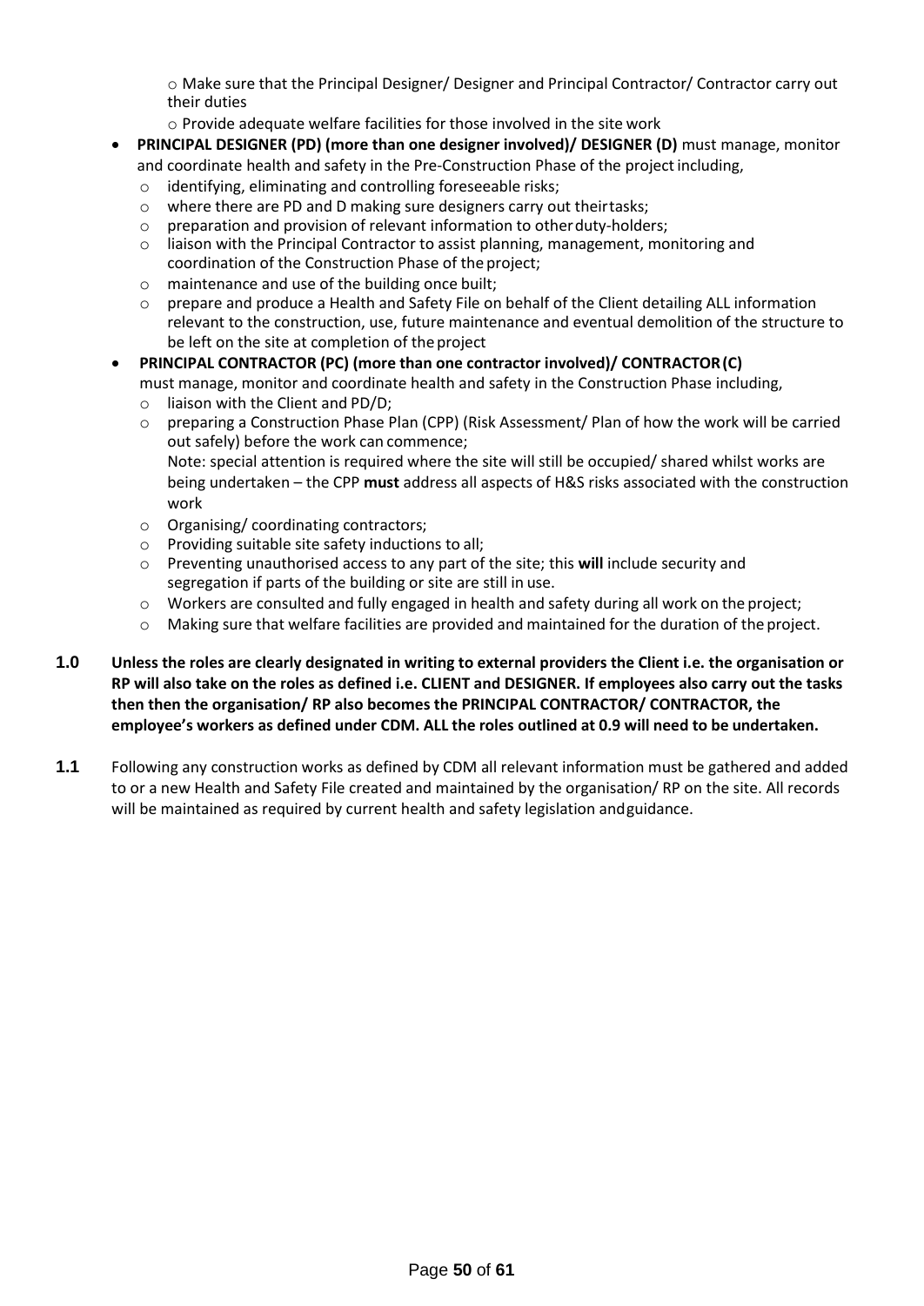- Make sure that the Principal Designer/ Designer and Principal Contractor/ Contractor carry out their duties
  - Provide adequate welfare facilities for those involved in the site work

- **PRINCIPAL DESIGNER (PD) (more than one designer involved)/ DESIGNER (D)** must manage, monitor and coordinate health and safety in the Pre-Construction Phase of the project including,
  - identifying, eliminating and controlling foreseeable risks;
  - where there are PD and D making sure designers carry out their tasks;
  - preparation and provision of relevant information to other duty-holders;
  - liaison with the Principal Contractor to assist planning, management, monitoring and coordination of the Construction Phase of the project;
  - maintenance and use of the building once built;
  - prepare and produce a Health and Safety File on behalf of the Client detailing ALL information relevant to the construction, use, future maintenance and eventual demolition of the structure to be left on the site at completion of the project

- **PRINCIPAL CONTRACTOR (PC) (more than one contractor involved)/ CONTRACTOR (C)** must manage, monitor and coordinate health and safety in the Construction Phase including,
  - liaison with the Client and PD/D;
  - preparing a Construction Phase Plan (CPP) (Risk Assessment/ Plan of how the work will be carried out safely) before the work can commence;
    Note: special attention is required where the site will still be occupied/ shared whilst works are being undertaken – the CPP **must** address all aspects of H&S risks associated with the construction work
  - Organising/ coordinating contractors;
  - Providing suitable site safety inductions to all;
  - Preventing unauthorised access to any part of the site; this **will** include security and segregation if parts of the building or site are still in use.
  - Workers are consulted and fully engaged in health and safety during all work on the project;
  - Making sure that welfare facilities are provided and maintained for the duration of the project.

**1.0** **Unless the roles are clearly designated in writing to external providers the Client i.e. the organisation or RP will also take on the roles as defined i.e. CLIENT and DESIGNER. If employees also carry out the tasks then then the organisation/ RP also becomes the PRINCIPAL CONTRACTOR/ CONTRACTOR, the employee's workers as defined under CDM. ALL the roles outlined at 0.9 will need to be undertaken.**

**1.1** Following any construction works as defined by CDM all relevant information must be gathered and added to or a new Health and Safety File created and maintained by the organisation/ RP on the site. All records will be maintained as required by current health and safety legislation and guidance.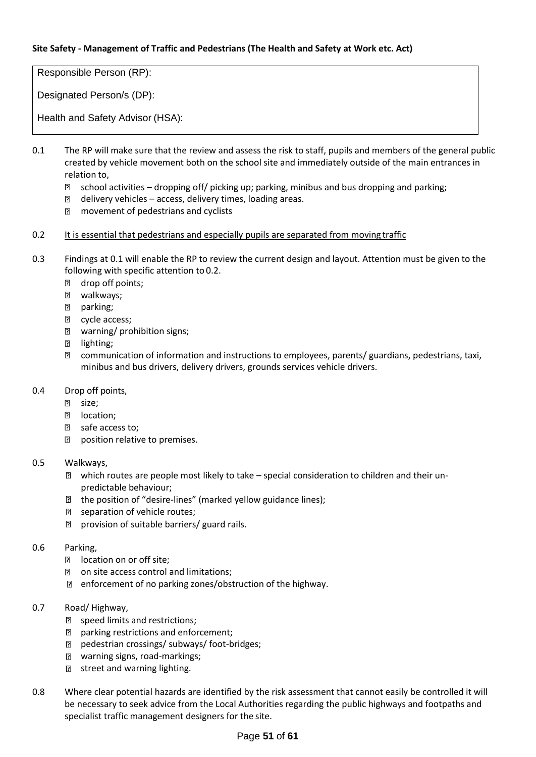**Site Safety - Management of Traffic and Pedestrians (The Health and Safety at Work etc. Act)**

| Responsible Person (RP): |
|---|
| Designated Person/s (DP): |
| Health and Safety Advisor (HSA): |

0.1 The RP will make sure that the review and assess the risk to staff, pupils and members of the general public created by vehicle movement both on the school site and immediately outside of the main entrances in relation to,

- school activities – dropping off/ picking up; parking, minibus and bus dropping and parking;
- delivery vehicles – access, delivery times, loading areas.
- movement of pedestrians and cyclists

0.2 It is essential that pedestrians and especially pupils are separated from moving traffic

0.3 Findings at 0.1 will enable the RP to review the current design and layout. Attention must be given to the following with specific attention to 0.2.

- drop off points;
- walkways;
- parking;
- cycle access;
- warning/ prohibition signs;
- lighting;
- communication of information and instructions to employees, parents/ guardians, pedestrians, taxi, minibus and bus drivers, delivery drivers, grounds services vehicle drivers.

0.4 Drop off points,

- size;
- location;
- safe access to;
- position relative to premises.

0.5 Walkways,

- which routes are people most likely to take – special consideration to children and their un-predictable behaviour;
- the position of "desire-lines" (marked yellow guidance lines);
- separation of vehicle routes;
- provision of suitable barriers/ guard rails.

0.6 Parking,

- location on or off site;
- on site access control and limitations;
- enforcement of no parking zones/obstruction of the highway.

0.7 Road/ Highway,

- speed limits and restrictions;
- parking restrictions and enforcement;
- pedestrian crossings/ subways/ foot-bridges;
- warning signs, road-markings;
- street and warning lighting.

0.8 Where clear potential hazards are identified by the risk assessment that cannot easily be controlled it will be necessary to seek advice from the Local Authorities regarding the public highways and footpaths and specialist traffic management designers for the site.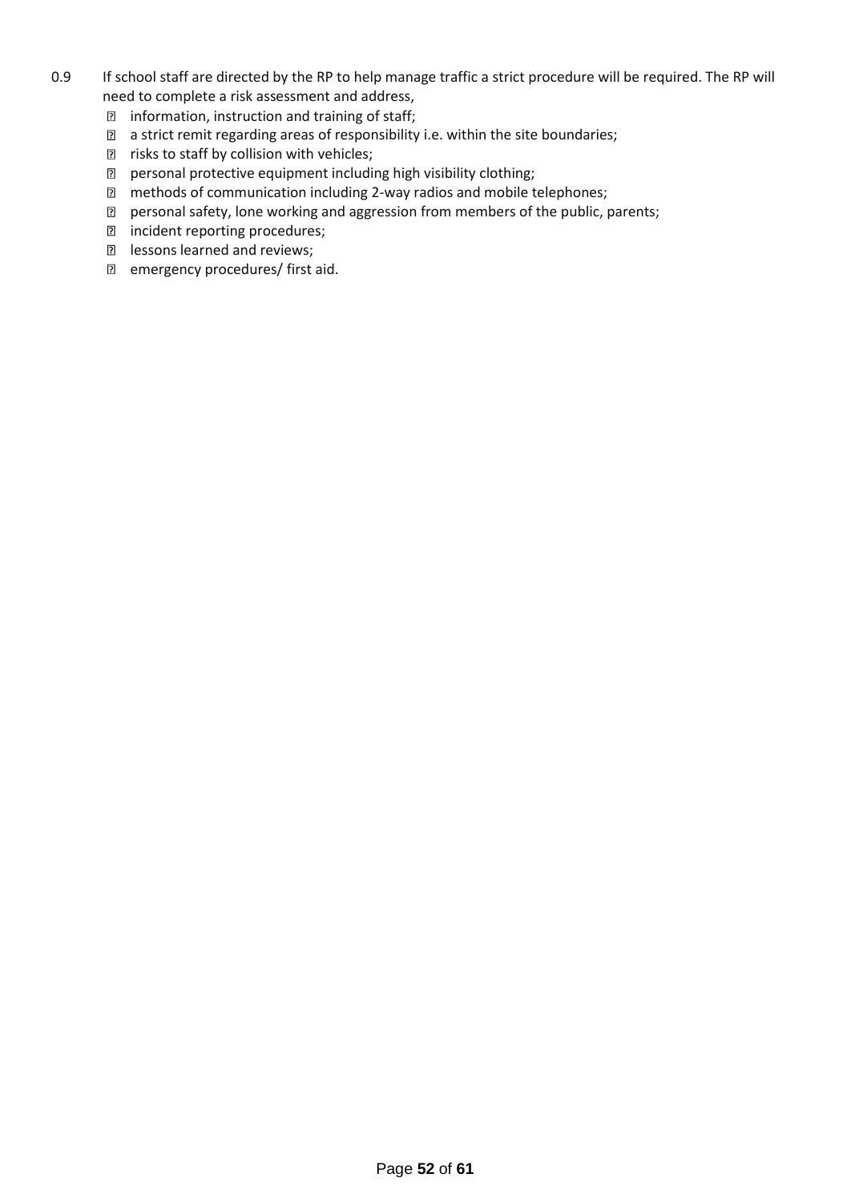0.9 If school staff are directed by the RP to help manage traffic a strict procedure will be required. The RP will need to complete a risk assessment and address,

- information, instruction and training of staff;
- a strict remit regarding areas of responsibility i.e. within the site boundaries;
- risks to staff by collision with vehicles;
- personal protective equipment including high visibility clothing;
- methods of communication including 2-way radios and mobile telephones;
- personal safety, lone working and aggression from members of the public, parents;
- incident reporting procedures;
- lessons learned and reviews;
- emergency procedures/ first aid.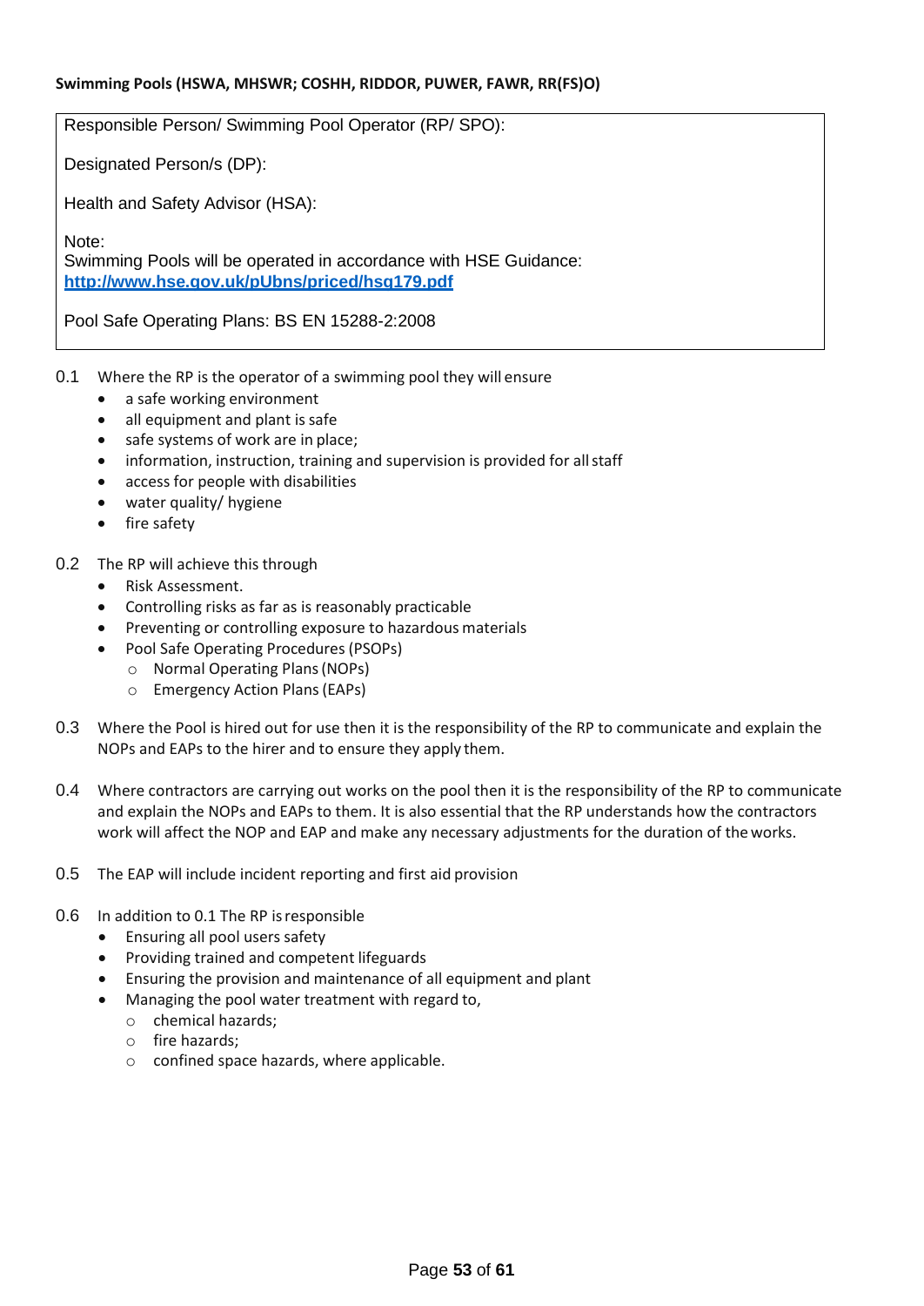**Swimming Pools (HSWA, MHSWR; COSHH, RIDDOR, PUWER, FAWR, RR(FS)O)**

Responsible Person/ Swimming Pool Operator (RP/ SPO):

Designated Person/s (DP):

Health and Safety Advisor (HSA):

Note:
Swimming Pools will be operated in accordance with HSE Guidance: **http://www.hse.gov.uk/pUbns/priced/hsg179.pdf**

Pool Safe Operating Plans: BS EN 15288-2:2008

0.1 Where the RP is the operator of a swimming pool they will ensure

- a safe working environment
- all equipment and plant is safe
- safe systems of work are in place;
- information, instruction, training and supervision is provided for all staff
- access for people with disabilities
- water quality/ hygiene
- fire safety

0.2 The RP will achieve this through

- Risk Assessment.
- Controlling risks as far as is reasonably practicable
- Preventing or controlling exposure to hazardous materials
- Pool Safe Operating Procedures (PSOPs)
  - Normal Operating Plans (NOPs)
  - Emergency Action Plans (EAPs)

0.3 Where the Pool is hired out for use then it is the responsibility of the RP to communicate and explain the NOPs and EAPs to the hirer and to ensure they apply them.

0.4 Where contractors are carrying out works on the pool then it is the responsibility of the RP to communicate and explain the NOPs and EAPs to them. It is also essential that the RP understands how the contractors work will affect the NOP and EAP and make any necessary adjustments for the duration of the works.

0.5 The EAP will include incident reporting and first aid provision

0.6 In addition to 0.1 The RP is responsible

- Ensuring all pool users safety
- Providing trained and competent lifeguards
- Ensuring the provision and maintenance of all equipment and plant
- Managing the pool water treatment with regard to,
  - chemical hazards;
  - fire hazards;
  - confined space hazards, where applicable.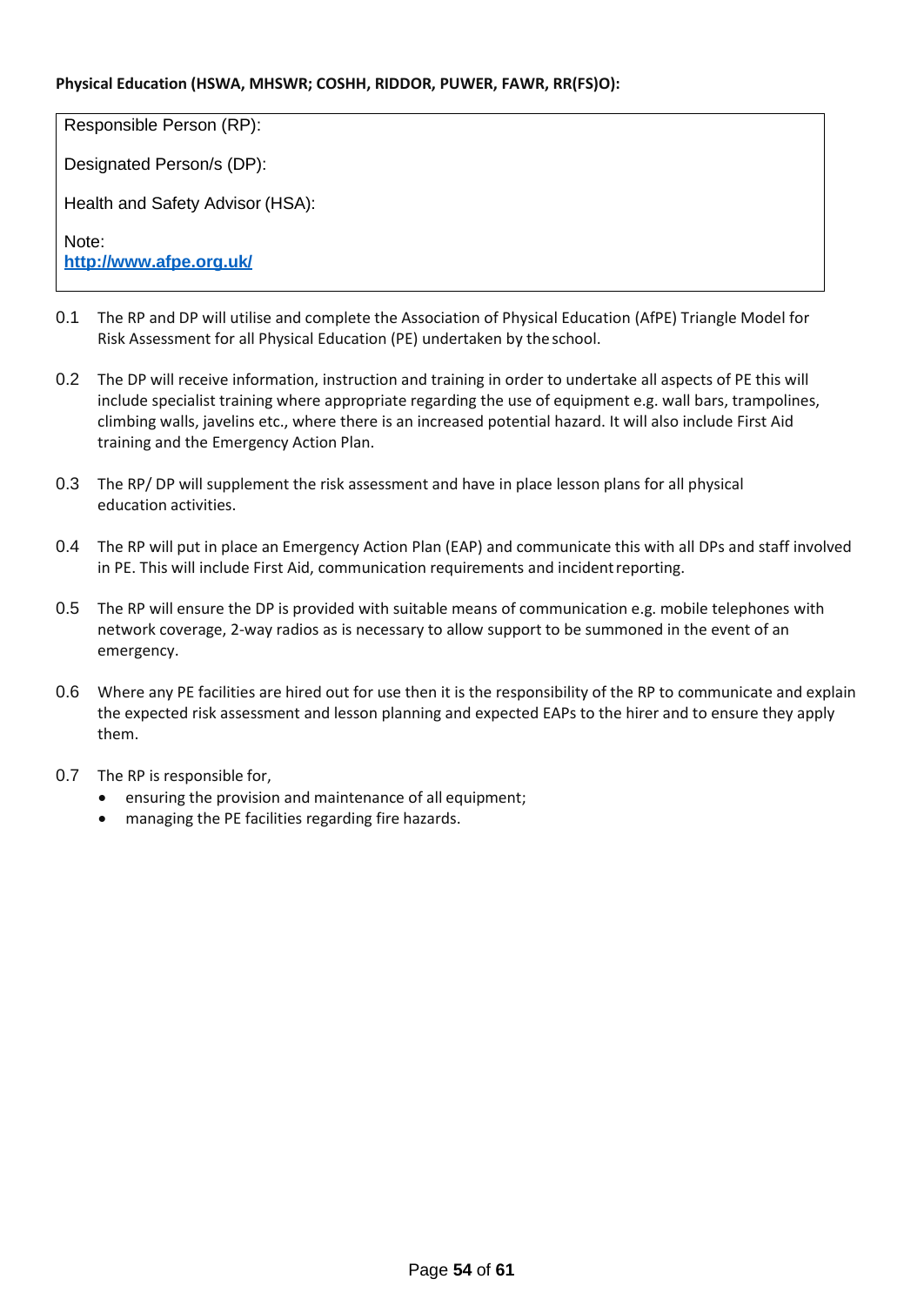**Physical Education (HSWA, MHSWR; COSHH, RIDDOR, PUWER, FAWR, RR(FS)O):**

Responsible Person (RP):

Designated Person/s (DP):

Health and Safety Advisor (HSA):

Note:
**http://www.afpe.org.uk/**

0.1 The RP and DP will utilise and complete the Association of Physical Education (AfPE) Triangle Model for Risk Assessment for all Physical Education (PE) undertaken by the school.

0.2 The DP will receive information, instruction and training in order to undertake all aspects of PE this will include specialist training where appropriate regarding the use of equipment e.g. wall bars, trampolines, climbing walls, javelins etc., where there is an increased potential hazard. It will also include First Aid training and the Emergency Action Plan.

0.3 The RP/ DP will supplement the risk assessment and have in place lesson plans for all physical education activities.

0.4 The RP will put in place an Emergency Action Plan (EAP) and communicate this with all DPs and staff involved in PE. This will include First Aid, communication requirements and incident reporting.

0.5 The RP will ensure the DP is provided with suitable means of communication e.g. mobile telephones with network coverage, 2-way radios as is necessary to allow support to be summoned in the event of an emergency.

0.6 Where any PE facilities are hired out for use then it is the responsibility of the RP to communicate and explain the expected risk assessment and lesson planning and expected EAPs to the hirer and to ensure they apply them.

0.7 The RP is responsible for,

- ensuring the provision and maintenance of all equipment;
- managing the PE facilities regarding fire hazards.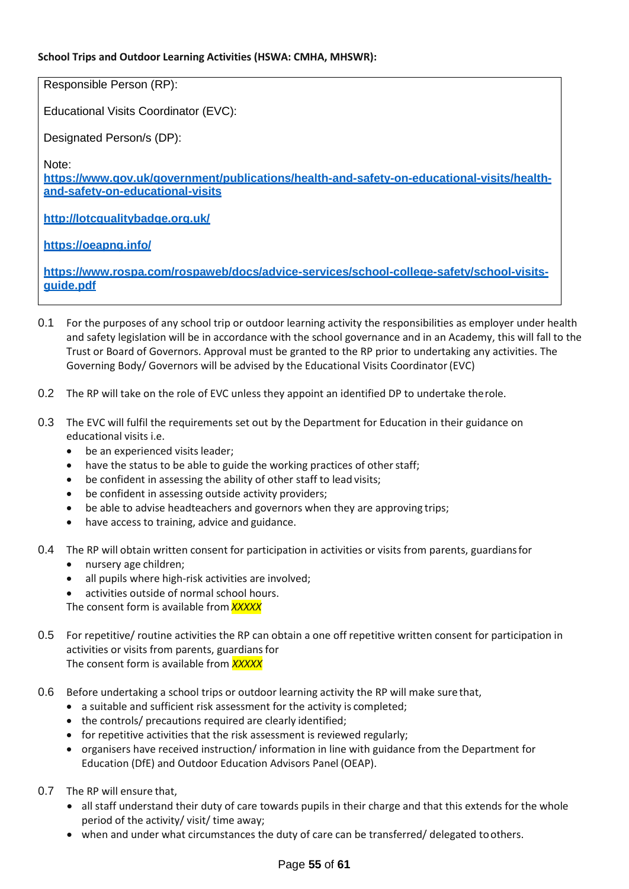**School Trips and Outdoor Learning Activities (HSWA: CMHA, MHSWR):**

Responsible Person (RP):

Educational Visits Coordinator (EVC):

Designated Person/s (DP):

Note:
**https://www.gov.uk/government/publications/health-and-safety-on-educational-visits/health-and-safety-on-educational-visits**

**http://lotcqualitybadge.org.uk/**

**https://oeapng.info/**

**https://www.rospa.com/rospaweb/docs/advice-services/school-college-safety/school-visits-guide.pdf**

0.1 For the purposes of any school trip or outdoor learning activity the responsibilities as employer under health and safety legislation will be in accordance with the school governance and in an Academy, this will fall to the Trust or Board of Governors. Approval must be granted to the RP prior to undertaking any activities. The Governing Body/ Governors will be advised by the Educational Visits Coordinator (EVC)

0.2 The RP will take on the role of EVC unless they appoint an identified DP to undertake the role.

0.3 The EVC will fulfil the requirements set out by the Department for Education in their guidance on educational visits i.e.

- be an experienced visits leader;
- have the status to be able to guide the working practices of other staff;
- be confident in assessing the ability of other staff to lead visits;
- be confident in assessing outside activity providers;
- be able to advise headteachers and governors when they are approving trips;
- have access to training, advice and guidance.

0.4 The RP will obtain written consent for participation in activities or visits from parents, guardians for

- nursery age children;
- all pupils where high-risk activities are involved;
- activities outside of normal school hours.

The consent form is available from *XXXXX*

0.5 For repetitive/ routine activities the RP can obtain a one off repetitive written consent for participation in activities or visits from parents, guardians for
The consent form is available from *XXXXX*

0.6 Before undertaking a school trips or outdoor learning activity the RP will make sure that,

- a suitable and sufficient risk assessment for the activity is completed;
- the controls/ precautions required are clearly identified;
- for repetitive activities that the risk assessment is reviewed regularly;
- organisers have received instruction/ information in line with guidance from the Department for Education (DfE) and Outdoor Education Advisors Panel (OEAP).

0.7 The RP will ensure that,

- all staff understand their duty of care towards pupils in their charge and that this extends for the whole period of the activity/ visit/ time away;
- when and under what circumstances the duty of care can be transferred/ delegated to others.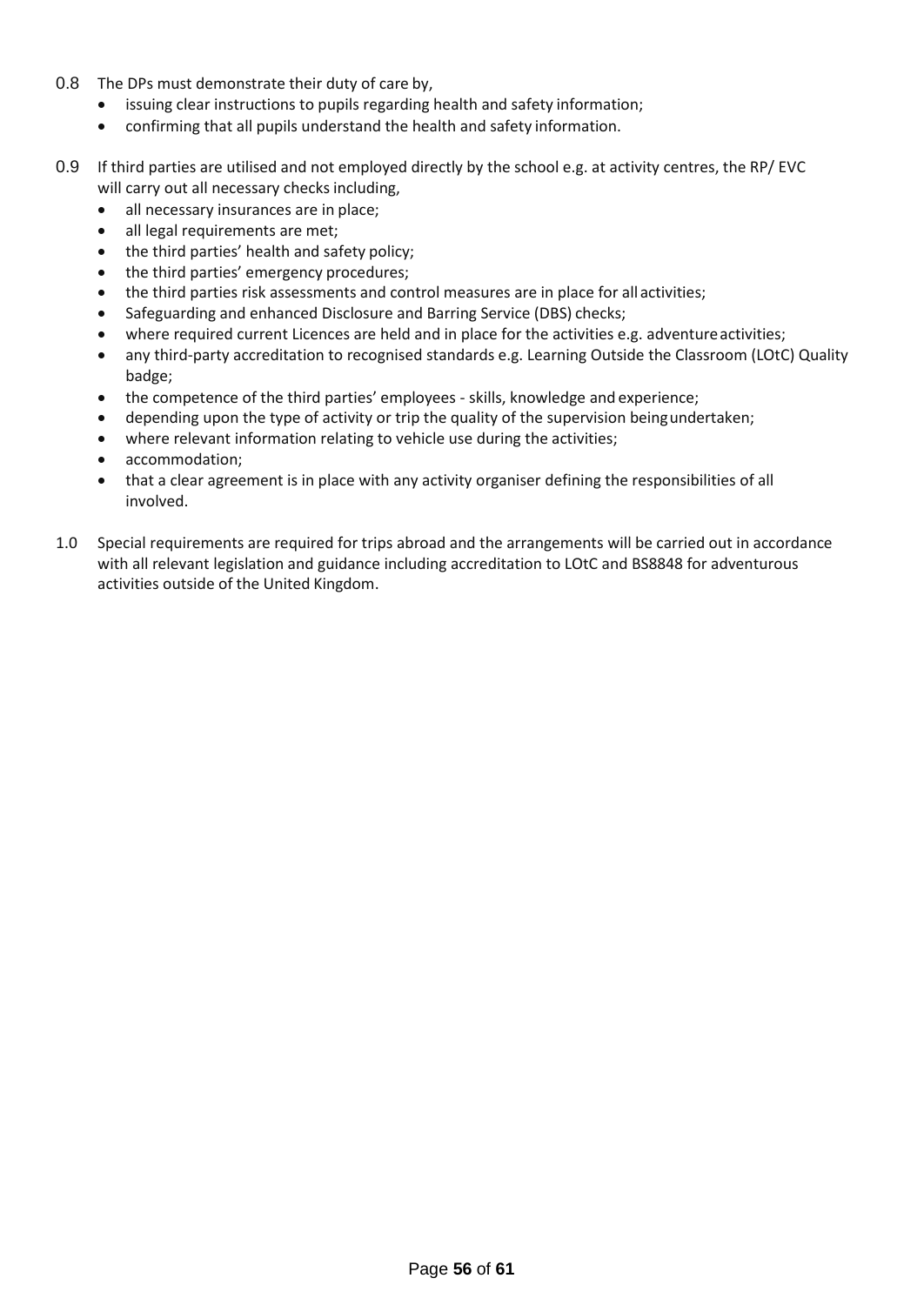0.8 The DPs must demonstrate their duty of care by,

- issuing clear instructions to pupils regarding health and safety information;
- confirming that all pupils understand the health and safety information.

0.9 If third parties are utilised and not employed directly by the school e.g. at activity centres, the RP/ EVC will carry out all necessary checks including,

- all necessary insurances are in place;
- all legal requirements are met;
- the third parties' health and safety policy;
- the third parties' emergency procedures;
- the third parties risk assessments and control measures are in place for all activities;
- Safeguarding and enhanced Disclosure and Barring Service (DBS) checks;
- where required current Licences are held and in place for the activities e.g. adventure activities;
- any third-party accreditation to recognised standards e.g. Learning Outside the Classroom (LOtC) Quality badge;
- the competence of the third parties' employees - skills, knowledge and experience;
- depending upon the type of activity or trip the quality of the supervision being undertaken;
- where relevant information relating to vehicle use during the activities;
- accommodation;
- that a clear agreement is in place with any activity organiser defining the responsibilities of all involved.

1.0 Special requirements are required for trips abroad and the arrangements will be carried out in accordance with all relevant legislation and guidance including accreditation to LOtC and BS8848 for adventurous activities outside of the United Kingdom.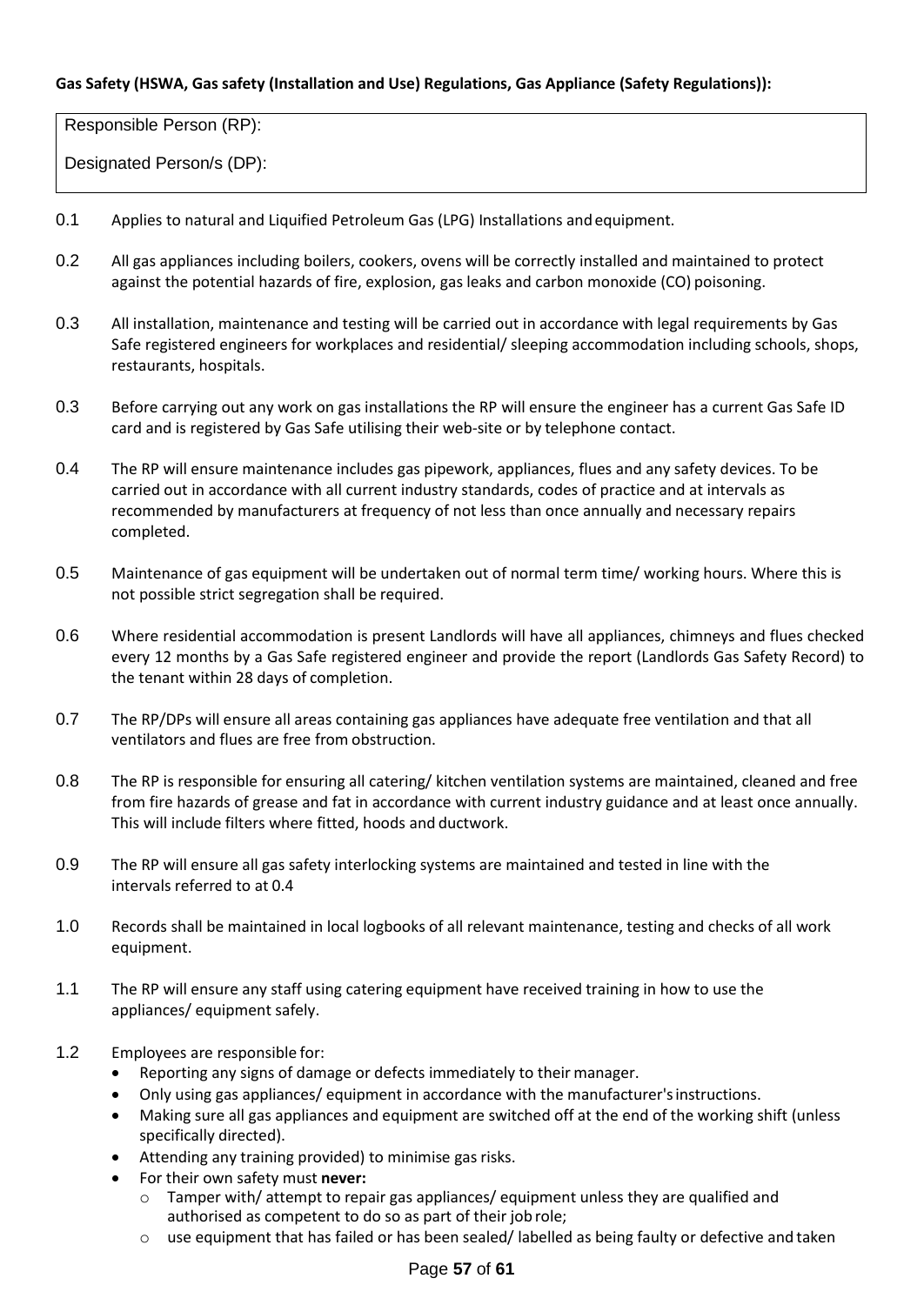**Gas Safety (HSWA, Gas safety (Installation and Use) Regulations, Gas Appliance (Safety Regulations)):**

| Responsible Person (RP): |
|---|
| Designated Person/s (DP): |

0.1 Applies to natural and Liquified Petroleum Gas (LPG) Installations and equipment.

0.2 All gas appliances including boilers, cookers, ovens will be correctly installed and maintained to protect against the potential hazards of fire, explosion, gas leaks and carbon monoxide (CO) poisoning.

0.3 All installation, maintenance and testing will be carried out in accordance with legal requirements by Gas Safe registered engineers for workplaces and residential/ sleeping accommodation including schools, shops, restaurants, hospitals.

0.3 Before carrying out any work on gas installations the RP will ensure the engineer has a current Gas Safe ID card and is registered by Gas Safe utilising their web-site or by telephone contact.

0.4 The RP will ensure maintenance includes gas pipework, appliances, flues and any safety devices. To be carried out in accordance with all current industry standards, codes of practice and at intervals as recommended by manufacturers at frequency of not less than once annually and necessary repairs completed.

0.5 Maintenance of gas equipment will be undertaken out of normal term time/ working hours. Where this is not possible strict segregation shall be required.

0.6 Where residential accommodation is present Landlords will have all appliances, chimneys and flues checked every 12 months by a Gas Safe registered engineer and provide the report (Landlords Gas Safety Record) to the tenant within 28 days of completion.

0.7 The RP/DPs will ensure all areas containing gas appliances have adequate free ventilation and that all ventilators and flues are free from obstruction.

0.8 The RP is responsible for ensuring all catering/ kitchen ventilation systems are maintained, cleaned and free from fire hazards of grease and fat in accordance with current industry guidance and at least once annually. This will include filters where fitted, hoods and ductwork.

0.9 The RP will ensure all gas safety interlocking systems are maintained and tested in line with the intervals referred to at 0.4

1.0 Records shall be maintained in local logbooks of all relevant maintenance, testing and checks of all work equipment.

1.1 The RP will ensure any staff using catering equipment have received training in how to use the appliances/ equipment safely.

1.2 Employees are responsible for:

- Reporting any signs of damage or defects immediately to their manager.
- Only using gas appliances/ equipment in accordance with the manufacturer's instructions.
- Making sure all gas appliances and equipment are switched off at the end of the working shift (unless specifically directed).
- Attending any training provided) to minimise gas risks.
- For their own safety must **never:**
  - Tamper with/ attempt to repair gas appliances/ equipment unless they are qualified and authorised as competent to do so as part of their job role;
  - use equipment that has failed or has been sealed/ labelled as being faulty or defective and taken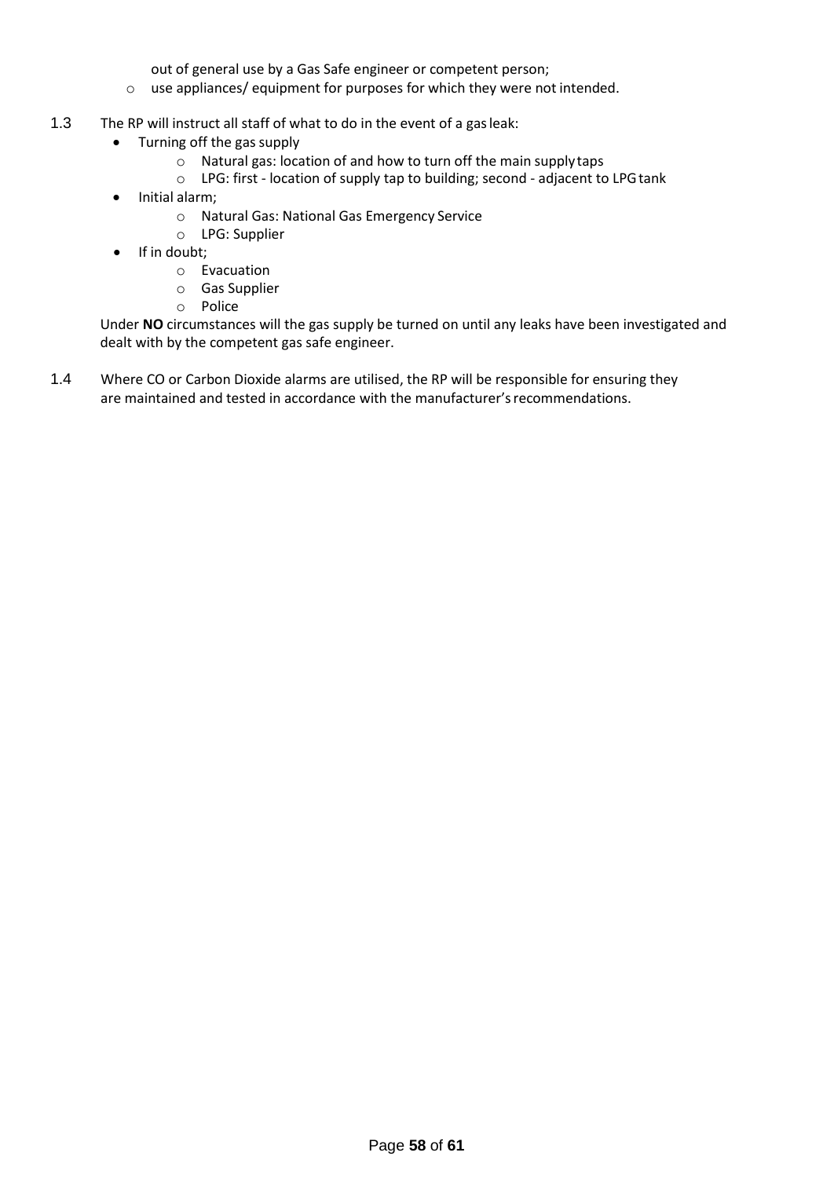out of general use by a Gas Safe engineer or competent person;

- use appliances/ equipment for purposes for which they were not intended.

1.3 The RP will instruct all staff of what to do in the event of a gas leak:

- Turning off the gas supply
  - Natural gas: location of and how to turn off the main supply taps
  - LPG: first - location of supply tap to building; second - adjacent to LPG tank
- Initial alarm;
  - Natural Gas: National Gas Emergency Service
  - LPG: Supplier
- If in doubt;
  - Evacuation
  - Gas Supplier
  - Police

Under **NO** circumstances will the gas supply be turned on until any leaks have been investigated and dealt with by the competent gas safe engineer.

1.4 Where CO or Carbon Dioxide alarms are utilised, the RP will be responsible for ensuring they are maintained and tested in accordance with the manufacturer's recommendations.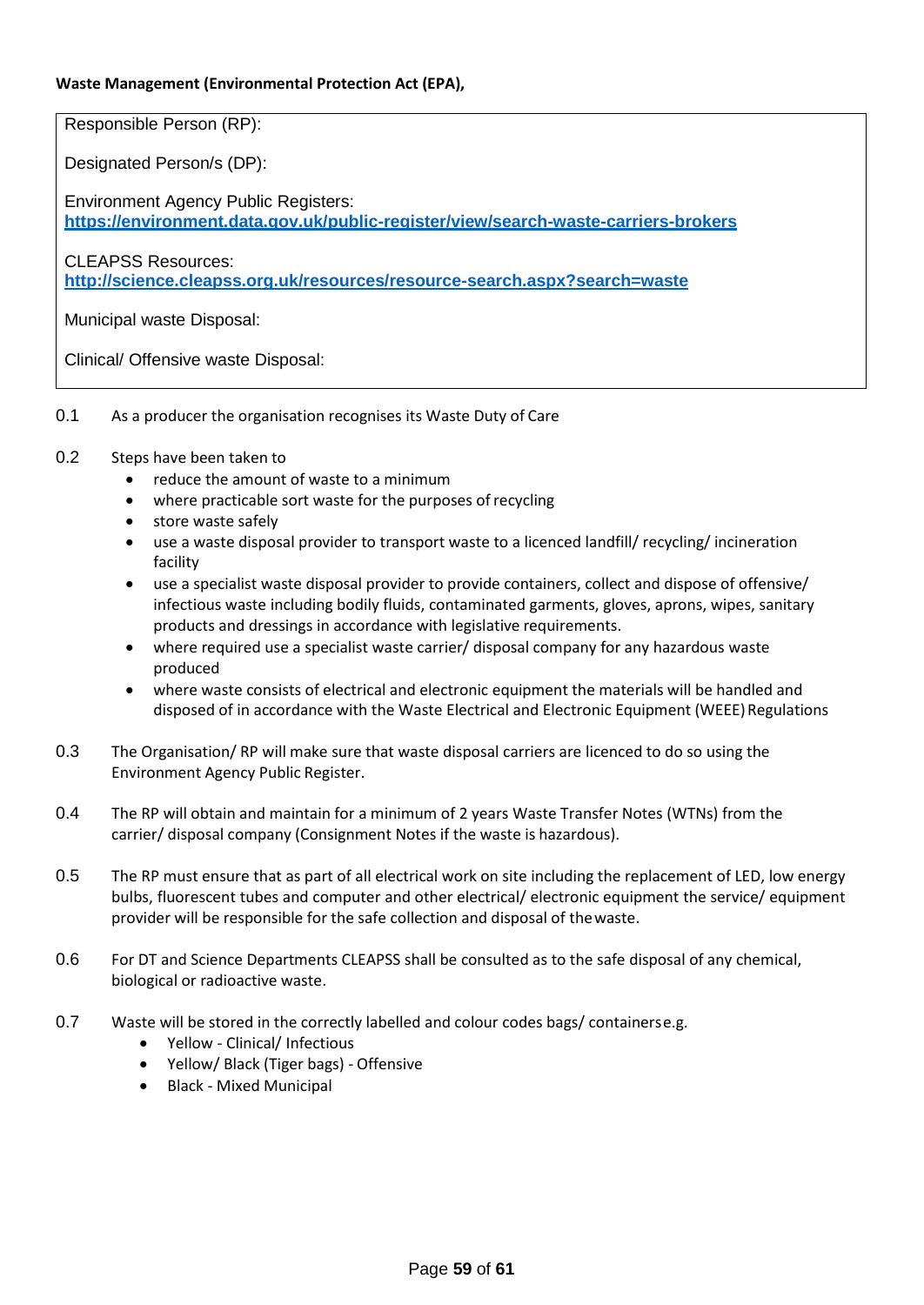**Waste Management (Environmental Protection Act (EPA),**

Responsible Person (RP):

Designated Person/s (DP):

Environment Agency Public Registers:
**https://environment.data.gov.uk/public-register/view/search-waste-carriers-brokers**

CLEAPSS Resources:
**http://science.cleapss.org.uk/resources/resource-search.aspx?search=waste**

Municipal waste Disposal:

Clinical/ Offensive waste Disposal:

0.1 As a producer the organisation recognises its Waste Duty of Care

0.2 Steps have been taken to

- reduce the amount of waste to a minimum
- where practicable sort waste for the purposes of recycling
- store waste safely
- use a waste disposal provider to transport waste to a licenced landfill/ recycling/ incineration facility
- use a specialist waste disposal provider to provide containers, collect and dispose of offensive/ infectious waste including bodily fluids, contaminated garments, gloves, aprons, wipes, sanitary products and dressings in accordance with legislative requirements.
- where required use a specialist waste carrier/ disposal company for any hazardous waste produced
- where waste consists of electrical and electronic equipment the materials will be handled and disposed of in accordance with the Waste Electrical and Electronic Equipment (WEEE) Regulations

0.3 The Organisation/ RP will make sure that waste disposal carriers are licenced to do so using the Environment Agency Public Register.

0.4 The RP will obtain and maintain for a minimum of 2 years Waste Transfer Notes (WTNs) from the carrier/ disposal company (Consignment Notes if the waste is hazardous).

0.5 The RP must ensure that as part of all electrical work on site including the replacement of LED, low energy bulbs, fluorescent tubes and computer and other electrical/ electronic equipment the service/ equipment provider will be responsible for the safe collection and disposal of the waste.

0.6 For DT and Science Departments CLEAPSS shall be consulted as to the safe disposal of any chemical, biological or radioactive waste.

0.7 Waste will be stored in the correctly labelled and colour codes bags/ containers e.g.

- Yellow - Clinical/ Infectious
- Yellow/ Black (Tiger bags) - Offensive
- Black - Mixed Municipal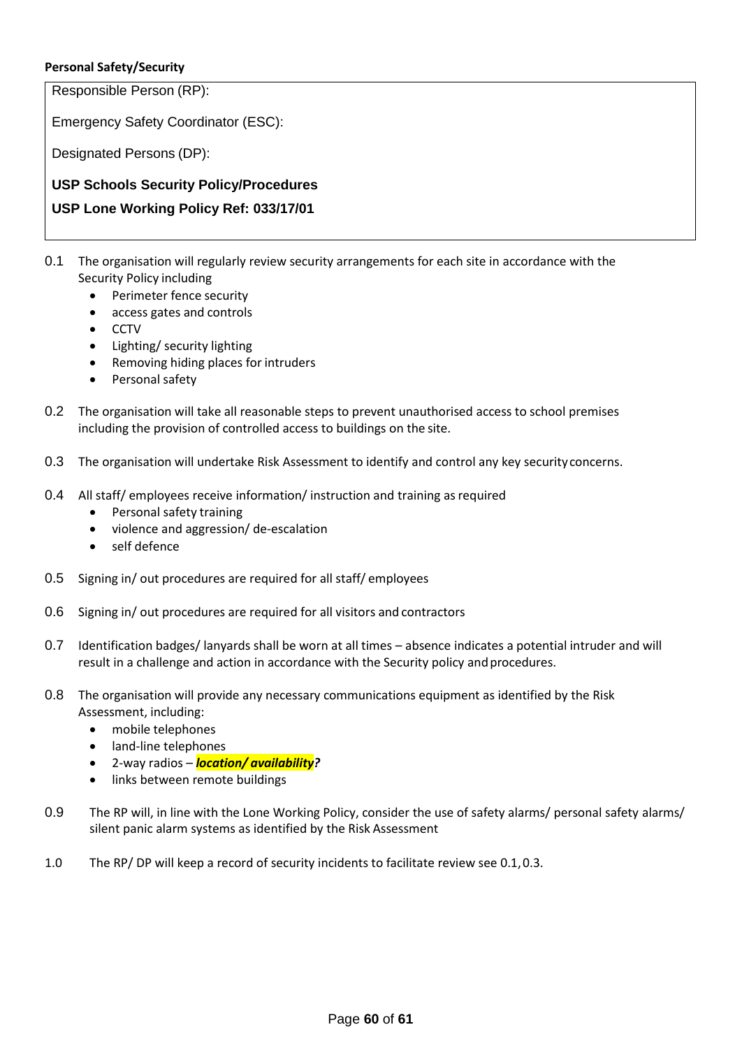**Personal Safety/Security**

| Responsible Person (RP): |
|---|
| Emergency Safety Coordinator (ESC): |
| Designated Persons (DP): |
| **USP Schools Security Policy/Procedures** |
| **USP Lone Working Policy Ref: 033/17/01** |

0.1 The organisation will regularly review security arrangements for each site in accordance with the Security Policy including
- Perimeter fence security
- access gates and controls
- CCTV
- Lighting/ security lighting
- Removing hiding places for intruders
- Personal safety

0.2 The organisation will take all reasonable steps to prevent unauthorised access to school premises including the provision of controlled access to buildings on the site.

0.3 The organisation will undertake Risk Assessment to identify and control any key security concerns.

0.4 All staff/ employees receive information/ instruction and training as required
- Personal safety training
- violence and aggression/ de-escalation
- self defence

0.5 Signing in/ out procedures are required for all staff/ employees

0.6 Signing in/ out procedures are required for all visitors and contractors

0.7 Identification badges/ lanyards shall be worn at all times – absence indicates a potential intruder and will result in a challenge and action in accordance with the Security policy and procedures.

0.8 The organisation will provide any necessary communications equipment as identified by the Risk Assessment, including:
- mobile telephones
- land-line telephones
- 2-way radios – ***location/ availability?***
- links between remote buildings

0.9 The RP will, in line with the Lone Working Policy, consider the use of safety alarms/ personal safety alarms/ silent panic alarm systems as identified by the Risk Assessment

1.0 The RP/ DP will keep a record of security incidents to facilitate review see 0.1, 0.3.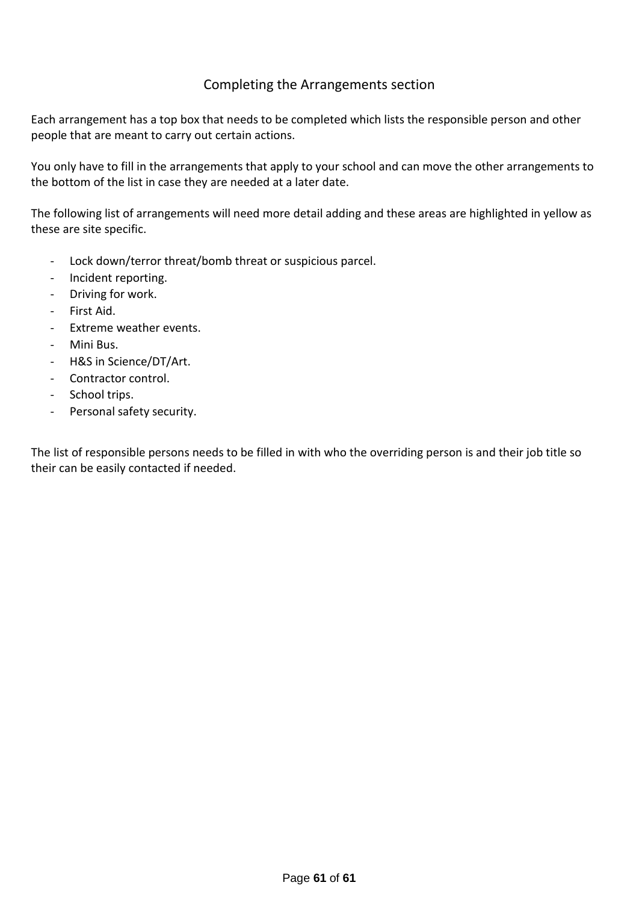## Completing the Arrangements section

Each arrangement has a top box that needs to be completed which lists the responsible person and other people that are meant to carry out certain actions.

You only have to fill in the arrangements that apply to your school and can move the other arrangements to the bottom of the list in case they are needed at a later date.

The following list of arrangements will need more detail adding and these areas are highlighted in yellow as these are site specific.

- Lock down/terror threat/bomb threat or suspicious parcel.
- Incident reporting.
- Driving for work.
- First Aid.
- Extreme weather events.
- Mini Bus.
- H&S in Science/DT/Art.
- Contractor control.
- School trips.
- Personal safety security.

The list of responsible persons needs to be filled in with who the overriding person is and their job title so their can be easily contacted if needed.